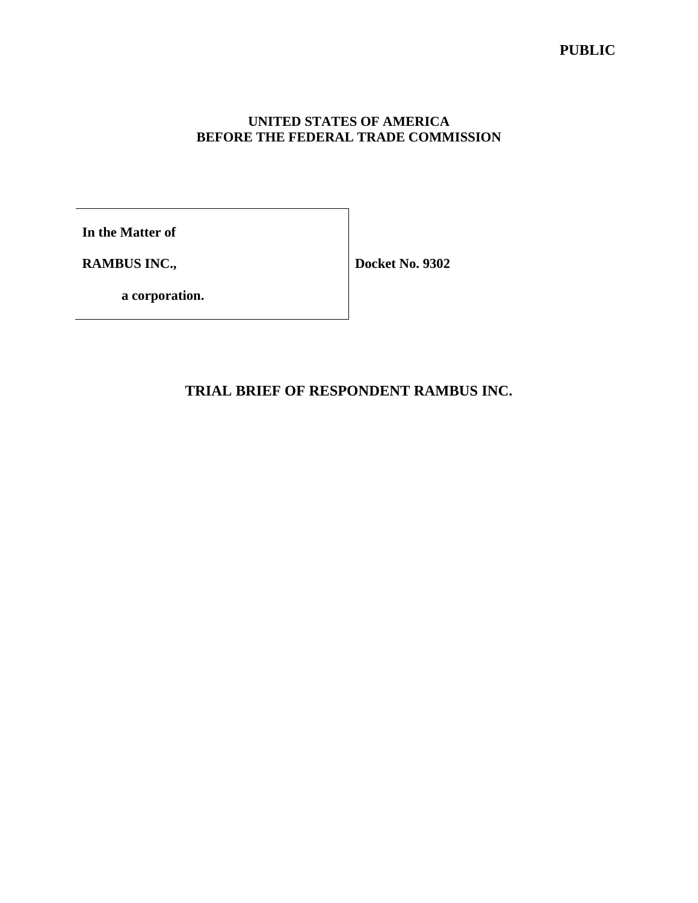**PUBLIC**

**UNITED STATES OF AMERICA**
**BEFORE THE FEDERAL TRADE COMMISSION**

| | |
|---|---|
| **In the Matter of** | |
| **RAMBUS INC.,** | **Docket No. 9302** |
| **a corporation.** | |

# TRIAL BRIEF OF RESPONDENT RAMBUS INC.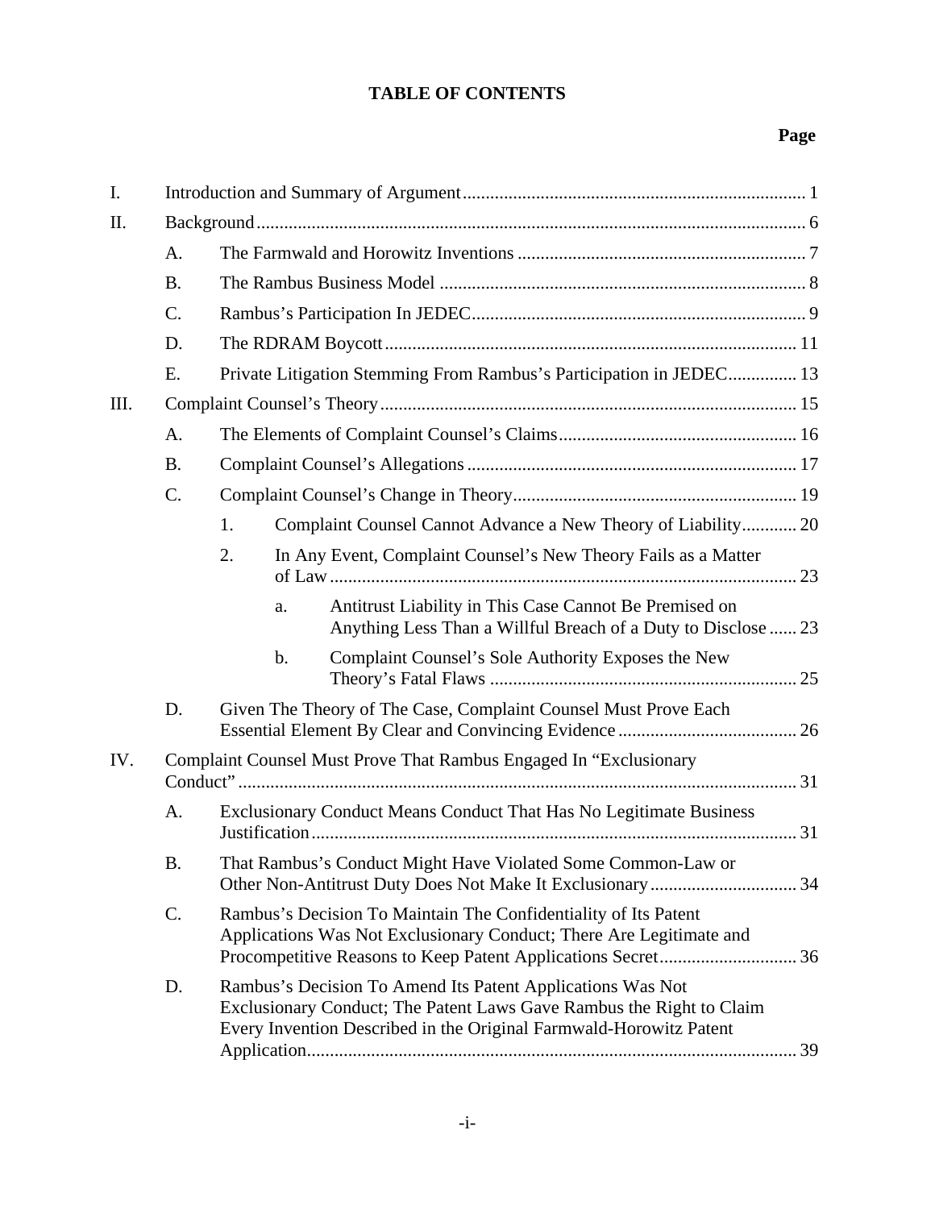# TABLE OF CONTENTS

| | | | | Page |
|---|---|---|---|---|
| I. | Introduction and Summary of Argument | | | 1 |
| II. | Background | | | 6 |
| | A. | The Farmwald and Horowitz Inventions | | 7 |
| | B. | The Rambus Business Model | | 8 |
| | C. | Rambus's Participation In JEDEC | | 9 |
| | D. | The RDRAM Boycott | | 11 |
| | E. | Private Litigation Stemming From Rambus's Participation in JEDEC | | 13 |
| III. | Complaint Counsel's Theory | | | 15 |
| | A. | The Elements of Complaint Counsel's Claims | | 16 |
| | B. | Complaint Counsel's Allegations | | 17 |
| | C. | Complaint Counsel's Change in Theory | | 19 |
| | | 1. | Complaint Counsel Cannot Advance a New Theory of Liability | 20 |
| | | 2. | In Any Event, Complaint Counsel's New Theory Fails as a Matter of Law | 23 |
| | | | a. Antitrust Liability in This Case Cannot Be Premised on Anything Less Than a Willful Breach of a Duty to Disclose | 23 |
| | | | b. Complaint Counsel's Sole Authority Exposes the New Theory's Fatal Flaws | 25 |
| | D. | Given The Theory of The Case, Complaint Counsel Must Prove Each Essential Element By Clear and Convincing Evidence | | 26 |
| IV. | Complaint Counsel Must Prove That Rambus Engaged In "Exclusionary Conduct" | | | 31 |
| | A. | Exclusionary Conduct Means Conduct That Has No Legitimate Business Justification | | 31 |
| | B. | That Rambus's Conduct Might Have Violated Some Common-Law or Other Non-Antitrust Duty Does Not Make It Exclusionary | | 34 |
| | C. | Rambus's Decision To Maintain The Confidentiality of Its Patent Applications Was Not Exclusionary Conduct; There Are Legitimate and Procompetitive Reasons to Keep Patent Applications Secret | | 36 |
| | D. | Rambus's Decision To Amend Its Patent Applications Was Not Exclusionary Conduct; The Patent Laws Gave Rambus the Right to Claim Every Invention Described in the Original Farmwald-Horowitz Patent Application | | 39 |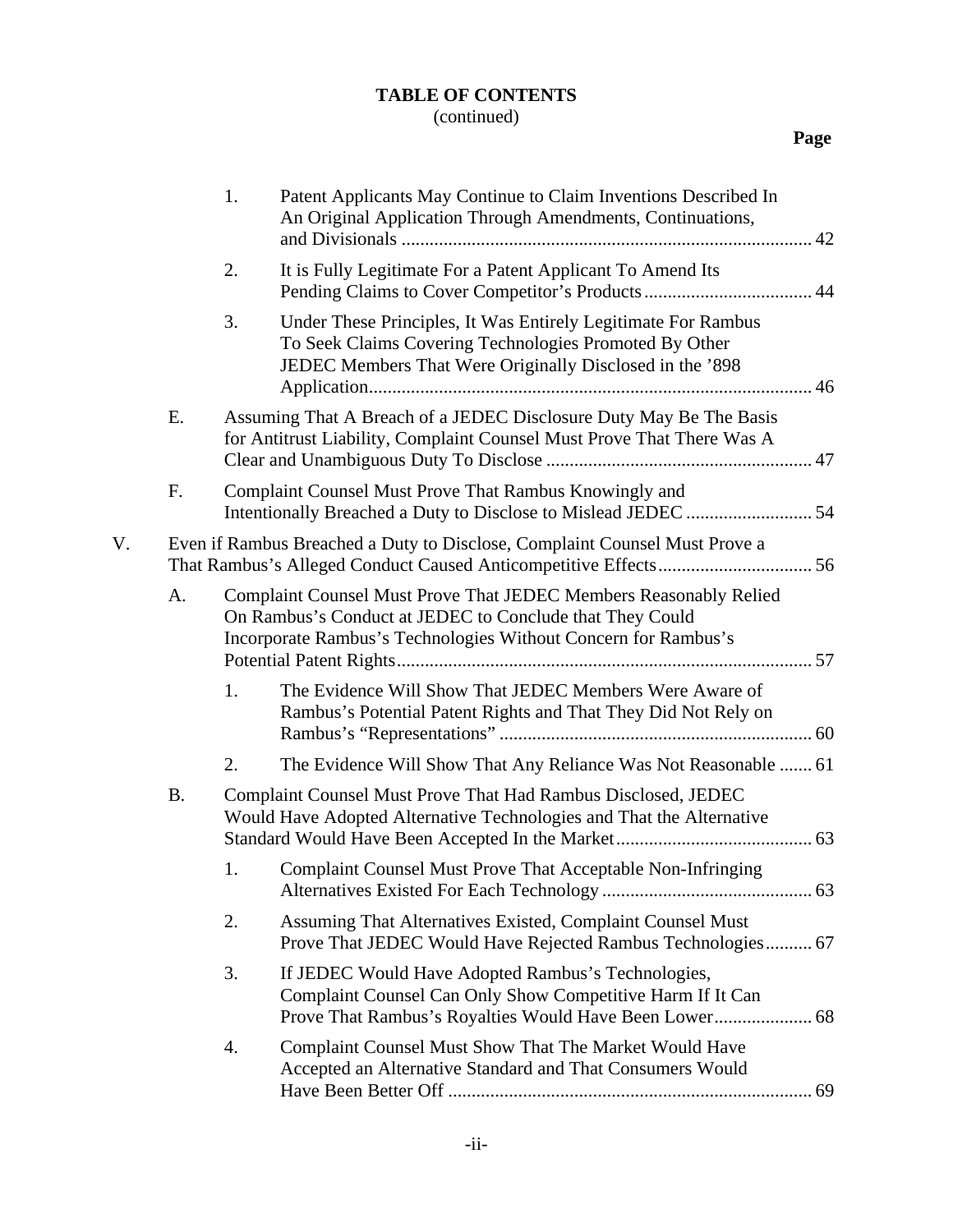**TABLE OF CONTENTS**
(continued)

**Page**

1. Patent Applicants May Continue to Claim Inventions Described In An Original Application Through Amendments, Continuations, and Divisionals ........................................................................................ 42
2. It is Fully Legitimate For a Patent Applicant To Amend Its Pending Claims to Cover Competitor's Products.................................... 44
3. Under These Principles, It Was Entirely Legitimate For Rambus To Seek Claims Covering Technologies Promoted By Other JEDEC Members That Were Originally Disclosed in the '898 Application.............................................................................................. 46

E. Assuming That A Breach of a JEDEC Disclosure Duty May Be The Basis for Antitrust Liability, Complaint Counsel Must Prove That There Was A Clear and Unambiguous Duty To Disclose ......................................................... 47

F. Complaint Counsel Must Prove That Rambus Knowingly and Intentionally Breached a Duty to Disclose to Mislead JEDEC ........................... 54

V. Even if Rambus Breached a Duty to Disclose, Complaint Counsel Must Prove a That Rambus's Alleged Conduct Caused Anticompetitive Effects................................. 56

A. Complaint Counsel Must Prove That JEDEC Members Reasonably Relied On Rambus's Conduct at JEDEC to Conclude that They Could Incorporate Rambus's Technologies Without Concern for Rambus's Potential Patent Rights......................................................................................... 57

1. The Evidence Will Show That JEDEC Members Were Aware of Rambus's Potential Patent Rights and That They Did Not Rely on Rambus's "Representations" ................................................................... 60
2. The Evidence Will Show That Any Reliance Was Not Reasonable ....... 61

B. Complaint Counsel Must Prove That Had Rambus Disclosed, JEDEC Would Have Adopted Alternative Technologies and That the Alternative Standard Would Have Been Accepted In the Market.......................................... 63

1. Complaint Counsel Must Prove That Acceptable Non-Infringing Alternatives Existed For Each Technology ............................................ 63
2. Assuming That Alternatives Existed, Complaint Counsel Must Prove That JEDEC Would Have Rejected Rambus Technologies.......... 67
3. If JEDEC Would Have Adopted Rambus's Technologies, Complaint Counsel Can Only Show Competitive Harm If It Can Prove That Rambus's Royalties Would Have Been Lower..................... 68
4. Complaint Counsel Must Show That The Market Would Have Accepted an Alternative Standard and That Consumers Would Have Been Better Off ............................................................................. 69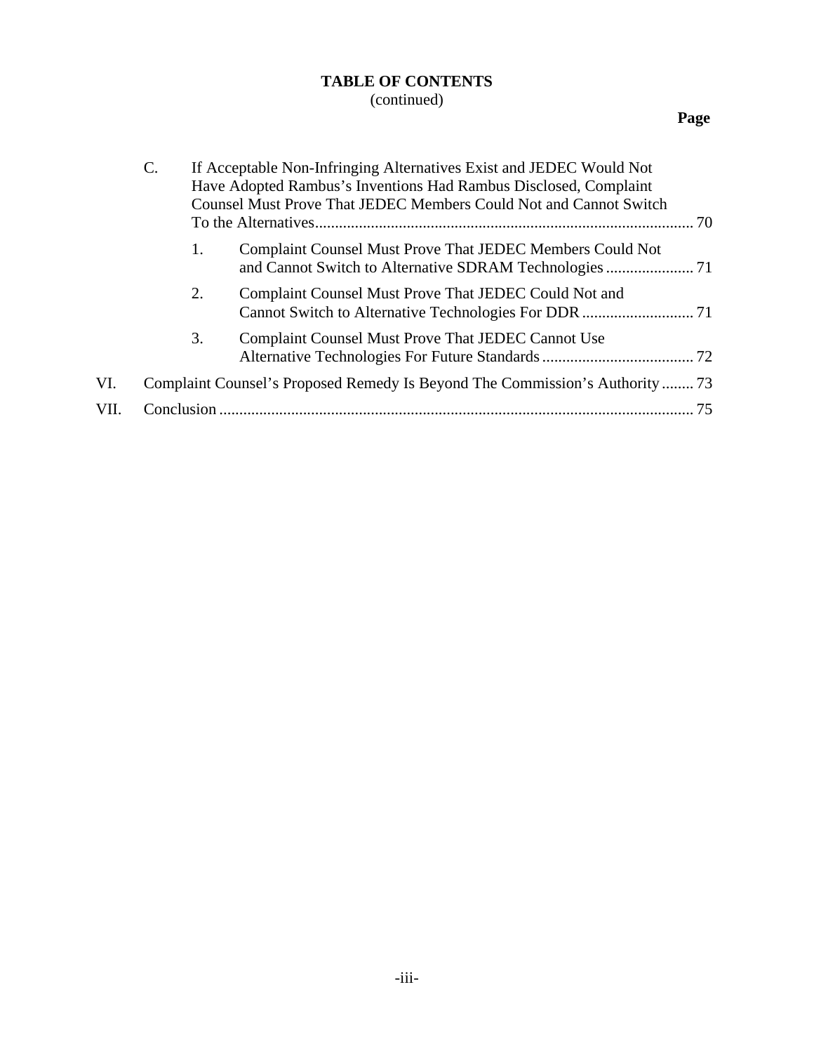**TABLE OF CONTENTS**
(continued)

**Page**

C. If Acceptable Non-Infringing Alternatives Exist and JEDEC Would Not Have Adopted Rambus's Inventions Had Rambus Disclosed, Complaint Counsel Must Prove That JEDEC Members Could Not and Cannot Switch To the Alternatives ..... 70

1. Complaint Counsel Must Prove That JEDEC Members Could Not and Cannot Switch to Alternative SDRAM Technologies ..... 71

2. Complaint Counsel Must Prove That JEDEC Could Not and Cannot Switch to Alternative Technologies For DDR ..... 71

3. Complaint Counsel Must Prove That JEDEC Cannot Use Alternative Technologies For Future Standards ..... 72

VI. Complaint Counsel's Proposed Remedy Is Beyond The Commission's Authority ..... 73

VII. Conclusion ..... 75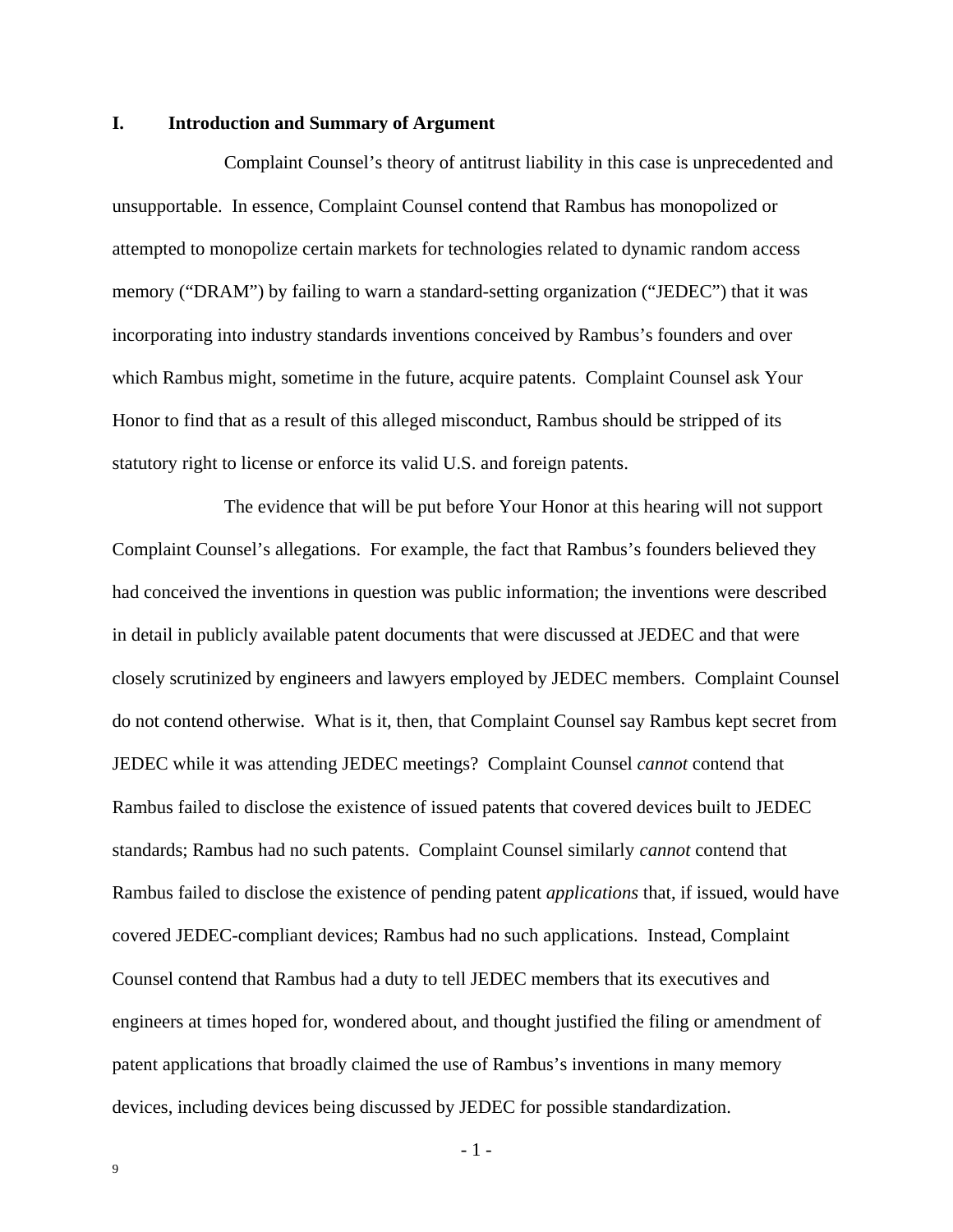## I. Introduction and Summary of Argument

Complaint Counsel's theory of antitrust liability in this case is unprecedented and unsupportable. In essence, Complaint Counsel contend that Rambus has monopolized or attempted to monopolize certain markets for technologies related to dynamic random access memory ("DRAM") by failing to warn a standard-setting organization ("JEDEC") that it was incorporating into industry standards inventions conceived by Rambus's founders and over which Rambus might, sometime in the future, acquire patents. Complaint Counsel ask Your Honor to find that as a result of this alleged misconduct, Rambus should be stripped of its statutory right to license or enforce its valid U.S. and foreign patents.

The evidence that will be put before Your Honor at this hearing will not support Complaint Counsel's allegations. For example, the fact that Rambus's founders believed they had conceived the inventions in question was public information; the inventions were described in detail in publicly available patent documents that were discussed at JEDEC and that were closely scrutinized by engineers and lawyers employed by JEDEC members. Complaint Counsel do not contend otherwise. What is it, then, that Complaint Counsel say Rambus kept secret from JEDEC while it was attending JEDEC meetings? Complaint Counsel *cannot* contend that Rambus failed to disclose the existence of issued patents that covered devices built to JEDEC standards; Rambus had no such patents. Complaint Counsel similarly *cannot* contend that Rambus failed to disclose the existence of pending patent *applications* that, if issued, would have covered JEDEC-compliant devices; Rambus had no such applications. Instead, Complaint Counsel contend that Rambus had a duty to tell JEDEC members that its executives and engineers at times hoped for, wondered about, and thought justified the filing or amendment of patent applications that broadly claimed the use of Rambus's inventions in many memory devices, including devices being discussed by JEDEC for possible standardization.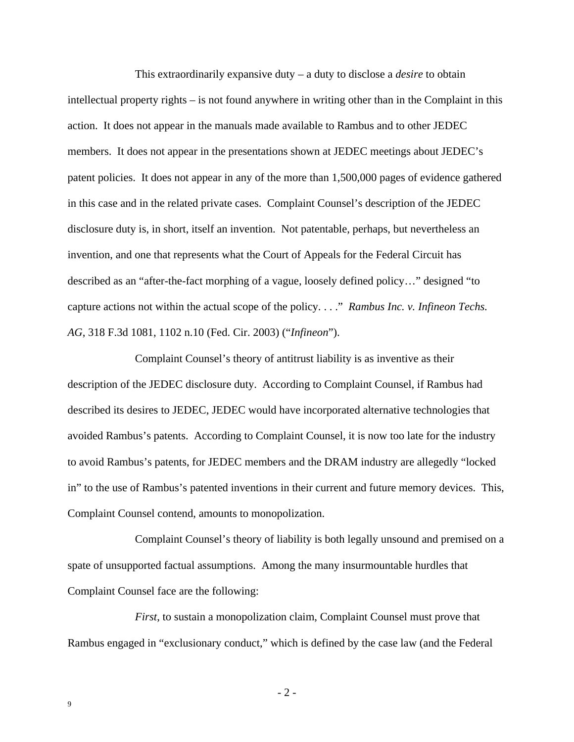This extraordinarily expansive duty – a duty to disclose a *desire* to obtain intellectual property rights – is not found anywhere in writing other than in the Complaint in this action. It does not appear in the manuals made available to Rambus and to other JEDEC members. It does not appear in the presentations shown at JEDEC meetings about JEDEC's patent policies. It does not appear in any of the more than 1,500,000 pages of evidence gathered in this case and in the related private cases. Complaint Counsel's description of the JEDEC disclosure duty is, in short, itself an invention. Not patentable, perhaps, but nevertheless an invention, and one that represents what the Court of Appeals for the Federal Circuit has described as an "after-the-fact morphing of a vague, loosely defined policy…" designed "to capture actions not within the actual scope of the policy. . . ." *Rambus Inc. v. Infineon Techs. AG*, 318 F.3d 1081, 1102 n.10 (Fed. Cir. 2003) ("*Infineon*").

Complaint Counsel's theory of antitrust liability is as inventive as their description of the JEDEC disclosure duty. According to Complaint Counsel, if Rambus had described its desires to JEDEC, JEDEC would have incorporated alternative technologies that avoided Rambus's patents. According to Complaint Counsel, it is now too late for the industry to avoid Rambus's patents, for JEDEC members and the DRAM industry are allegedly "locked in" to the use of Rambus's patented inventions in their current and future memory devices. This, Complaint Counsel contend, amounts to monopolization.

Complaint Counsel's theory of liability is both legally unsound and premised on a spate of unsupported factual assumptions. Among the many insurmountable hurdles that Complaint Counsel face are the following:

*First*, to sustain a monopolization claim, Complaint Counsel must prove that Rambus engaged in "exclusionary conduct," which is defined by the case law (and the Federal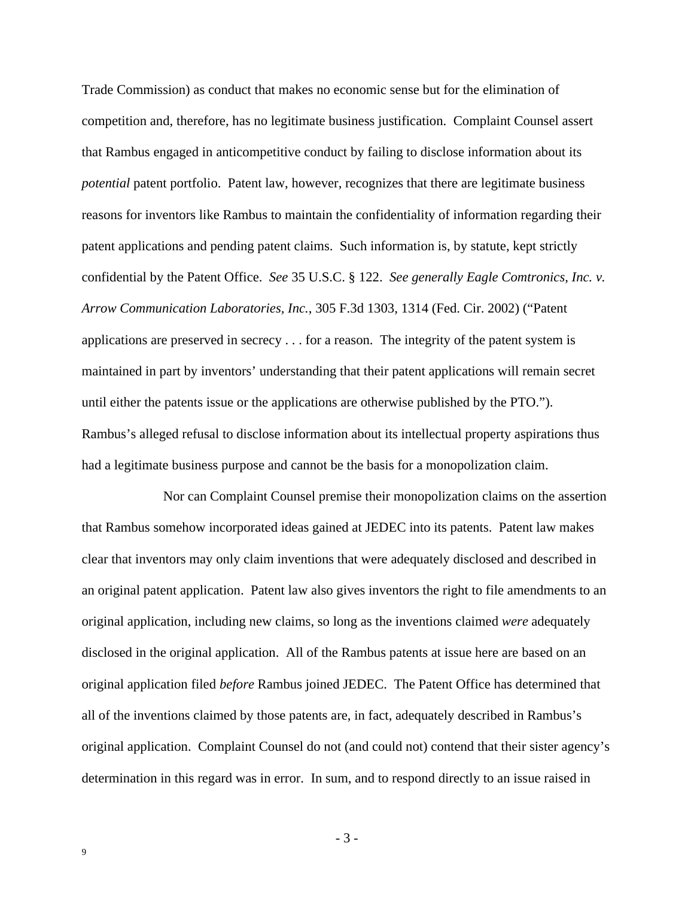Trade Commission) as conduct that makes no economic sense but for the elimination of competition and, therefore, has no legitimate business justification. Complaint Counsel assert that Rambus engaged in anticompetitive conduct by failing to disclose information about its *potential* patent portfolio. Patent law, however, recognizes that there are legitimate business reasons for inventors like Rambus to maintain the confidentiality of information regarding their patent applications and pending patent claims. Such information is, by statute, kept strictly confidential by the Patent Office. *See* 35 U.S.C. § 122. *See generally Eagle Comtronics, Inc. v. Arrow Communication Laboratories, Inc.*, 305 F.3d 1303, 1314 (Fed. Cir. 2002) ("Patent applications are preserved in secrecy . . . for a reason. The integrity of the patent system is maintained in part by inventors' understanding that their patent applications will remain secret until either the patents issue or the applications are otherwise published by the PTO."). Rambus's alleged refusal to disclose information about its intellectual property aspirations thus had a legitimate business purpose and cannot be the basis for a monopolization claim.

Nor can Complaint Counsel premise their monopolization claims on the assertion that Rambus somehow incorporated ideas gained at JEDEC into its patents. Patent law makes clear that inventors may only claim inventions that were adequately disclosed and described in an original patent application. Patent law also gives inventors the right to file amendments to an original application, including new claims, so long as the inventions claimed *were* adequately disclosed in the original application. All of the Rambus patents at issue here are based on an original application filed *before* Rambus joined JEDEC. The Patent Office has determined that all of the inventions claimed by those patents are, in fact, adequately described in Rambus's original application. Complaint Counsel do not (and could not) contend that their sister agency's determination in this regard was in error. In sum, and to respond directly to an issue raised in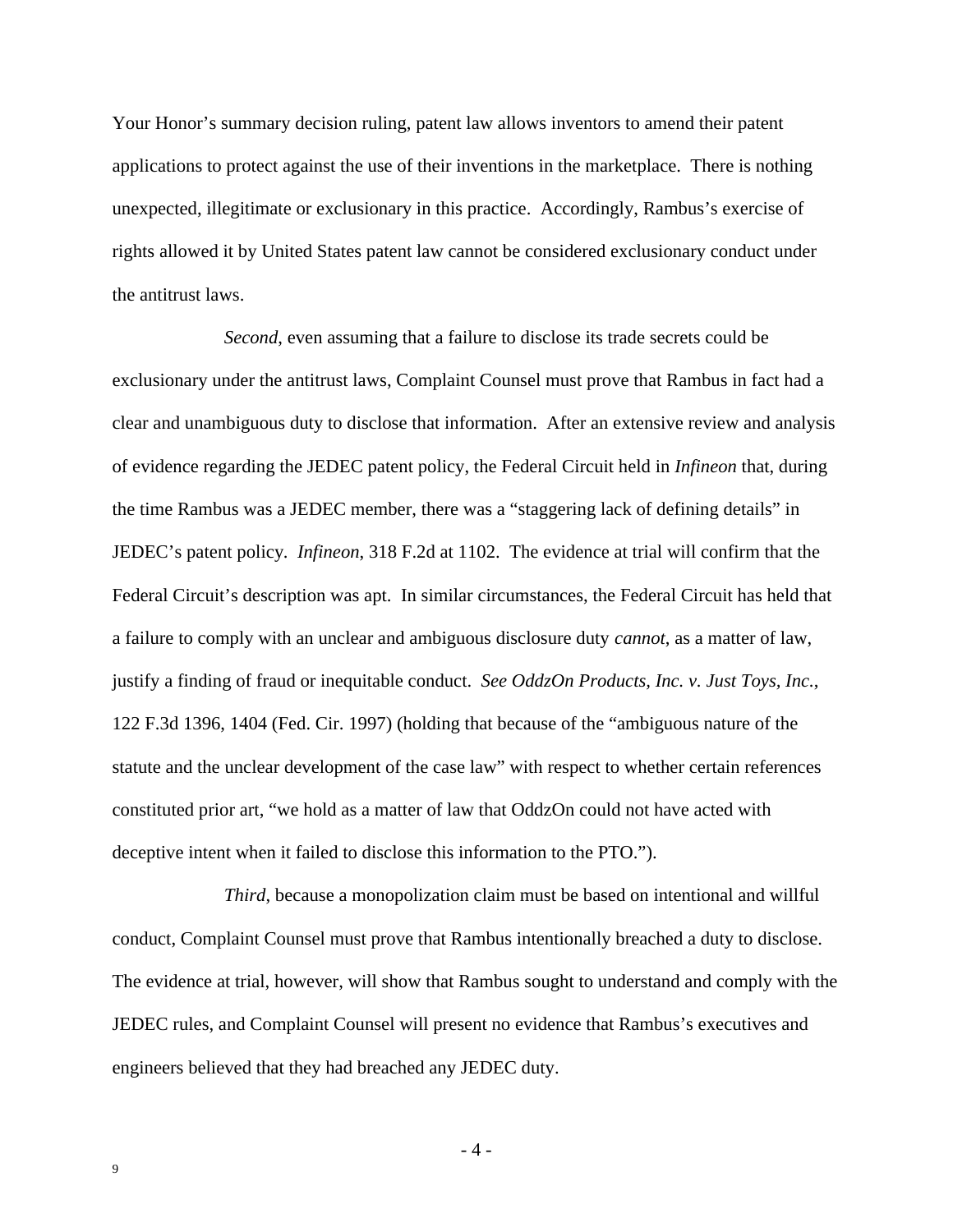Your Honor's summary decision ruling, patent law allows inventors to amend their patent applications to protect against the use of their inventions in the marketplace. There is nothing unexpected, illegitimate or exclusionary in this practice. Accordingly, Rambus's exercise of rights allowed it by United States patent law cannot be considered exclusionary conduct under the antitrust laws.

*Second*, even assuming that a failure to disclose its trade secrets could be exclusionary under the antitrust laws, Complaint Counsel must prove that Rambus in fact had a clear and unambiguous duty to disclose that information. After an extensive review and analysis of evidence regarding the JEDEC patent policy, the Federal Circuit held in *Infineon* that, during the time Rambus was a JEDEC member, there was a "staggering lack of defining details" in JEDEC's patent policy. *Infineon*, 318 F.2d at 1102. The evidence at trial will confirm that the Federal Circuit's description was apt. In similar circumstances, the Federal Circuit has held that a failure to comply with an unclear and ambiguous disclosure duty *cannot*, as a matter of law, justify a finding of fraud or inequitable conduct. *See OddzOn Products, Inc. v. Just Toys, Inc.*, 122 F.3d 1396, 1404 (Fed. Cir. 1997) (holding that because of the "ambiguous nature of the statute and the unclear development of the case law" with respect to whether certain references constituted prior art, "we hold as a matter of law that OddzOn could not have acted with deceptive intent when it failed to disclose this information to the PTO.").

*Third*, because a monopolization claim must be based on intentional and willful conduct, Complaint Counsel must prove that Rambus intentionally breached a duty to disclose. The evidence at trial, however, will show that Rambus sought to understand and comply with the JEDEC rules, and Complaint Counsel will present no evidence that Rambus's executives and engineers believed that they had breached any JEDEC duty.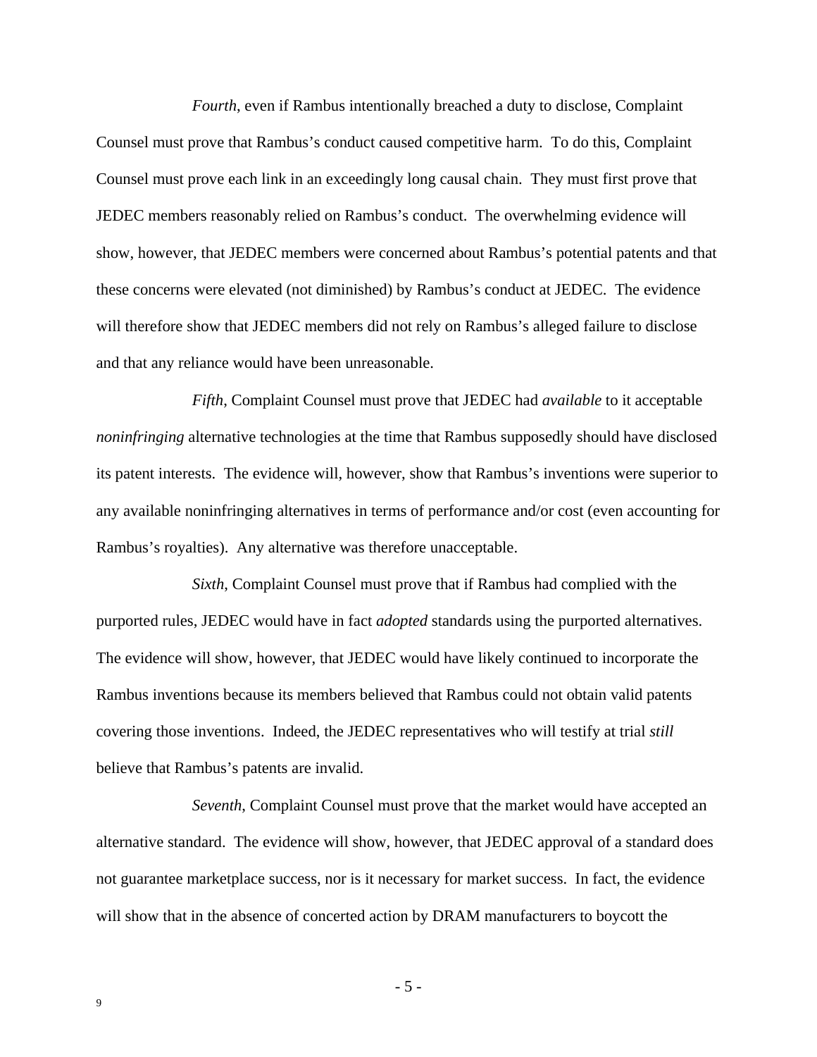*Fourth*, even if Rambus intentionally breached a duty to disclose, Complaint Counsel must prove that Rambus's conduct caused competitive harm. To do this, Complaint Counsel must prove each link in an exceedingly long causal chain. They must first prove that JEDEC members reasonably relied on Rambus's conduct. The overwhelming evidence will show, however, that JEDEC members were concerned about Rambus's potential patents and that these concerns were elevated (not diminished) by Rambus's conduct at JEDEC. The evidence will therefore show that JEDEC members did not rely on Rambus's alleged failure to disclose and that any reliance would have been unreasonable.

*Fifth*, Complaint Counsel must prove that JEDEC had *available* to it acceptable *noninfringing* alternative technologies at the time that Rambus supposedly should have disclosed its patent interests. The evidence will, however, show that Rambus's inventions were superior to any available noninfringing alternatives in terms of performance and/or cost (even accounting for Rambus's royalties). Any alternative was therefore unacceptable.

*Sixth*, Complaint Counsel must prove that if Rambus had complied with the purported rules, JEDEC would have in fact *adopted* standards using the purported alternatives. The evidence will show, however, that JEDEC would have likely continued to incorporate the Rambus inventions because its members believed that Rambus could not obtain valid patents covering those inventions. Indeed, the JEDEC representatives who will testify at trial *still* believe that Rambus's patents are invalid.

*Seventh*, Complaint Counsel must prove that the market would have accepted an alternative standard. The evidence will show, however, that JEDEC approval of a standard does not guarantee marketplace success, nor is it necessary for market success. In fact, the evidence will show that in the absence of concerted action by DRAM manufacturers to boycott the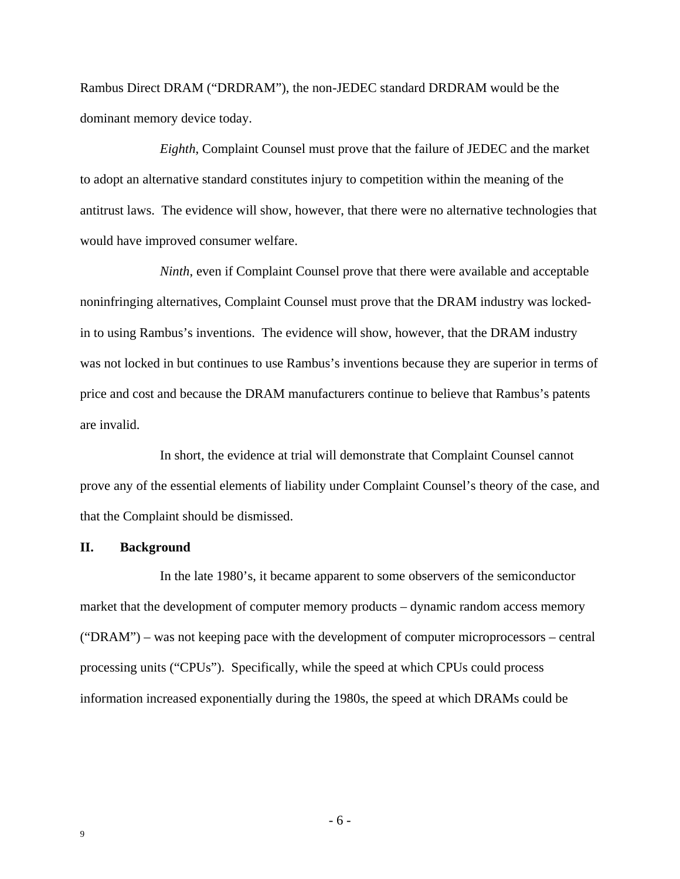Rambus Direct DRAM ("DRDRAM"), the non-JEDEC standard DRDRAM would be the dominant memory device today.

*Eighth*, Complaint Counsel must prove that the failure of JEDEC and the market to adopt an alternative standard constitutes injury to competition within the meaning of the antitrust laws. The evidence will show, however, that there were no alternative technologies that would have improved consumer welfare.

*Ninth*, even if Complaint Counsel prove that there were available and acceptable noninfringing alternatives, Complaint Counsel must prove that the DRAM industry was locked-in to using Rambus's inventions. The evidence will show, however, that the DRAM industry was not locked in but continues to use Rambus's inventions because they are superior in terms of price and cost and because the DRAM manufacturers continue to believe that Rambus's patents are invalid.

In short, the evidence at trial will demonstrate that Complaint Counsel cannot prove any of the essential elements of liability under Complaint Counsel's theory of the case, and that the Complaint should be dismissed.

## II. Background

In the late 1980's, it became apparent to some observers of the semiconductor market that the development of computer memory products – dynamic random access memory ("DRAM") – was not keeping pace with the development of computer microprocessors – central processing units ("CPUs"). Specifically, while the speed at which CPUs could process information increased exponentially during the 1980s, the speed at which DRAMs could be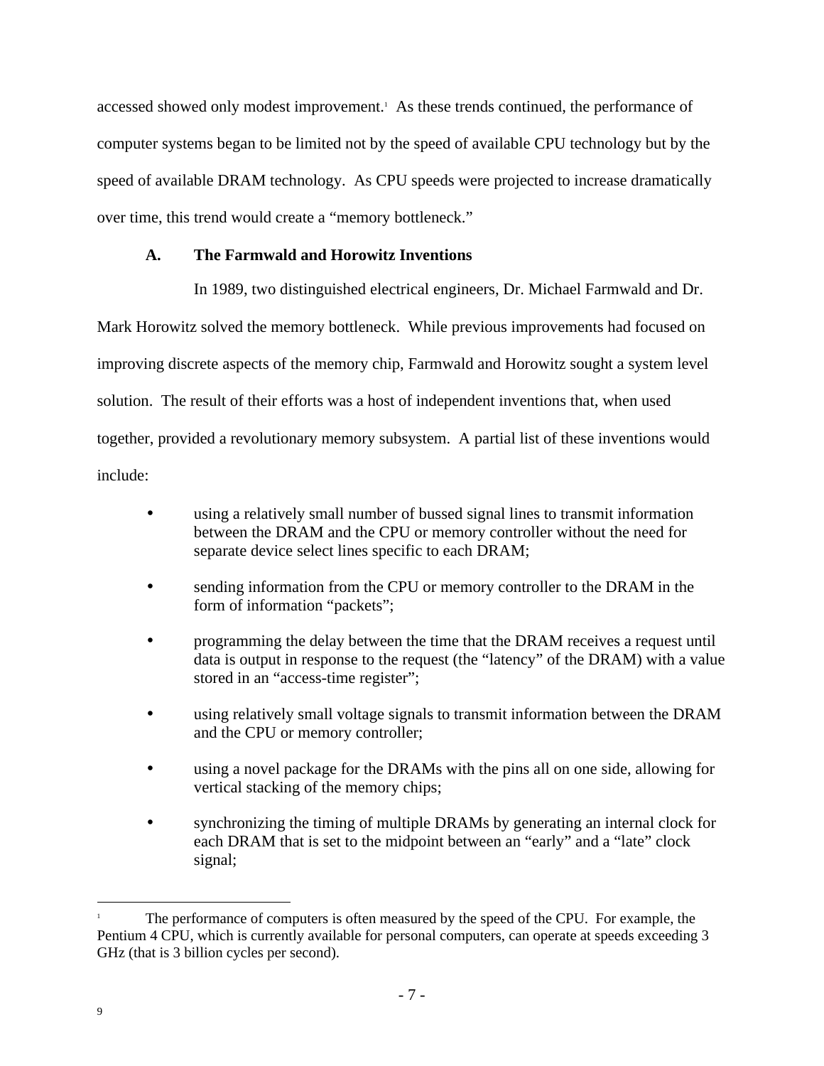accessed showed only modest improvement.[1] As these trends continued, the performance of computer systems began to be limited not by the speed of available CPU technology but by the speed of available DRAM technology. As CPU speeds were projected to increase dramatically over time, this trend would create a "memory bottleneck."

### A. The Farmwald and Horowitz Inventions

In 1989, two distinguished electrical engineers, Dr. Michael Farmwald and Dr. Mark Horowitz solved the memory bottleneck. While previous improvements had focused on improving discrete aspects of the memory chip, Farmwald and Horowitz sought a system level solution. The result of their efforts was a host of independent inventions that, when used together, provided a revolutionary memory subsystem. A partial list of these inventions would include:

- using a relatively small number of bussed signal lines to transmit information between the DRAM and the CPU or memory controller without the need for separate device select lines specific to each DRAM;
- sending information from the CPU or memory controller to the DRAM in the form of information "packets";
- programming the delay between the time that the DRAM receives a request until data is output in response to the request (the "latency" of the DRAM) with a value stored in an "access-time register";
- using relatively small voltage signals to transmit information between the DRAM and the CPU or memory controller;
- using a novel package for the DRAMs with the pins all on one side, allowing for vertical stacking of the memory chips;
- synchronizing the timing of multiple DRAMs by generating an internal clock for each DRAM that is set to the midpoint between an "early" and a "late" clock signal;

[1] The performance of computers is often measured by the speed of the CPU. For example, the Pentium 4 CPU, which is currently available for personal computers, can operate at speeds exceeding 3 GHz (that is 3 billion cycles per second).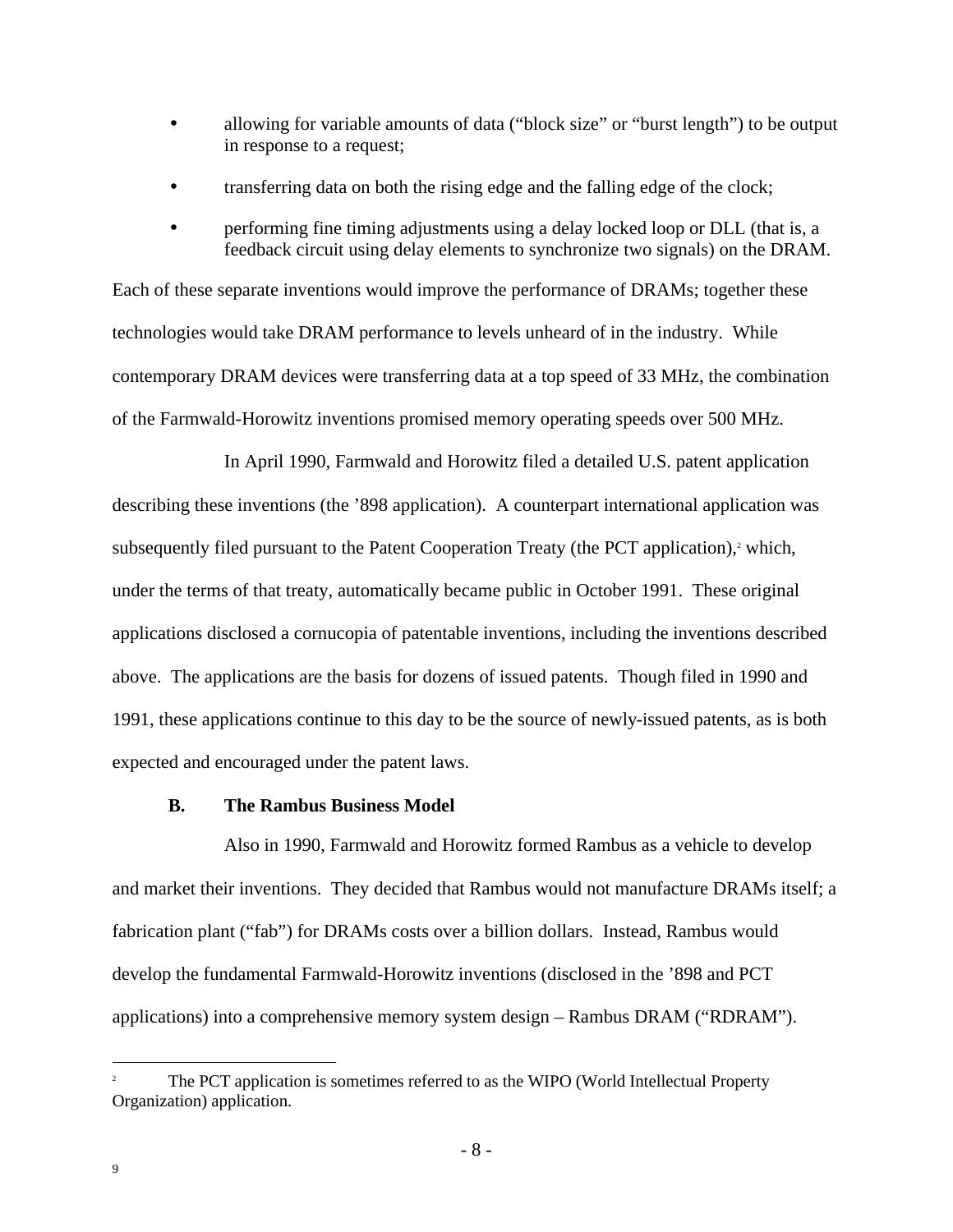- allowing for variable amounts of data ("block size" or "burst length") to be output in response to a request;
- transferring data on both the rising edge and the falling edge of the clock;
- performing fine timing adjustments using a delay locked loop or DLL (that is, a feedback circuit using delay elements to synchronize two signals) on the DRAM.

Each of these separate inventions would improve the performance of DRAMs; together these technologies would take DRAM performance to levels unheard of in the industry. While contemporary DRAM devices were transferring data at a top speed of 33 MHz, the combination of the Farmwald-Horowitz inventions promised memory operating speeds over 500 MHz.

In April 1990, Farmwald and Horowitz filed a detailed U.S. patent application describing these inventions (the '898 application). A counterpart international application was subsequently filed pursuant to the Patent Cooperation Treaty (the PCT application),[2] which, under the terms of that treaty, automatically became public in October 1991. These original applications disclosed a cornucopia of patentable inventions, including the inventions described above. The applications are the basis for dozens of issued patents. Though filed in 1990 and 1991, these applications continue to this day to be the source of newly-issued patents, as is both expected and encouraged under the patent laws.

### B. The Rambus Business Model

Also in 1990, Farmwald and Horowitz formed Rambus as a vehicle to develop and market their inventions. They decided that Rambus would not manufacture DRAMs itself; a fabrication plant ("fab") for DRAMs costs over a billion dollars. Instead, Rambus would develop the fundamental Farmwald-Horowitz inventions (disclosed in the '898 and PCT applications) into a comprehensive memory system design – Rambus DRAM ("RDRAM").

---

[2] The PCT application is sometimes referred to as the WIPO (World Intellectual Property Organization) application.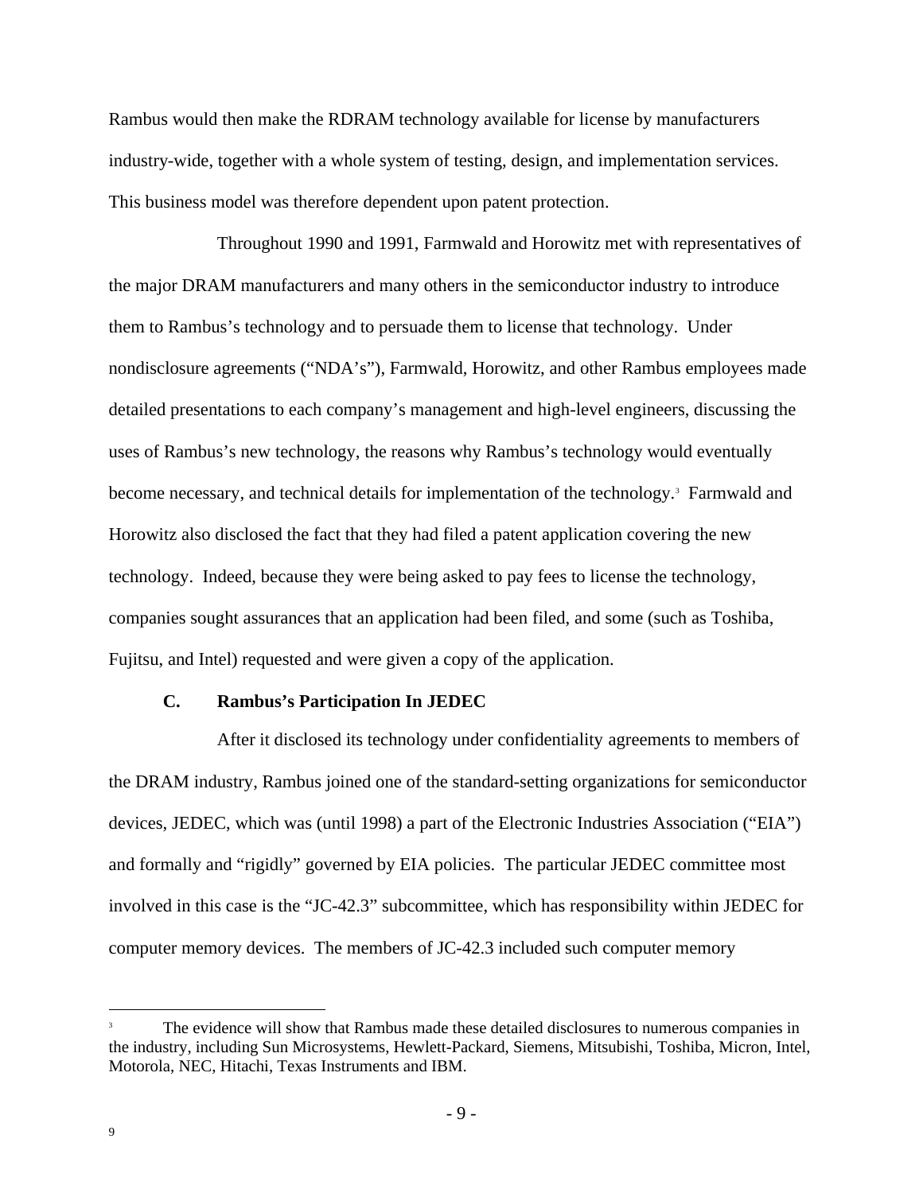Rambus would then make the RDRAM technology available for license by manufacturers industry-wide, together with a whole system of testing, design, and implementation services. This business model was therefore dependent upon patent protection.

Throughout 1990 and 1991, Farmwald and Horowitz met with representatives of the major DRAM manufacturers and many others in the semiconductor industry to introduce them to Rambus's technology and to persuade them to license that technology. Under nondisclosure agreements ("NDA's"), Farmwald, Horowitz, and other Rambus employees made detailed presentations to each company's management and high-level engineers, discussing the uses of Rambus's new technology, the reasons why Rambus's technology would eventually become necessary, and technical details for implementation of the technology.[3] Farmwald and Horowitz also disclosed the fact that they had filed a patent application covering the new technology. Indeed, because they were being asked to pay fees to license the technology, companies sought assurances that an application had been filed, and some (such as Toshiba, Fujitsu, and Intel) requested and were given a copy of the application.

### C. Rambus's Participation In JEDEC

After it disclosed its technology under confidentiality agreements to members of the DRAM industry, Rambus joined one of the standard-setting organizations for semiconductor devices, JEDEC, which was (until 1998) a part of the Electronic Industries Association ("EIA") and formally and "rigidly" governed by EIA policies. The particular JEDEC committee most involved in this case is the "JC-42.3" subcommittee, which has responsibility within JEDEC for computer memory devices. The members of JC-42.3 included such computer memory

---

[3] The evidence will show that Rambus made these detailed disclosures to numerous companies in the industry, including Sun Microsystems, Hewlett-Packard, Siemens, Mitsubishi, Toshiba, Micron, Intel, Motorola, NEC, Hitachi, Texas Instruments and IBM.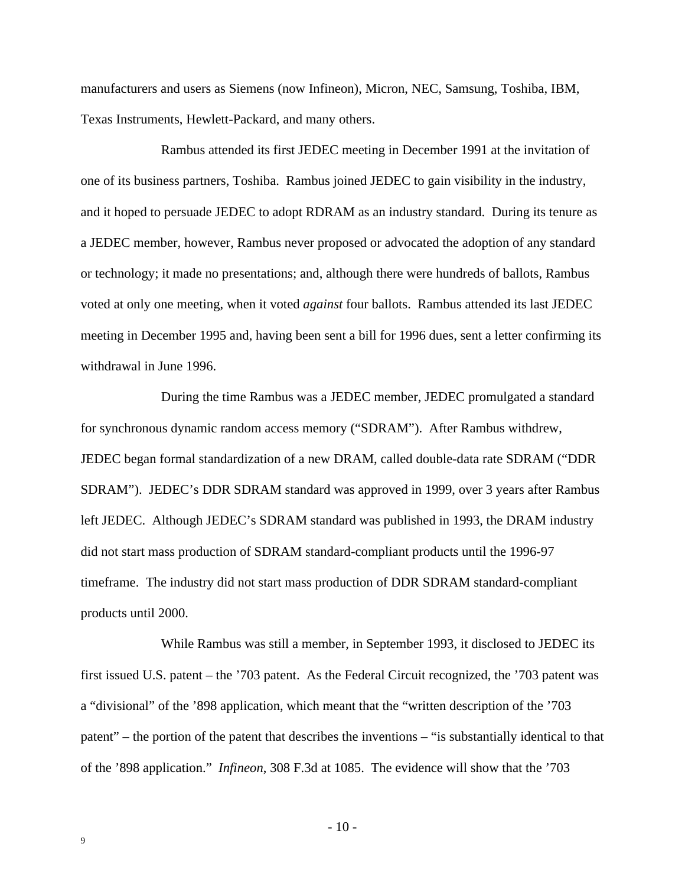manufacturers and users as Siemens (now Infineon), Micron, NEC, Samsung, Toshiba, IBM, Texas Instruments, Hewlett-Packard, and many others.

Rambus attended its first JEDEC meeting in December 1991 at the invitation of one of its business partners, Toshiba. Rambus joined JEDEC to gain visibility in the industry, and it hoped to persuade JEDEC to adopt RDRAM as an industry standard. During its tenure as a JEDEC member, however, Rambus never proposed or advocated the adoption of any standard or technology; it made no presentations; and, although there were hundreds of ballots, Rambus voted at only one meeting, when it voted *against* four ballots. Rambus attended its last JEDEC meeting in December 1995 and, having been sent a bill for 1996 dues, sent a letter confirming its withdrawal in June 1996.

During the time Rambus was a JEDEC member, JEDEC promulgated a standard for synchronous dynamic random access memory ("SDRAM"). After Rambus withdrew, JEDEC began formal standardization of a new DRAM, called double-data rate SDRAM ("DDR SDRAM"). JEDEC's DDR SDRAM standard was approved in 1999, over 3 years after Rambus left JEDEC. Although JEDEC's SDRAM standard was published in 1993, the DRAM industry did not start mass production of SDRAM standard-compliant products until the 1996-97 timeframe. The industry did not start mass production of DDR SDRAM standard-compliant products until 2000.

While Rambus was still a member, in September 1993, it disclosed to JEDEC its first issued U.S. patent – the '703 patent. As the Federal Circuit recognized, the '703 patent was a "divisional" of the '898 application, which meant that the "written description of the '703 patent" – the portion of the patent that describes the inventions – "is substantially identical to that of the '898 application." *Infineon*, 308 F.3d at 1085. The evidence will show that the '703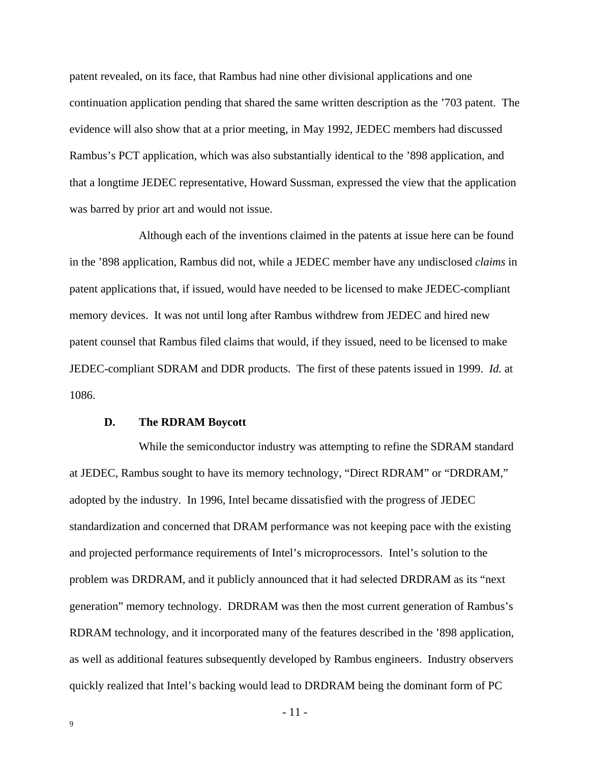patent revealed, on its face, that Rambus had nine other divisional applications and one continuation application pending that shared the same written description as the ’703 patent. The evidence will also show that at a prior meeting, in May 1992, JEDEC members had discussed Rambus’s PCT application, which was also substantially identical to the ’898 application, and that a longtime JEDEC representative, Howard Sussman, expressed the view that the application was barred by prior art and would not issue.

Although each of the inventions claimed in the patents at issue here can be found in the ’898 application, Rambus did not, while a JEDEC member have any undisclosed *claims* in patent applications that, if issued, would have needed to be licensed to make JEDEC-compliant memory devices. It was not until long after Rambus withdrew from JEDEC and hired new patent counsel that Rambus filed claims that would, if they issued, need to be licensed to make JEDEC-compliant SDRAM and DDR products. The first of these patents issued in 1999. *Id.* at 1086.

### D. The RDRAM Boycott

While the semiconductor industry was attempting to refine the SDRAM standard at JEDEC, Rambus sought to have its memory technology, “Direct RDRAM” or “DRDRAM,” adopted by the industry. In 1996, Intel became dissatisfied with the progress of JEDEC standardization and concerned that DRAM performance was not keeping pace with the existing and projected performance requirements of Intel’s microprocessors. Intel’s solution to the problem was DRDRAM, and it publicly announced that it had selected DRDRAM as its “next generation” memory technology. DRDRAM was then the most current generation of Rambus’s RDRAM technology, and it incorporated many of the features described in the ’898 application, as well as additional features subsequently developed by Rambus engineers. Industry observers quickly realized that Intel’s backing would lead to DRDRAM being the dominant form of PC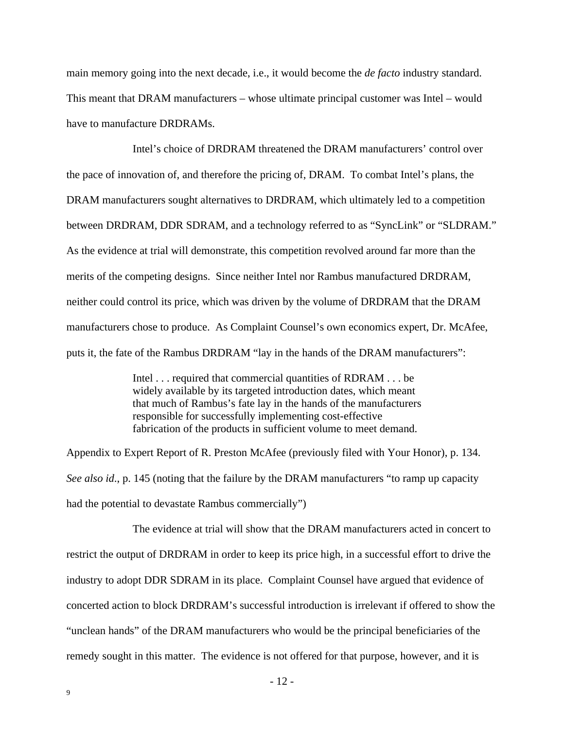main memory going into the next decade, i.e., it would become the *de facto* industry standard. This meant that DRAM manufacturers – whose ultimate principal customer was Intel – would have to manufacture DRDRAMs.

Intel's choice of DRDRAM threatened the DRAM manufacturers' control over the pace of innovation of, and therefore the pricing of, DRAM. To combat Intel's plans, the DRAM manufacturers sought alternatives to DRDRAM, which ultimately led to a competition between DRDRAM, DDR SDRAM, and a technology referred to as "SyncLink" or "SLDRAM." As the evidence at trial will demonstrate, this competition revolved around far more than the merits of the competing designs. Since neither Intel nor Rambus manufactured DRDRAM, neither could control its price, which was driven by the volume of DRDRAM that the DRAM manufacturers chose to produce. As Complaint Counsel's own economics expert, Dr. McAfee, puts it, the fate of the Rambus DRDRAM "lay in the hands of the DRAM manufacturers":

> Intel . . . required that commercial quantities of RDRAM . . . be widely available by its targeted introduction dates, which meant that much of Rambus's fate lay in the hands of the manufacturers responsible for successfully implementing cost-effective fabrication of the products in sufficient volume to meet demand.

Appendix to Expert Report of R. Preston McAfee (previously filed with Your Honor), p. 134. *See also id*., p. 145 (noting that the failure by the DRAM manufacturers "to ramp up capacity had the potential to devastate Rambus commercially")

The evidence at trial will show that the DRAM manufacturers acted in concert to restrict the output of DRDRAM in order to keep its price high, in a successful effort to drive the industry to adopt DDR SDRAM in its place. Complaint Counsel have argued that evidence of concerted action to block DRDRAM's successful introduction is irrelevant if offered to show the "unclean hands" of the DRAM manufacturers who would be the principal beneficiaries of the remedy sought in this matter. The evidence is not offered for that purpose, however, and it is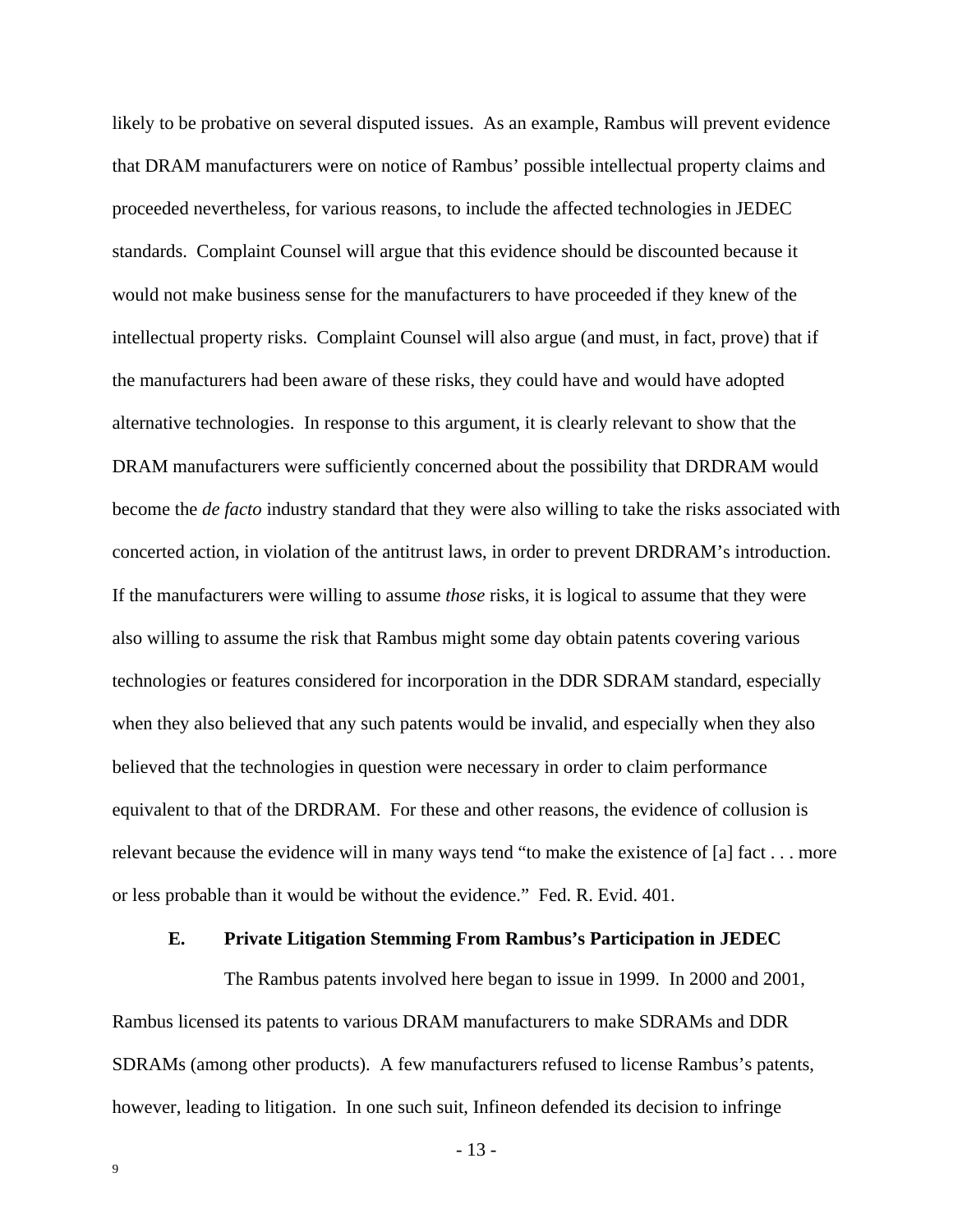likely to be probative on several disputed issues. As an example, Rambus will prevent evidence that DRAM manufacturers were on notice of Rambus' possible intellectual property claims and proceeded nevertheless, for various reasons, to include the affected technologies in JEDEC standards. Complaint Counsel will argue that this evidence should be discounted because it would not make business sense for the manufacturers to have proceeded if they knew of the intellectual property risks. Complaint Counsel will also argue (and must, in fact, prove) that if the manufacturers had been aware of these risks, they could have and would have adopted alternative technologies. In response to this argument, it is clearly relevant to show that the DRAM manufacturers were sufficiently concerned about the possibility that DRDRAM would become the *de facto* industry standard that they were also willing to take the risks associated with concerted action, in violation of the antitrust laws, in order to prevent DRDRAM's introduction. If the manufacturers were willing to assume *those* risks, it is logical to assume that they were also willing to assume the risk that Rambus might some day obtain patents covering various technologies or features considered for incorporation in the DDR SDRAM standard, especially when they also believed that any such patents would be invalid, and especially when they also believed that the technologies in question were necessary in order to claim performance equivalent to that of the DRDRAM. For these and other reasons, the evidence of collusion is relevant because the evidence will in many ways tend "to make the existence of [a] fact . . . more or less probable than it would be without the evidence." Fed. R. Evid. 401.

### E. Private Litigation Stemming From Rambus's Participation in JEDEC

The Rambus patents involved here began to issue in 1999. In 2000 and 2001, Rambus licensed its patents to various DRAM manufacturers to make SDRAMs and DDR SDRAMs (among other products). A few manufacturers refused to license Rambus's patents, however, leading to litigation. In one such suit, Infineon defended its decision to infringe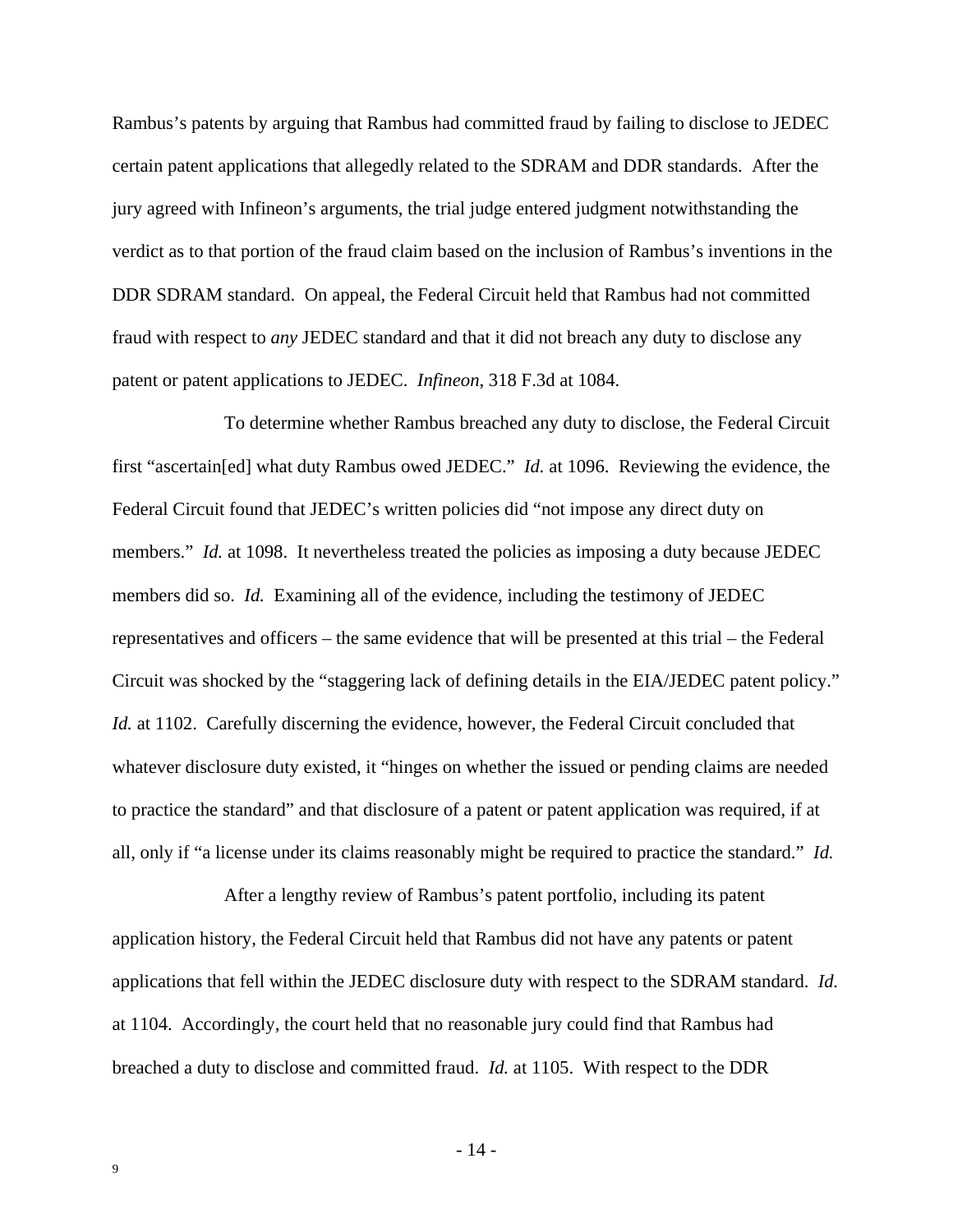Rambus's patents by arguing that Rambus had committed fraud by failing to disclose to JEDEC certain patent applications that allegedly related to the SDRAM and DDR standards. After the jury agreed with Infineon's arguments, the trial judge entered judgment notwithstanding the verdict as to that portion of the fraud claim based on the inclusion of Rambus's inventions in the DDR SDRAM standard. On appeal, the Federal Circuit held that Rambus had not committed fraud with respect to *any* JEDEC standard and that it did not breach any duty to disclose any patent or patent applications to JEDEC. *Infineon*, 318 F.3d at 1084.

To determine whether Rambus breached any duty to disclose, the Federal Circuit first "ascertain[ed] what duty Rambus owed JEDEC." *Id.* at 1096. Reviewing the evidence, the Federal Circuit found that JEDEC's written policies did "not impose any direct duty on members." *Id.* at 1098. It nevertheless treated the policies as imposing a duty because JEDEC members did so. *Id.* Examining all of the evidence, including the testimony of JEDEC representatives and officers – the same evidence that will be presented at this trial – the Federal Circuit was shocked by the "staggering lack of defining details in the EIA/JEDEC patent policy." *Id.* at 1102. Carefully discerning the evidence, however, the Federal Circuit concluded that whatever disclosure duty existed, it "hinges on whether the issued or pending claims are needed to practice the standard" and that disclosure of a patent or patent application was required, if at all, only if "a license under its claims reasonably might be required to practice the standard." *Id.*

After a lengthy review of Rambus's patent portfolio, including its patent application history, the Federal Circuit held that Rambus did not have any patents or patent applications that fell within the JEDEC disclosure duty with respect to the SDRAM standard. *Id.* at 1104. Accordingly, the court held that no reasonable jury could find that Rambus had breached a duty to disclose and committed fraud. *Id.* at 1105. With respect to the DDR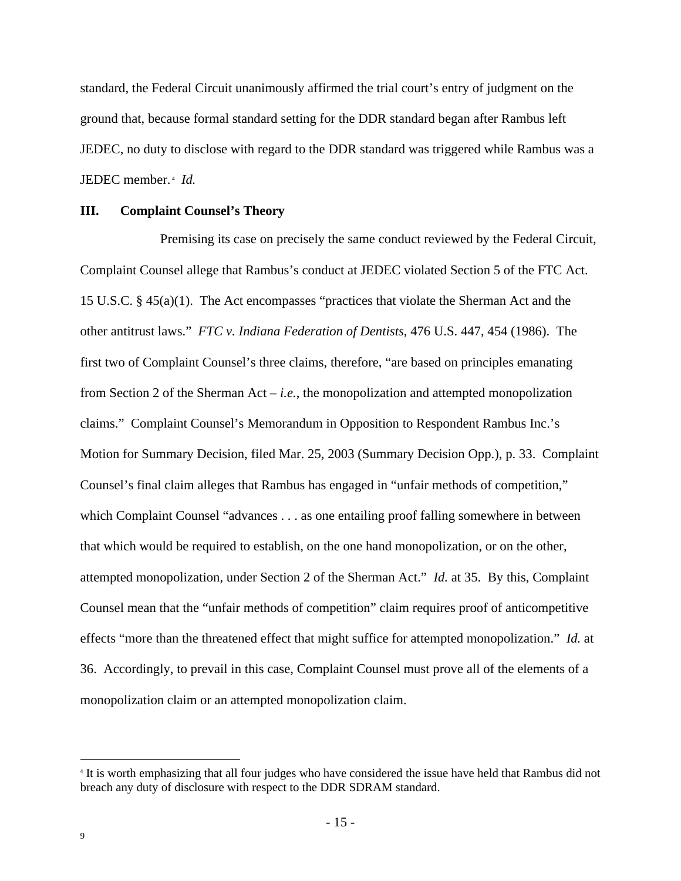standard, the Federal Circuit unanimously affirmed the trial court's entry of judgment on the ground that, because formal standard setting for the DDR standard began after Rambus left JEDEC, no duty to disclose with regard to the DDR standard was triggered while Rambus was a JEDEC member.[4] *Id.*

### III. Complaint Counsel's Theory

Premising its case on precisely the same conduct reviewed by the Federal Circuit, Complaint Counsel allege that Rambus's conduct at JEDEC violated Section 5 of the FTC Act. 15 U.S.C. § 45(a)(1). The Act encompasses "practices that violate the Sherman Act and the other antitrust laws." *FTC v. Indiana Federation of Dentists*, 476 U.S. 447, 454 (1986). The first two of Complaint Counsel's three claims, therefore, "are based on principles emanating from Section 2 of the Sherman Act – *i.e.*, the monopolization and attempted monopolization claims." Complaint Counsel's Memorandum in Opposition to Respondent Rambus Inc.'s Motion for Summary Decision, filed Mar. 25, 2003 (Summary Decision Opp.), p. 33. Complaint Counsel's final claim alleges that Rambus has engaged in "unfair methods of competition," which Complaint Counsel "advances . . . as one entailing proof falling somewhere in between that which would be required to establish, on the one hand monopolization, or on the other, attempted monopolization, under Section 2 of the Sherman Act." *Id.* at 35. By this, Complaint Counsel mean that the "unfair methods of competition" claim requires proof of anticompetitive effects "more than the threatened effect that might suffice for attempted monopolization." *Id.* at 36. Accordingly, to prevail in this case, Complaint Counsel must prove all of the elements of a monopolization claim or an attempted monopolization claim.

---

[4] It is worth emphasizing that all four judges who have considered the issue have held that Rambus did not breach any duty of disclosure with respect to the DDR SDRAM standard.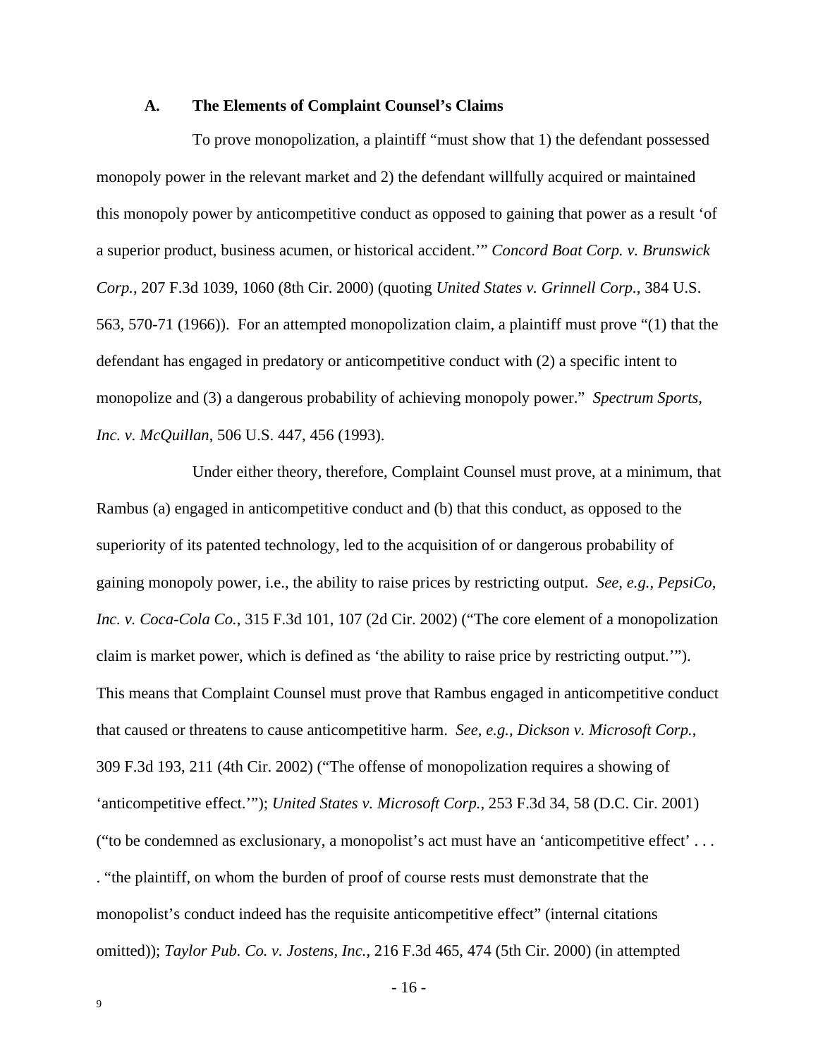### A. The Elements of Complaint Counsel's Claims

To prove monopolization, a plaintiff "must show that 1) the defendant possessed monopoly power in the relevant market and 2) the defendant willfully acquired or maintained this monopoly power by anticompetitive conduct as opposed to gaining that power as a result 'of a superior product, business acumen, or historical accident.'" *Concord Boat Corp. v. Brunswick Corp.*, 207 F.3d 1039, 1060 (8th Cir. 2000) (quoting *United States v. Grinnell Corp.*, 384 U.S. 563, 570-71 (1966)). For an attempted monopolization claim, a plaintiff must prove "(1) that the defendant has engaged in predatory or anticompetitive conduct with (2) a specific intent to monopolize and (3) a dangerous probability of achieving monopoly power." *Spectrum Sports, Inc. v. McQuillan*, 506 U.S. 447, 456 (1993).

Under either theory, therefore, Complaint Counsel must prove, at a minimum, that Rambus (a) engaged in anticompetitive conduct and (b) that this conduct, as opposed to the superiority of its patented technology, led to the acquisition of or dangerous probability of gaining monopoly power, i.e., the ability to raise prices by restricting output. *See, e.g., PepsiCo, Inc. v. Coca-Cola Co.*, 315 F.3d 101, 107 (2d Cir. 2002) ("The core element of a monopolization claim is market power, which is defined as 'the ability to raise price by restricting output.'"). This means that Complaint Counsel must prove that Rambus engaged in anticompetitive conduct that caused or threatens to cause anticompetitive harm. *See, e.g., Dickson v. Microsoft Corp.*, 309 F.3d 193, 211 (4th Cir. 2002) ("The offense of monopolization requires a showing of 'anticompetitive effect.'"); *United States v. Microsoft Corp.*, 253 F.3d 34, 58 (D.C. Cir. 2001) ("to be condemned as exclusionary, a monopolist's act must have an 'anticompetitive effect' . . . . "the plaintiff, on whom the burden of proof of course rests must demonstrate that the monopolist's conduct indeed has the requisite anticompetitive effect" (internal citations omitted)); *Taylor Pub. Co. v. Jostens, Inc.*, 216 F.3d 465, 474 (5th Cir. 2000) (in attempted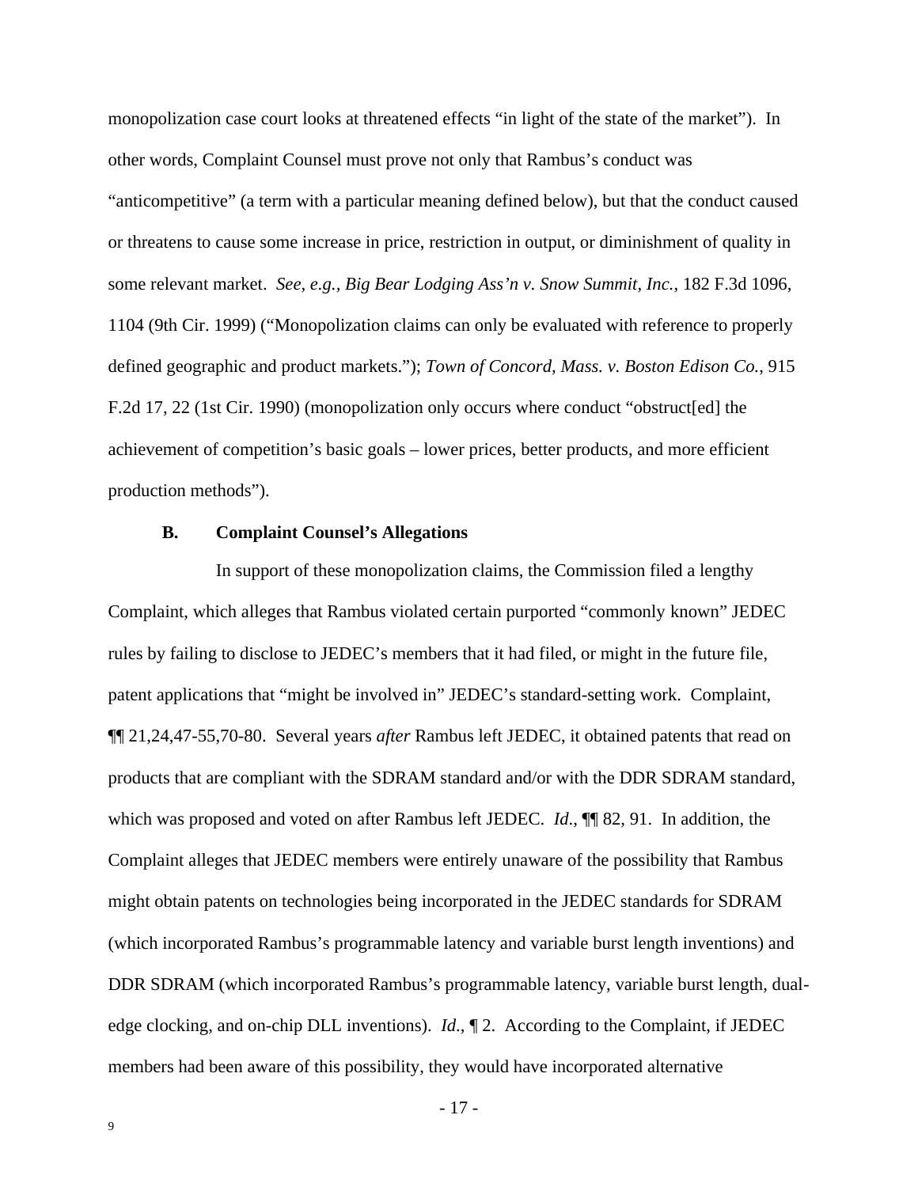monopolization case court looks at threatened effects "in light of the state of the market"). In other words, Complaint Counsel must prove not only that Rambus's conduct was "anticompetitive" (a term with a particular meaning defined below), but that the conduct caused or threatens to cause some increase in price, restriction in output, or diminishment of quality in some relevant market. *See, e.g., Big Bear Lodging Ass'n v. Snow Summit, Inc.*, 182 F.3d 1096, 1104 (9th Cir. 1999) ("Monopolization claims can only be evaluated with reference to properly defined geographic and product markets."); *Town of Concord, Mass. v. Boston Edison Co.*, 915 F.2d 17, 22 (1st Cir. 1990) (monopolization only occurs where conduct "obstruct[ed] the achievement of competition's basic goals – lower prices, better products, and more efficient production methods").

### B. Complaint Counsel's Allegations

In support of these monopolization claims, the Commission filed a lengthy Complaint, which alleges that Rambus violated certain purported "commonly known" JEDEC rules by failing to disclose to JEDEC's members that it had filed, or might in the future file, patent applications that "might be involved in" JEDEC's standard-setting work. Complaint, ¶¶ 21,24,47-55,70-80. Several years *after* Rambus left JEDEC, it obtained patents that read on products that are compliant with the SDRAM standard and/or with the DDR SDRAM standard, which was proposed and voted on after Rambus left JEDEC. *Id*., ¶¶ 82, 91. In addition, the Complaint alleges that JEDEC members were entirely unaware of the possibility that Rambus might obtain patents on technologies being incorporated in the JEDEC standards for SDRAM (which incorporated Rambus's programmable latency and variable burst length inventions) and DDR SDRAM (which incorporated Rambus's programmable latency, variable burst length, dual-edge clocking, and on-chip DLL inventions). *Id*., ¶ 2. According to the Complaint, if JEDEC members had been aware of this possibility, they would have incorporated alternative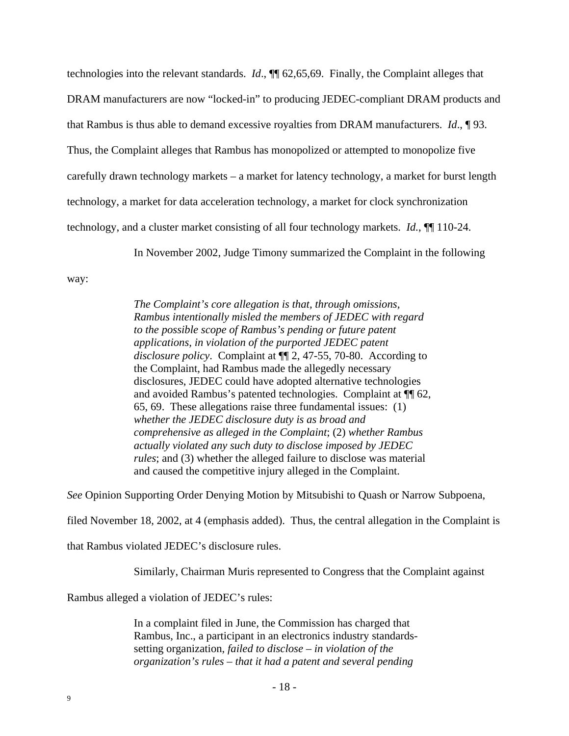technologies into the relevant standards. *Id*., ¶¶ 62,65,69. Finally, the Complaint alleges that DRAM manufacturers are now "locked-in" to producing JEDEC-compliant DRAM products and that Rambus is thus able to demand excessive royalties from DRAM manufacturers. *Id*., ¶ 93. Thus, the Complaint alleges that Rambus has monopolized or attempted to monopolize five carefully drawn technology markets – a market for latency technology, a market for burst length technology, a market for data acceleration technology, a market for clock synchronization technology, and a cluster market consisting of all four technology markets. *Id.*, ¶¶ 110-24.

In November 2002, Judge Timony summarized the Complaint in the following way:

> *The Complaint's core allegation is that, through omissions, Rambus intentionally misled the members of JEDEC with regard to the possible scope of Rambus's pending or future patent applications, in violation of the purported JEDEC patent disclosure policy*. Complaint at ¶¶ 2, 47-55, 70-80. According to the Complaint, had Rambus made the allegedly necessary disclosures, JEDEC could have adopted alternative technologies and avoided Rambus's patented technologies. Complaint at ¶¶ 62, 65, 69. These allegations raise three fundamental issues: (1) *whether the JEDEC disclosure duty is as broad and comprehensive as alleged in the Complaint*; (2) *whether Rambus actually violated any such duty to disclose imposed by JEDEC rules*; and (3) whether the alleged failure to disclose was material and caused the competitive injury alleged in the Complaint.

*See* Opinion Supporting Order Denying Motion by Mitsubishi to Quash or Narrow Subpoena, filed November 18, 2002, at 4 (emphasis added). Thus, the central allegation in the Complaint is that Rambus violated JEDEC's disclosure rules.

Similarly, Chairman Muris represented to Congress that the Complaint against Rambus alleged a violation of JEDEC's rules:

> In a complaint filed in June, the Commission has charged that Rambus, Inc., a participant in an electronics industry standards-setting organization, *failed to disclose – in violation of the organization's rules – that it had a patent and several pending*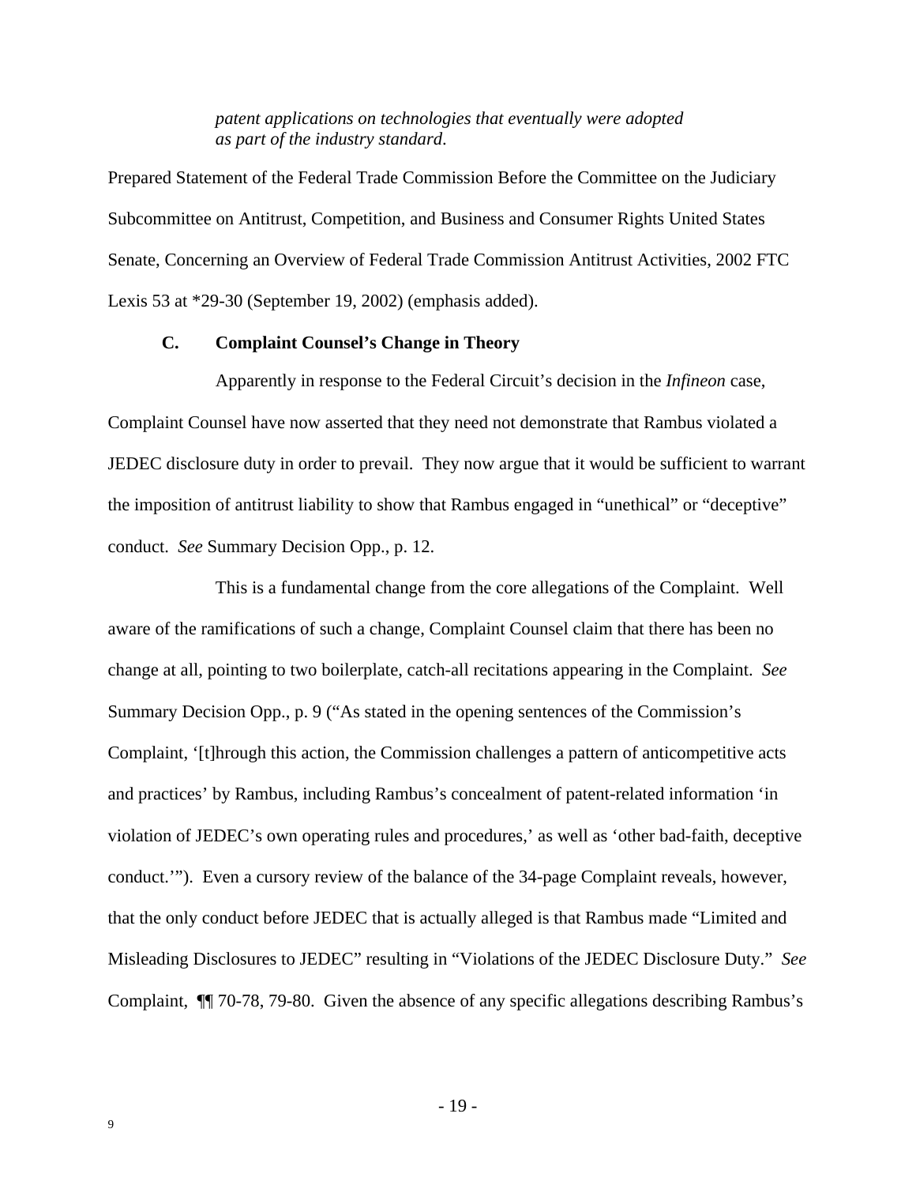*patent applications on technologies that eventually were adopted as part of the industry standard*.

Prepared Statement of the Federal Trade Commission Before the Committee on the Judiciary Subcommittee on Antitrust, Competition, and Business and Consumer Rights United States Senate, Concerning an Overview of Federal Trade Commission Antitrust Activities, 2002 FTC Lexis 53 at *29-30 (September 19, 2002) (emphasis added).

### C. Complaint Counsel's Change in Theory

Apparently in response to the Federal Circuit's decision in the *Infineon* case, Complaint Counsel have now asserted that they need not demonstrate that Rambus violated a JEDEC disclosure duty in order to prevail. They now argue that it would be sufficient to warrant the imposition of antitrust liability to show that Rambus engaged in "unethical" or "deceptive" conduct. *See* Summary Decision Opp., p. 12.

This is a fundamental change from the core allegations of the Complaint. Well aware of the ramifications of such a change, Complaint Counsel claim that there has been no change at all, pointing to two boilerplate, catch-all recitations appearing in the Complaint. *See* Summary Decision Opp., p. 9 ("As stated in the opening sentences of the Commission's Complaint, '[t]hrough this action, the Commission challenges a pattern of anticompetitive acts and practices' by Rambus, including Rambus's concealment of patent-related information 'in violation of JEDEC's own operating rules and procedures,' as well as 'other bad-faith, deceptive conduct.'"). Even a cursory review of the balance of the 34-page Complaint reveals, however, that the only conduct before JEDEC that is actually alleged is that Rambus made "Limited and Misleading Disclosures to JEDEC" resulting in "Violations of the JEDEC Disclosure Duty." *See* Complaint, ¶¶ 70-78, 79-80. Given the absence of any specific allegations describing Rambus's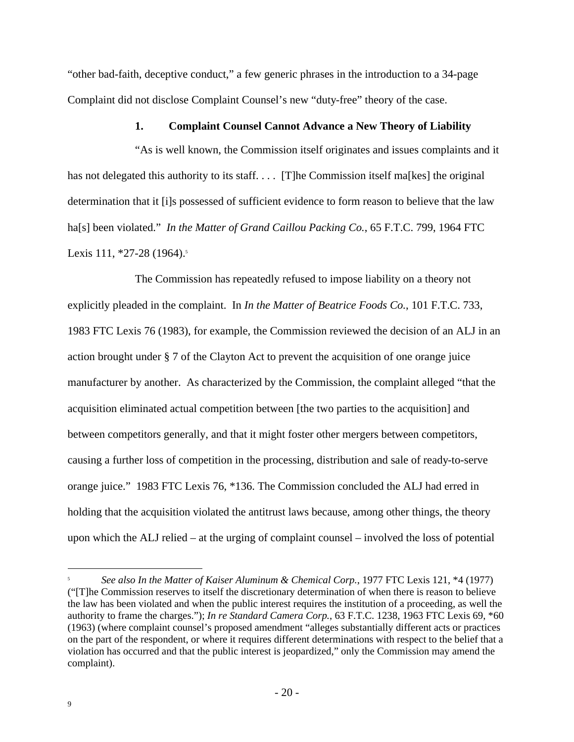"other bad-faith, deceptive conduct," a few generic phrases in the introduction to a 34-page Complaint did not disclose Complaint Counsel's new "duty-free" theory of the case.

### 1. Complaint Counsel Cannot Advance a New Theory of Liability

"As is well known, the Commission itself originates and issues complaints and it has not delegated this authority to its staff. . . . [T]he Commission itself ma[kes] the original determination that it [i]s possessed of sufficient evidence to form reason to believe that the law ha[s] been violated." *In the Matter of Grand Caillou Packing Co.*, 65 F.T.C. 799, 1964 FTC Lexis 111, *27-28 (1964).[5]

The Commission has repeatedly refused to impose liability on a theory not explicitly pleaded in the complaint. In *In the Matter of Beatrice Foods Co.*, 101 F.T.C. 733, 1983 FTC Lexis 76 (1983), for example, the Commission reviewed the decision of an ALJ in an action brought under § 7 of the Clayton Act to prevent the acquisition of one orange juice manufacturer by another. As characterized by the Commission, the complaint alleged "that the acquisition eliminated actual competition between [the two parties to the acquisition] and between competitors generally, and that it might foster other mergers between competitors, causing a further loss of competition in the processing, distribution and sale of ready-to-serve orange juice." 1983 FTC Lexis 76, *136. The Commission concluded the ALJ had erred in holding that the acquisition violated the antitrust laws because, among other things, the theory upon which the ALJ relied – at the urging of complaint counsel – involved the loss of potential

---

[5] *See also In the Matter of Kaiser Aluminum & Chemical Corp.*, 1977 FTC Lexis 121, *4 (1977) ("[T]he Commission reserves to itself the discretionary determination of when there is reason to believe the law has been violated and when the public interest requires the institution of a proceeding, as well the authority to frame the charges."); *In re Standard Camera Corp.*, 63 F.T.C. 1238, 1963 FTC Lexis 69, *60 (1963) (where complaint counsel's proposed amendment "alleges substantially different acts or practices on the part of the respondent, or where it requires different determinations with respect to the belief that a violation has occurred and that the public interest is jeopardized," only the Commission may amend the complaint).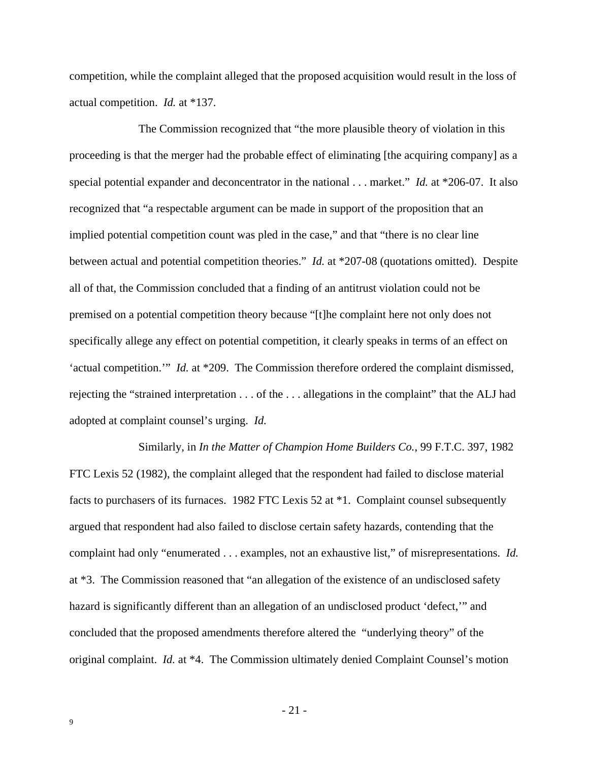competition, while the complaint alleged that the proposed acquisition would result in the loss of actual competition. *Id.* at *137.

The Commission recognized that "the more plausible theory of violation in this proceeding is that the merger had the probable effect of eliminating [the acquiring company] as a special potential expander and deconcentrator in the national . . . market." *Id.* at *206-07. It also recognized that "a respectable argument can be made in support of the proposition that an implied potential competition count was pled in the case," and that "there is no clear line between actual and potential competition theories." *Id.* at *207-08 (quotations omitted). Despite all of that, the Commission concluded that a finding of an antitrust violation could not be premised on a potential competition theory because "[t]he complaint here not only does not specifically allege any effect on potential competition, it clearly speaks in terms of an effect on 'actual competition.'" *Id.* at *209. The Commission therefore ordered the complaint dismissed, rejecting the "strained interpretation . . . of the . . . allegations in the complaint" that the ALJ had adopted at complaint counsel's urging. *Id.*

Similarly, in *In the Matter of Champion Home Builders Co.*, 99 F.T.C. 397, 1982 FTC Lexis 52 (1982), the complaint alleged that the respondent had failed to disclose material facts to purchasers of its furnaces. 1982 FTC Lexis 52 at *1. Complaint counsel subsequently argued that respondent had also failed to disclose certain safety hazards, contending that the complaint had only "enumerated . . . examples, not an exhaustive list," of misrepresentations. *Id.* at *3. The Commission reasoned that "an allegation of the existence of an undisclosed safety hazard is significantly different than an allegation of an undisclosed product 'defect,'" and concluded that the proposed amendments therefore altered the "underlying theory" of the original complaint. *Id.* at *4. The Commission ultimately denied Complaint Counsel's motion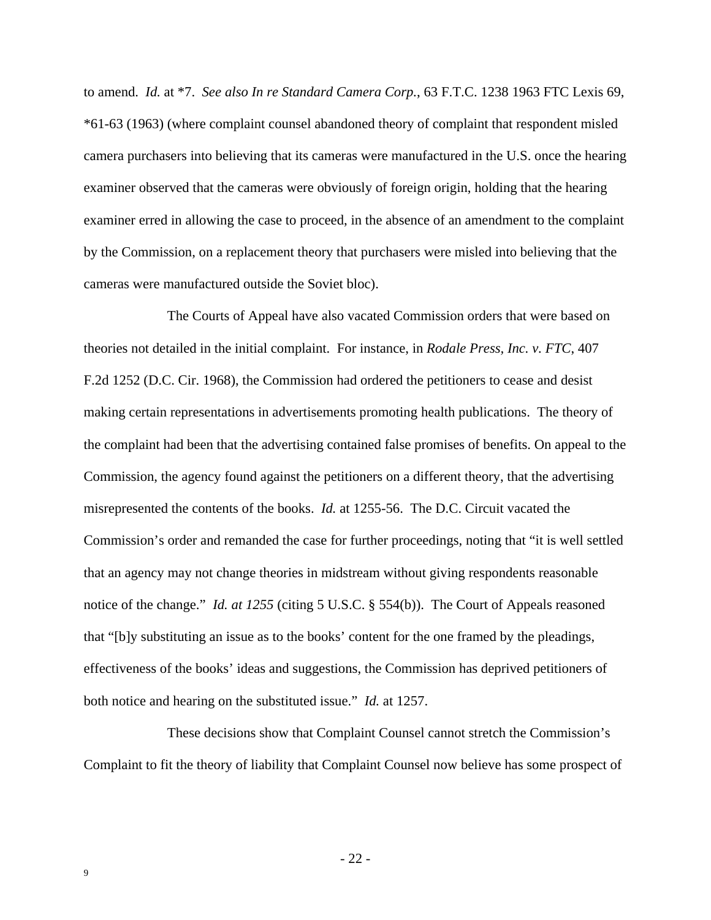to amend. *Id.* at *7. *See also In re Standard Camera Corp.*, 63 F.T.C. 1238 1963 FTC Lexis 69, *61-63 (1963) (where complaint counsel abandoned theory of complaint that respondent misled camera purchasers into believing that its cameras were manufactured in the U.S. once the hearing examiner observed that the cameras were obviously of foreign origin, holding that the hearing examiner erred in allowing the case to proceed, in the absence of an amendment to the complaint by the Commission, on a replacement theory that purchasers were misled into believing that the cameras were manufactured outside the Soviet bloc).

The Courts of Appeal have also vacated Commission orders that were based on theories not detailed in the initial complaint. For instance, in *Rodale Press, Inc. v. FTC*, 407 F.2d 1252 (D.C. Cir. 1968), the Commission had ordered the petitioners to cease and desist making certain representations in advertisements promoting health publications. The theory of the complaint had been that the advertising contained false promises of benefits. On appeal to the Commission, the agency found against the petitioners on a different theory, that the advertising misrepresented the contents of the books. *Id.* at 1255-56. The D.C. Circuit vacated the Commission's order and remanded the case for further proceedings, noting that "it is well settled that an agency may not change theories in midstream without giving respondents reasonable notice of the change." *Id. at 1255* (citing 5 U.S.C. § 554(b)). The Court of Appeals reasoned that "[b]y substituting an issue as to the books' content for the one framed by the pleadings, effectiveness of the books' ideas and suggestions, the Commission has deprived petitioners of both notice and hearing on the substituted issue." *Id.* at 1257.

These decisions show that Complaint Counsel cannot stretch the Commission's Complaint to fit the theory of liability that Complaint Counsel now believe has some prospect of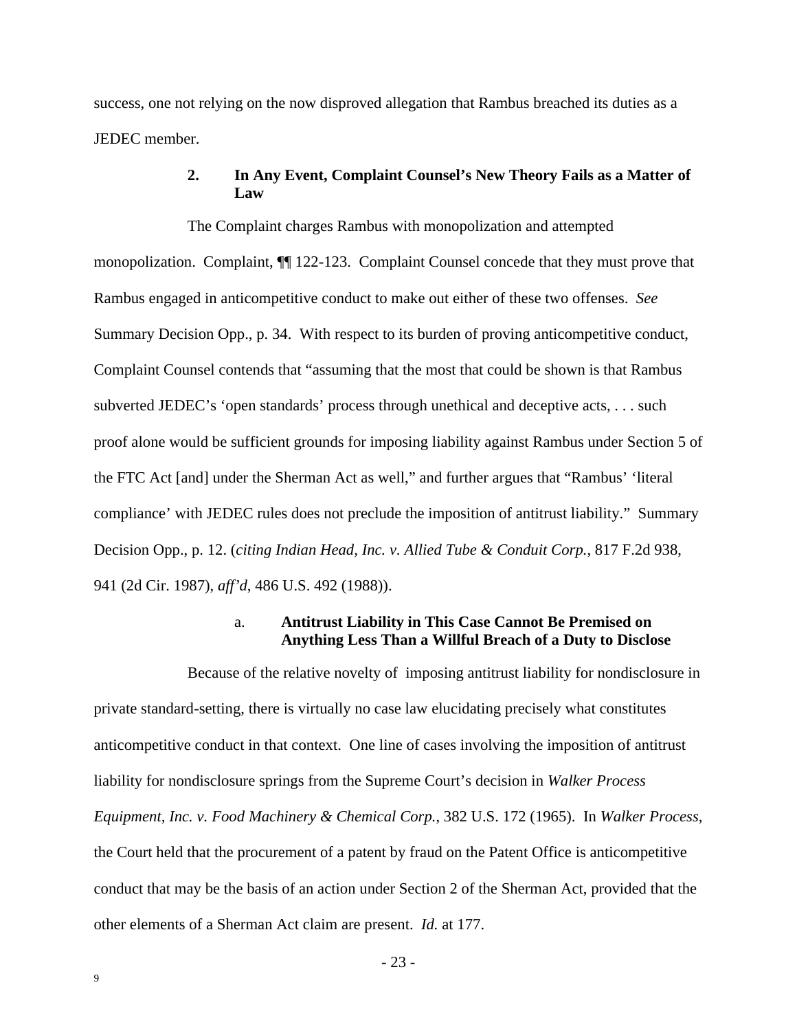success, one not relying on the now disproved allegation that Rambus breached its duties as a JEDEC member.

### 2. In Any Event, Complaint Counsel's New Theory Fails as a Matter of Law

The Complaint charges Rambus with monopolization and attempted monopolization. Complaint, ¶¶ 122-123. Complaint Counsel concede that they must prove that Rambus engaged in anticompetitive conduct to make out either of these two offenses. *See* Summary Decision Opp., p. 34. With respect to its burden of proving anticompetitive conduct, Complaint Counsel contends that "assuming that the most that could be shown is that Rambus subverted JEDEC's 'open standards' process through unethical and deceptive acts, . . . such proof alone would be sufficient grounds for imposing liability against Rambus under Section 5 of the FTC Act [and] under the Sherman Act as well," and further argues that "Rambus' 'literal compliance' with JEDEC rules does not preclude the imposition of antitrust liability." Summary Decision Opp., p. 12. (*citing Indian Head, Inc. v. Allied Tube & Conduit Corp.*, 817 F.2d 938, 941 (2d Cir. 1987), *aff'd*, 486 U.S. 492 (1988)).

#### a. Antitrust Liability in This Case Cannot Be Premised on Anything Less Than a Willful Breach of a Duty to Disclose

Because of the relative novelty of imposing antitrust liability for nondisclosure in private standard-setting, there is virtually no case law elucidating precisely what constitutes anticompetitive conduct in that context. One line of cases involving the imposition of antitrust liability for nondisclosure springs from the Supreme Court's decision in *Walker Process Equipment, Inc. v. Food Machinery & Chemical Corp.*, 382 U.S. 172 (1965). In *Walker Process*, the Court held that the procurement of a patent by fraud on the Patent Office is anticompetitive conduct that may be the basis of an action under Section 2 of the Sherman Act, provided that the other elements of a Sherman Act claim are present. *Id.* at 177.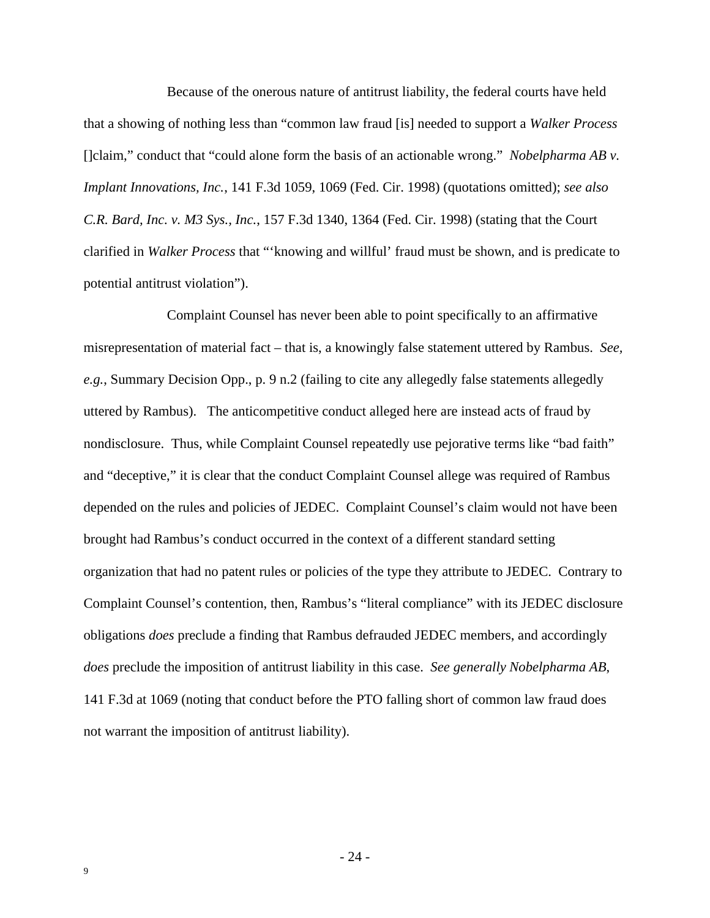Because of the onerous nature of antitrust liability, the federal courts have held that a showing of nothing less than "common law fraud [is] needed to support a *Walker Process* []claim," conduct that "could alone form the basis of an actionable wrong." *Nobelpharma AB v. Implant Innovations, Inc.*, 141 F.3d 1059, 1069 (Fed. Cir. 1998) (quotations omitted); *see also C.R. Bard, Inc. v. M3 Sys., Inc.*, 157 F.3d 1340, 1364 (Fed. Cir. 1998) (stating that the Court clarified in *Walker Process* that "'knowing and willful' fraud must be shown, and is predicate to potential antitrust violation").

Complaint Counsel has never been able to point specifically to an affirmative misrepresentation of material fact – that is, a knowingly false statement uttered by Rambus. *See, e.g.*, Summary Decision Opp., p. 9 n.2 (failing to cite any allegedly false statements allegedly uttered by Rambus). The anticompetitive conduct alleged here are instead acts of fraud by nondisclosure. Thus, while Complaint Counsel repeatedly use pejorative terms like "bad faith" and "deceptive," it is clear that the conduct Complaint Counsel allege was required of Rambus depended on the rules and policies of JEDEC. Complaint Counsel's claim would not have been brought had Rambus's conduct occurred in the context of a different standard setting organization that had no patent rules or policies of the type they attribute to JEDEC. Contrary to Complaint Counsel's contention, then, Rambus's "literal compliance" with its JEDEC disclosure obligations *does* preclude a finding that Rambus defrauded JEDEC members, and accordingly *does* preclude the imposition of antitrust liability in this case. *See generally Nobelpharma AB*, 141 F.3d at 1069 (noting that conduct before the PTO falling short of common law fraud does not warrant the imposition of antitrust liability).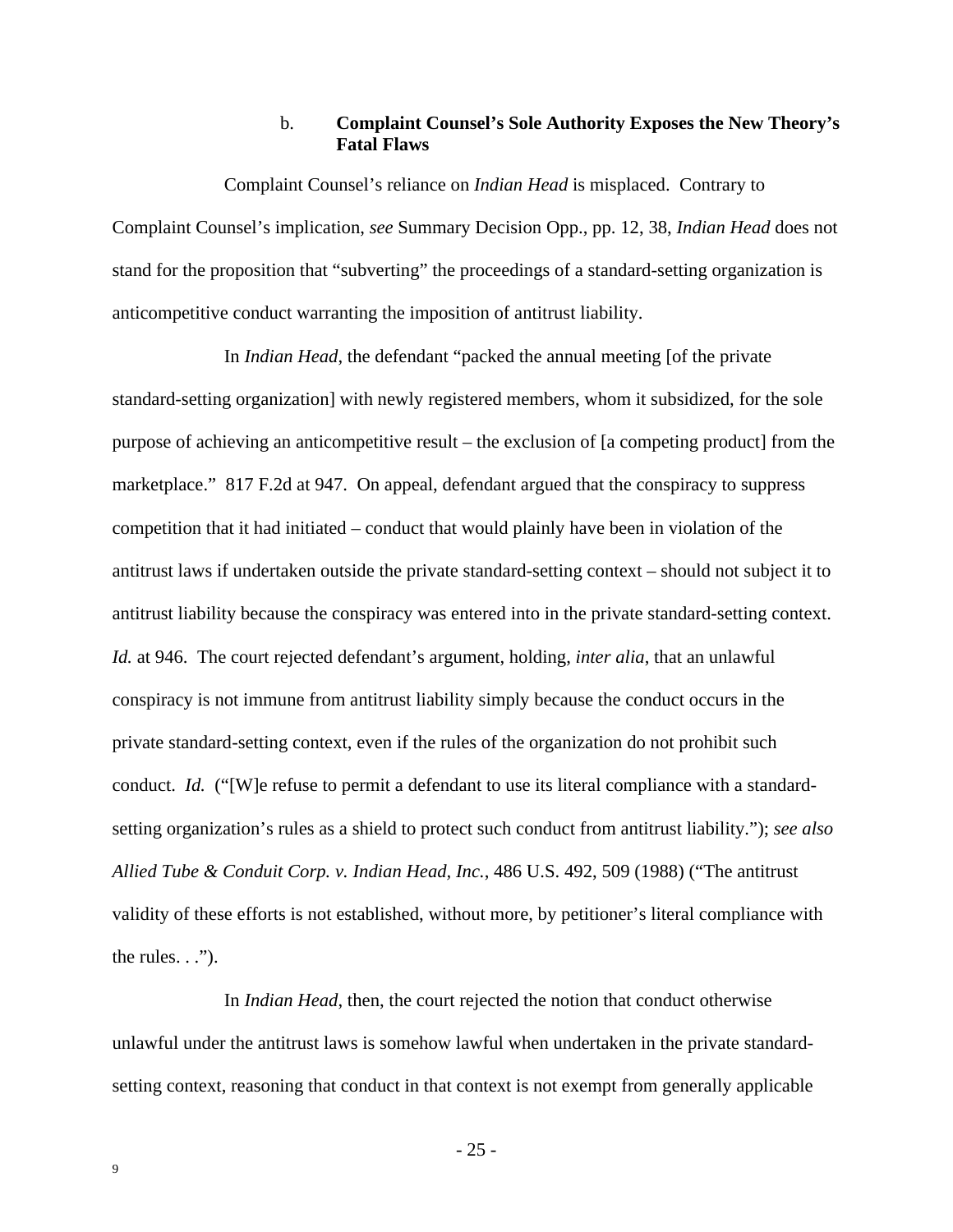### b. **Complaint Counsel's Sole Authority Exposes the New Theory's Fatal Flaws**

Complaint Counsel's reliance on *Indian Head* is misplaced. Contrary to Complaint Counsel's implication, *see* Summary Decision Opp., pp. 12, 38, *Indian Head* does not stand for the proposition that "subverting" the proceedings of a standard-setting organization is anticompetitive conduct warranting the imposition of antitrust liability.

In *Indian Head*, the defendant "packed the annual meeting [of the private standard-setting organization] with newly registered members, whom it subsidized, for the sole purpose of achieving an anticompetitive result – the exclusion of [a competing product] from the marketplace." 817 F.2d at 947. On appeal, defendant argued that the conspiracy to suppress competition that it had initiated – conduct that would plainly have been in violation of the antitrust laws if undertaken outside the private standard-setting context – should not subject it to antitrust liability because the conspiracy was entered into in the private standard-setting context. *Id.* at 946. The court rejected defendant's argument, holding, *inter alia*, that an unlawful conspiracy is not immune from antitrust liability simply because the conduct occurs in the private standard-setting context, even if the rules of the organization do not prohibit such conduct. *Id.* ("[W]e refuse to permit a defendant to use its literal compliance with a standard-setting organization's rules as a shield to protect such conduct from antitrust liability."); *see also Allied Tube & Conduit Corp. v. Indian Head, Inc.*, 486 U.S. 492, 509 (1988) ("The antitrust validity of these efforts is not established, without more, by petitioner's literal compliance with the rules. . .").

In *Indian Head*, then, the court rejected the notion that conduct otherwise unlawful under the antitrust laws is somehow lawful when undertaken in the private standard-setting context, reasoning that conduct in that context is not exempt from generally applicable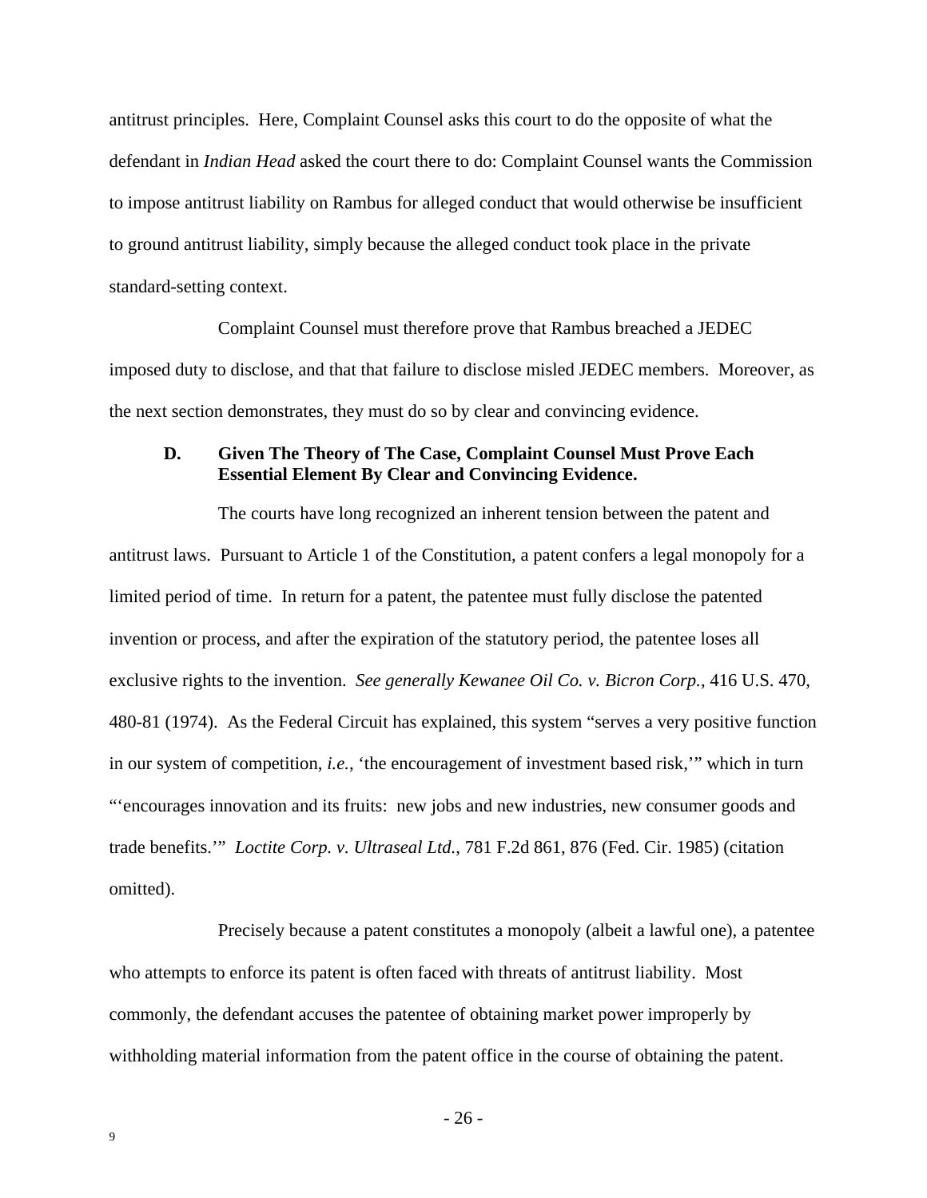antitrust principles. Here, Complaint Counsel asks this court to do the opposite of what the defendant in *Indian Head* asked the court there to do: Complaint Counsel wants the Commission to impose antitrust liability on Rambus for alleged conduct that would otherwise be insufficient to ground antitrust liability, simply because the alleged conduct took place in the private standard-setting context.

Complaint Counsel must therefore prove that Rambus breached a JEDEC imposed duty to disclose, and that that failure to disclose misled JEDEC members. Moreover, as the next section demonstrates, they must do so by clear and convincing evidence.

### D. Given The Theory of The Case, Complaint Counsel Must Prove Each Essential Element By Clear and Convincing Evidence.

The courts have long recognized an inherent tension between the patent and antitrust laws. Pursuant to Article 1 of the Constitution, a patent confers a legal monopoly for a limited period of time. In return for a patent, the patentee must fully disclose the patented invention or process, and after the expiration of the statutory period, the patentee loses all exclusive rights to the invention. *See generally Kewanee Oil Co. v. Bicron Corp.*, 416 U.S. 470, 480-81 (1974). As the Federal Circuit has explained, this system "serves a very positive function in our system of competition, *i.e.*, 'the encouragement of investment based risk,'" which in turn "'encourages innovation and its fruits: new jobs and new industries, new consumer goods and trade benefits.'" *Loctite Corp. v. Ultraseal Ltd.*, 781 F.2d 861, 876 (Fed. Cir. 1985) (citation omitted).

Precisely because a patent constitutes a monopoly (albeit a lawful one), a patentee who attempts to enforce its patent is often faced with threats of antitrust liability. Most commonly, the defendant accuses the patentee of obtaining market power improperly by withholding material information from the patent office in the course of obtaining the patent.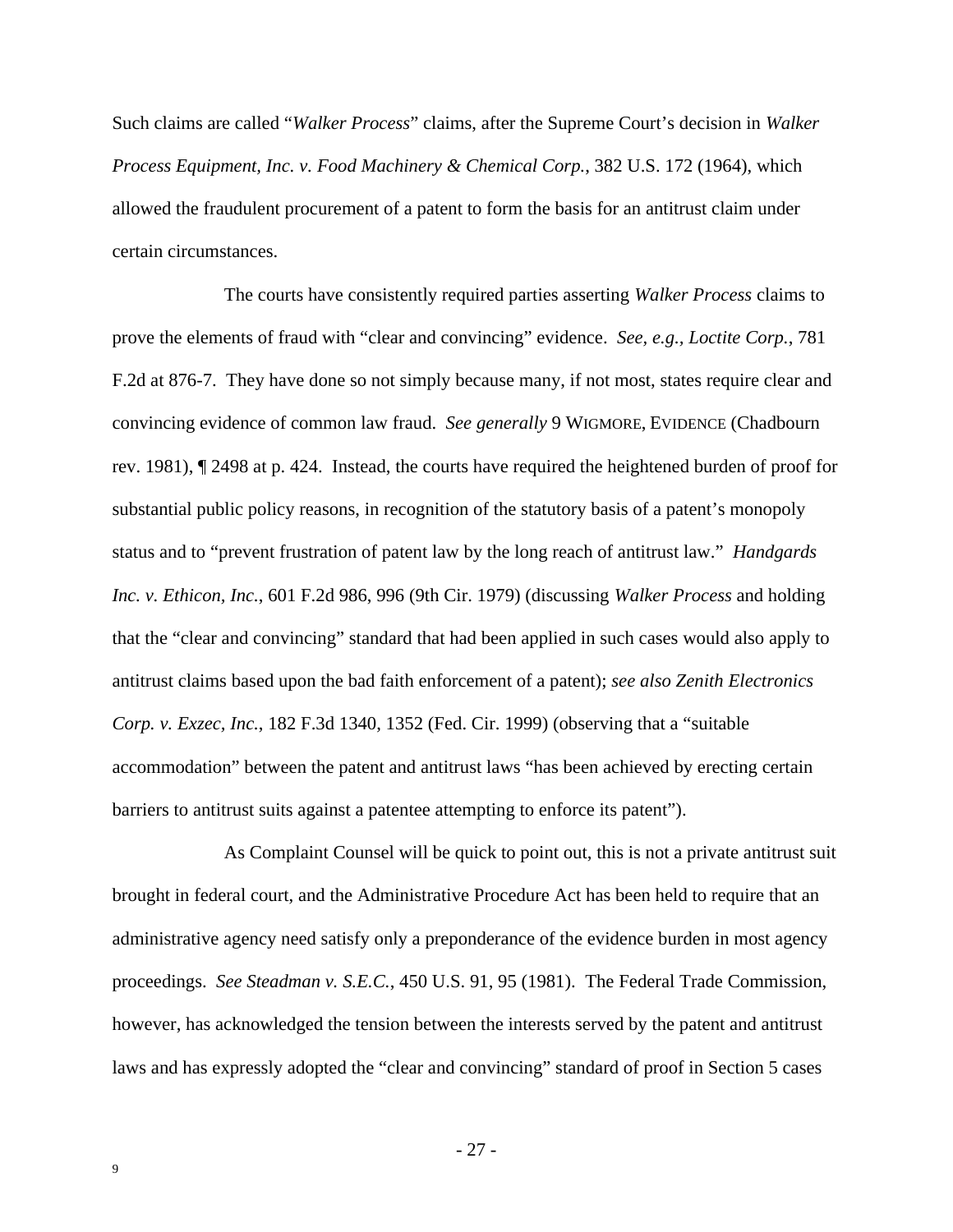Such claims are called "*Walker Process*" claims, after the Supreme Court's decision in *Walker Process Equipment, Inc. v. Food Machinery & Chemical Corp.*, 382 U.S. 172 (1964), which allowed the fraudulent procurement of a patent to form the basis for an antitrust claim under certain circumstances.

The courts have consistently required parties asserting *Walker Process* claims to prove the elements of fraud with "clear and convincing" evidence. *See, e.g., Loctite Corp.*, 781 F.2d at 876-7. They have done so not simply because many, if not most, states require clear and convincing evidence of common law fraud. *See generally* 9 WIGMORE, EVIDENCE (Chadbourn rev. 1981), ¶ 2498 at p. 424. Instead, the courts have required the heightened burden of proof for substantial public policy reasons, in recognition of the statutory basis of a patent's monopoly status and to "prevent frustration of patent law by the long reach of antitrust law." *Handgards Inc. v. Ethicon, Inc.*, 601 F.2d 986, 996 (9th Cir. 1979) (discussing *Walker Process* and holding that the "clear and convincing" standard that had been applied in such cases would also apply to antitrust claims based upon the bad faith enforcement of a patent); *see also Zenith Electronics Corp. v. Exzec, Inc.*, 182 F.3d 1340, 1352 (Fed. Cir. 1999) (observing that a "suitable accommodation" between the patent and antitrust laws "has been achieved by erecting certain barriers to antitrust suits against a patentee attempting to enforce its patent").

As Complaint Counsel will be quick to point out, this is not a private antitrust suit brought in federal court, and the Administrative Procedure Act has been held to require that an administrative agency need satisfy only a preponderance of the evidence burden in most agency proceedings. *See Steadman v. S.E.C.*, 450 U.S. 91, 95 (1981). The Federal Trade Commission, however, has acknowledged the tension between the interests served by the patent and antitrust laws and has expressly adopted the "clear and convincing" standard of proof in Section 5 cases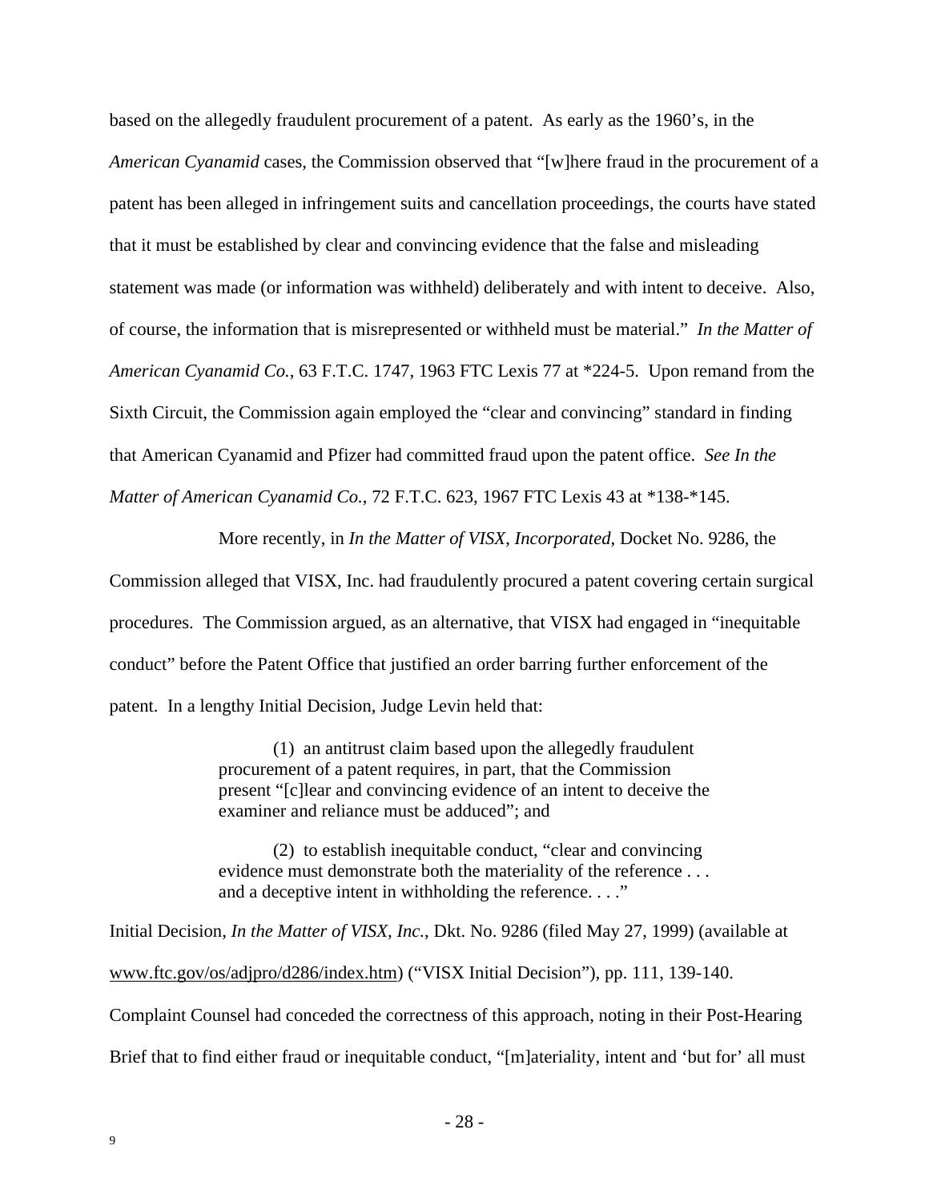based on the allegedly fraudulent procurement of a patent. As early as the 1960's, in the *American Cyanamid* cases, the Commission observed that "[w]here fraud in the procurement of a patent has been alleged in infringement suits and cancellation proceedings, the courts have stated that it must be established by clear and convincing evidence that the false and misleading statement was made (or information was withheld) deliberately and with intent to deceive. Also, of course, the information that is misrepresented or withheld must be material." *In the Matter of American Cyanamid Co.*, 63 F.T.C. 1747, 1963 FTC Lexis 77 at *224-5. Upon remand from the Sixth Circuit, the Commission again employed the "clear and convincing" standard in finding that American Cyanamid and Pfizer had committed fraud upon the patent office. *See In the Matter of American Cyanamid Co.*, 72 F.T.C. 623, 1967 FTC Lexis 43 at *138-*145.

More recently, in *In the Matter of VISX, Incorporated*, Docket No. 9286, the Commission alleged that VISX, Inc. had fraudulently procured a patent covering certain surgical procedures. The Commission argued, as an alternative, that VISX had engaged in "inequitable conduct" before the Patent Office that justified an order barring further enforcement of the patent. In a lengthy Initial Decision, Judge Levin held that:

> (1) an antitrust claim based upon the allegedly fraudulent procurement of a patent requires, in part, that the Commission present "[c]lear and convincing evidence of an intent to deceive the examiner and reliance must be adduced"; and
>
> (2) to establish inequitable conduct, "clear and convincing evidence must demonstrate both the materiality of the reference . . . and a deceptive intent in withholding the reference. . . ."

Initial Decision, *In the Matter of VISX, Inc.*, Dkt. No. 9286 (filed May 27, 1999) (available at www.ftc.gov/os/adjpro/d286/index.htm) ("VISX Initial Decision"), pp. 111, 139-140. Complaint Counsel had conceded the correctness of this approach, noting in their Post-Hearing Brief that to find either fraud or inequitable conduct, "[m]ateriality, intent and 'but for' all must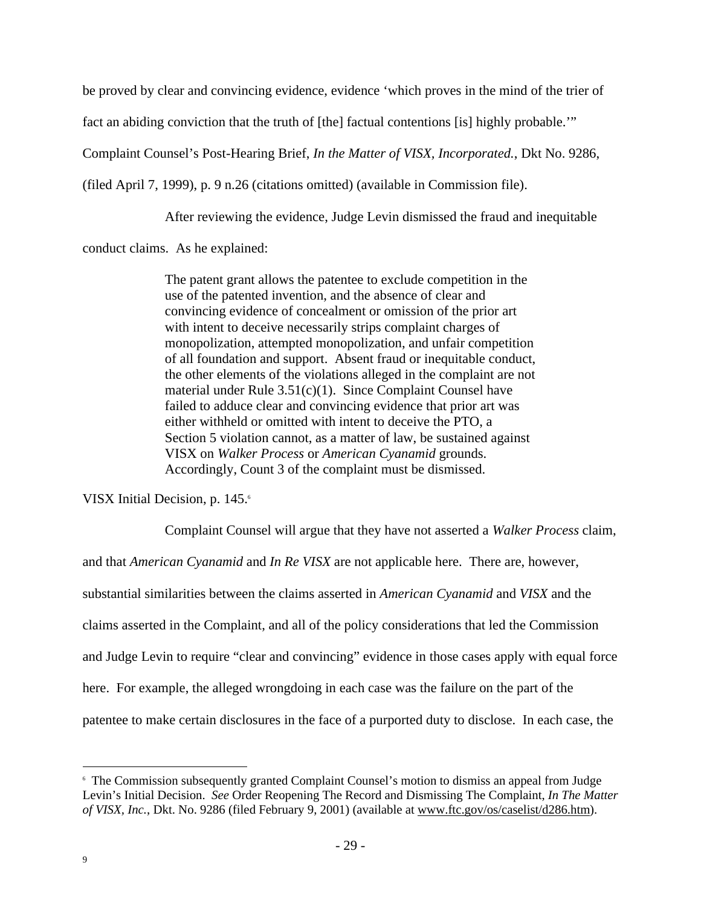be proved by clear and convincing evidence, evidence 'which proves in the mind of the trier of fact an abiding conviction that the truth of [the] factual contentions [is] highly probable.'" Complaint Counsel's Post-Hearing Brief, *In the Matter of VISX, Incorporated.*, Dkt No. 9286, (filed April 7, 1999), p. 9 n.26 (citations omitted) (available in Commission file).

After reviewing the evidence, Judge Levin dismissed the fraud and inequitable conduct claims. As he explained:

> The patent grant allows the patentee to exclude competition in the use of the patented invention, and the absence of clear and convincing evidence of concealment or omission of the prior art with intent to deceive necessarily strips complaint charges of monopolization, attempted monopolization, and unfair competition of all foundation and support. Absent fraud or inequitable conduct, the other elements of the violations alleged in the complaint are not material under Rule 3.51(c)(1). Since Complaint Counsel have failed to adduce clear and convincing evidence that prior art was either withheld or omitted with intent to deceive the PTO, a Section 5 violation cannot, as a matter of law, be sustained against VISX on *Walker Process* or *American Cyanamid* grounds. Accordingly, Count 3 of the complaint must be dismissed.

VISX Initial Decision, p. 145.[6]

Complaint Counsel will argue that they have not asserted a *Walker Process* claim, and that *American Cyanamid* and *In Re VISX* are not applicable here. There are, however, substantial similarities between the claims asserted in *American Cyanamid* and *VISX* and the claims asserted in the Complaint, and all of the policy considerations that led the Commission and Judge Levin to require "clear and convincing" evidence in those cases apply with equal force here. For example, the alleged wrongdoing in each case was the failure on the part of the patentee to make certain disclosures in the face of a purported duty to disclose. In each case, the

---

[6] The Commission subsequently granted Complaint Counsel's motion to dismiss an appeal from Judge Levin's Initial Decision. *See* Order Reopening The Record and Dismissing The Complaint, *In The Matter of VISX, Inc.*, Dkt. No. 9286 (filed February 9, 2001) (available at www.ftc.gov/os/caselist/d286.htm).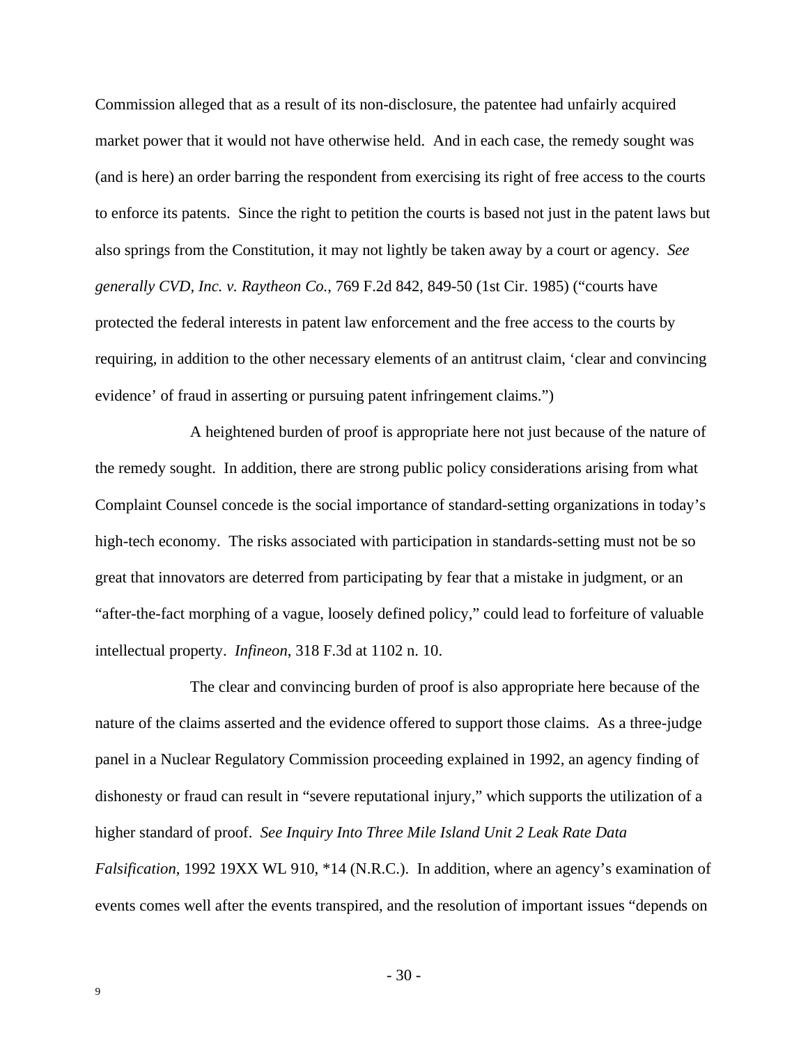Commission alleged that as a result of its non-disclosure, the patentee had unfairly acquired market power that it would not have otherwise held. And in each case, the remedy sought was (and is here) an order barring the respondent from exercising its right of free access to the courts to enforce its patents. Since the right to petition the courts is based not just in the patent laws but also springs from the Constitution, it may not lightly be taken away by a court or agency. *See generally CVD, Inc. v. Raytheon Co.*, 769 F.2d 842, 849-50 (1st Cir. 1985) ("courts have protected the federal interests in patent law enforcement and the free access to the courts by requiring, in addition to the other necessary elements of an antitrust claim, 'clear and convincing evidence' of fraud in asserting or pursuing patent infringement claims.")

A heightened burden of proof is appropriate here not just because of the nature of the remedy sought. In addition, there are strong public policy considerations arising from what Complaint Counsel concede is the social importance of standard-setting organizations in today's high-tech economy. The risks associated with participation in standards-setting must not be so great that innovators are deterred from participating by fear that a mistake in judgment, or an "after-the-fact morphing of a vague, loosely defined policy," could lead to forfeiture of valuable intellectual property. *Infineon*, 318 F.3d at 1102 n. 10.

The clear and convincing burden of proof is also appropriate here because of the nature of the claims asserted and the evidence offered to support those claims. As a three-judge panel in a Nuclear Regulatory Commission proceeding explained in 1992, an agency finding of dishonesty or fraud can result in "severe reputational injury," which supports the utilization of a higher standard of proof. *See Inquiry Into Three Mile Island Unit 2 Leak Rate Data Falsification*, 1992 19XX WL 910, *14 (N.R.C.). In addition, where an agency's examination of events comes well after the events transpired, and the resolution of important issues "depends on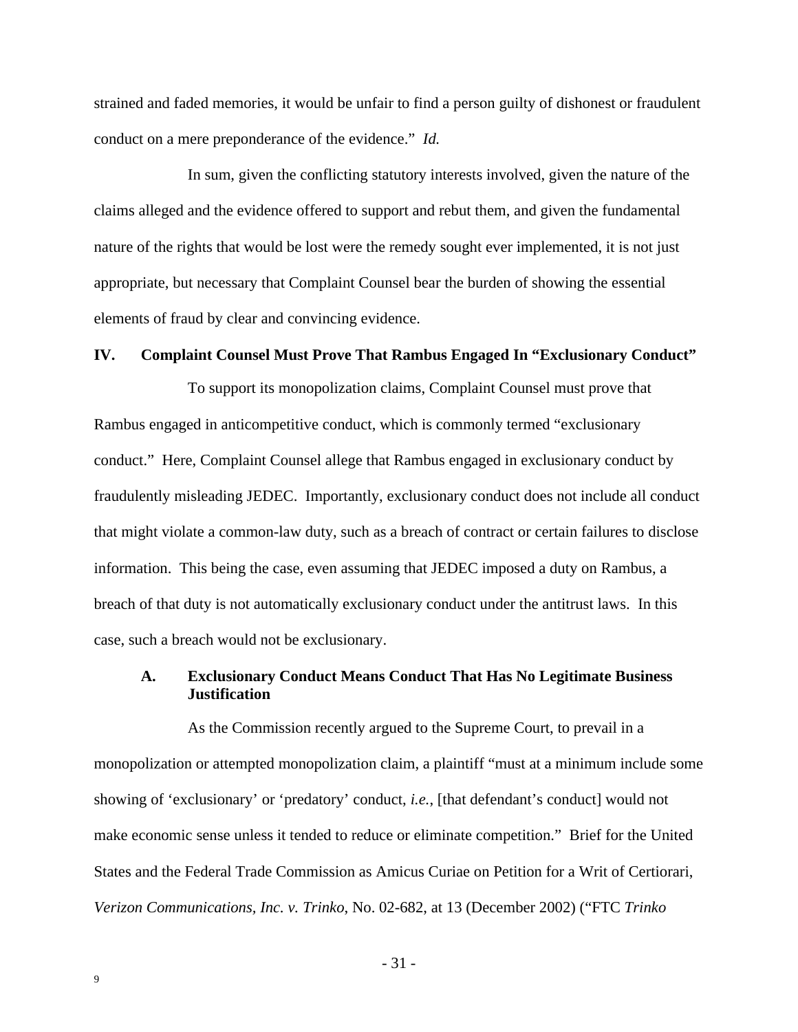strained and faded memories, it would be unfair to find a person guilty of dishonest or fraudulent conduct on a mere preponderance of the evidence." *Id.*

In sum, given the conflicting statutory interests involved, given the nature of the claims alleged and the evidence offered to support and rebut them, and given the fundamental nature of the rights that would be lost were the remedy sought ever implemented, it is not just appropriate, but necessary that Complaint Counsel bear the burden of showing the essential elements of fraud by clear and convincing evidence.

## IV. Complaint Counsel Must Prove That Rambus Engaged In "Exclusionary Conduct"

To support its monopolization claims, Complaint Counsel must prove that Rambus engaged in anticompetitive conduct, which is commonly termed "exclusionary conduct." Here, Complaint Counsel allege that Rambus engaged in exclusionary conduct by fraudulently misleading JEDEC. Importantly, exclusionary conduct does not include all conduct that might violate a common-law duty, such as a breach of contract or certain failures to disclose information. This being the case, even assuming that JEDEC imposed a duty on Rambus, a breach of that duty is not automatically exclusionary conduct under the antitrust laws. In this case, such a breach would not be exclusionary.

### A. Exclusionary Conduct Means Conduct That Has No Legitimate Business Justification

As the Commission recently argued to the Supreme Court, to prevail in a monopolization or attempted monopolization claim, a plaintiff "must at a minimum include some showing of 'exclusionary' or 'predatory' conduct, *i.e.*, [that defendant's conduct] would not make economic sense unless it tended to reduce or eliminate competition." Brief for the United States and the Federal Trade Commission as Amicus Curiae on Petition for a Writ of Certiorari, *Verizon Communications, Inc. v. Trinko*, No. 02-682, at 13 (December 2002) ("FTC *Trinko*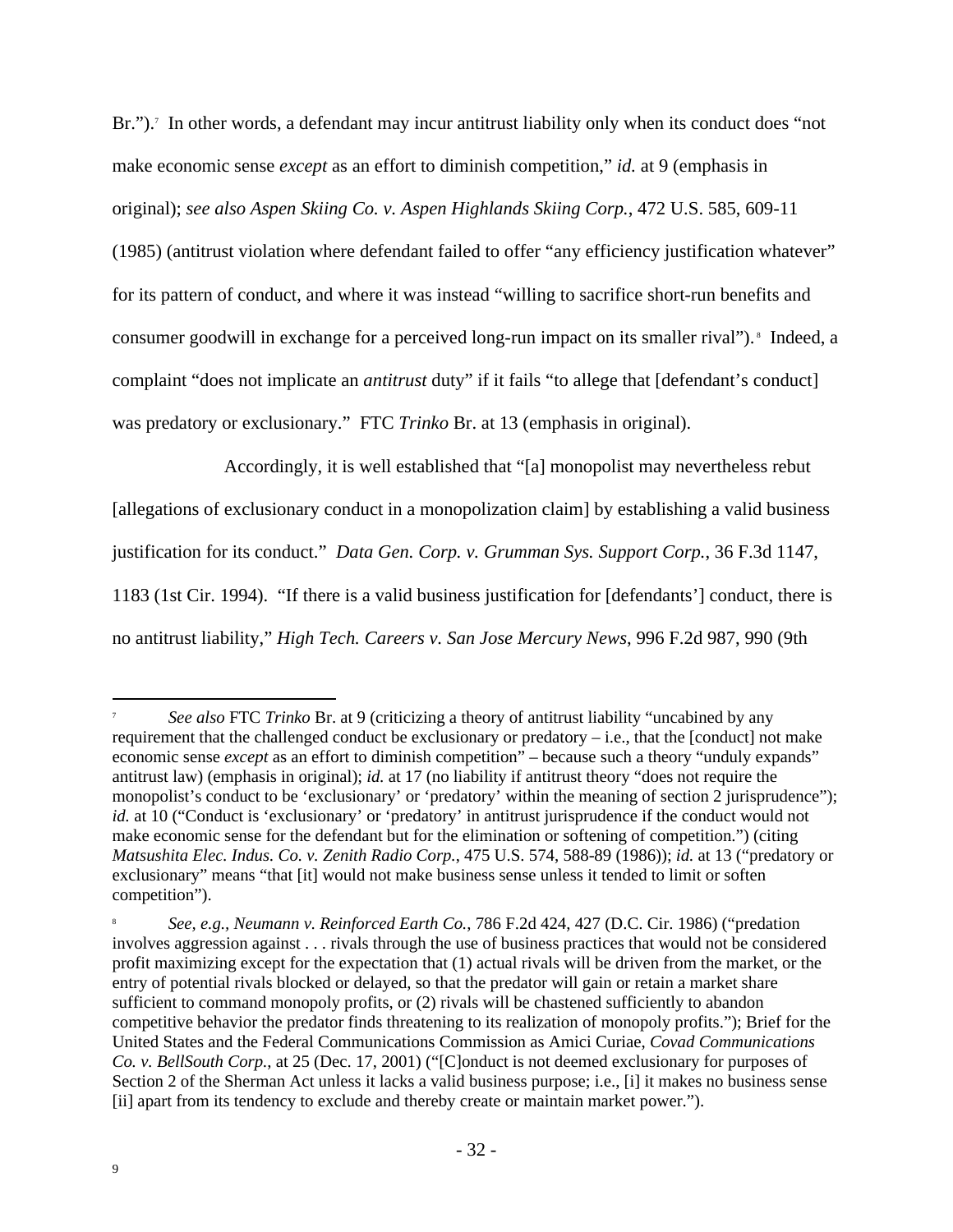Br.").[7] In other words, a defendant may incur antitrust liability only when its conduct does "not make economic sense *except* as an effort to diminish competition," *id.* at 9 (emphasis in original); *see also Aspen Skiing Co. v. Aspen Highlands Skiing Corp.*, 472 U.S. 585, 609-11 (1985) (antitrust violation where defendant failed to offer "any efficiency justification whatever" for its pattern of conduct, and where it was instead "willing to sacrifice short-run benefits and consumer goodwill in exchange for a perceived long-run impact on its smaller rival").[8] Indeed, a complaint "does not implicate an *antitrust* duty" if it fails "to allege that [defendant's conduct] was predatory or exclusionary." FTC *Trinko* Br. at 13 (emphasis in original).

Accordingly, it is well established that "[a] monopolist may nevertheless rebut [allegations of exclusionary conduct in a monopolization claim] by establishing a valid business justification for its conduct." *Data Gen. Corp. v. Grumman Sys. Support Corp.*, 36 F.3d 1147, 1183 (1st Cir. 1994). "If there is a valid business justification for [defendants'] conduct, there is no antitrust liability," *High Tech. Careers v. San Jose Mercury News*, 996 F.2d 987, 990 (9th

---

[7] *See also* FTC *Trinko* Br. at 9 (criticizing a theory of antitrust liability "uncabined by any requirement that the challenged conduct be exclusionary or predatory – i.e., that the [conduct] not make economic sense *except* as an effort to diminish competition" – because such a theory "unduly expands" antitrust law) (emphasis in original); *id.* at 17 (no liability if antitrust theory "does not require the monopolist's conduct to be 'exclusionary' or 'predatory' within the meaning of section 2 jurisprudence"); *id.* at 10 ("Conduct is 'exclusionary' or 'predatory' in antitrust jurisprudence if the conduct would not make economic sense for the defendant but for the elimination or softening of competition.") (citing *Matsushita Elec. Indus. Co. v. Zenith Radio Corp.*, 475 U.S. 574, 588-89 (1986)); *id.* at 13 ("predatory or exclusionary" means "that [it] would not make business sense unless it tended to limit or soften competition").

[8] *See, e.g., Neumann v. Reinforced Earth Co.*, 786 F.2d 424, 427 (D.C. Cir. 1986) ("predation involves aggression against . . . rivals through the use of business practices that would not be considered profit maximizing except for the expectation that (1) actual rivals will be driven from the market, or the entry of potential rivals blocked or delayed, so that the predator will gain or retain a market share sufficient to command monopoly profits, or (2) rivals will be chastened sufficiently to abandon competitive behavior the predator finds threatening to its realization of monopoly profits."); Brief for the United States and the Federal Communications Commission as Amici Curiae, *Covad Communications Co. v. BellSouth Corp.*, at 25 (Dec. 17, 2001) ("[C]onduct is not deemed exclusionary for purposes of Section 2 of the Sherman Act unless it lacks a valid business purpose; i.e., [i] it makes no business sense [ii] apart from its tendency to exclude and thereby create or maintain market power.").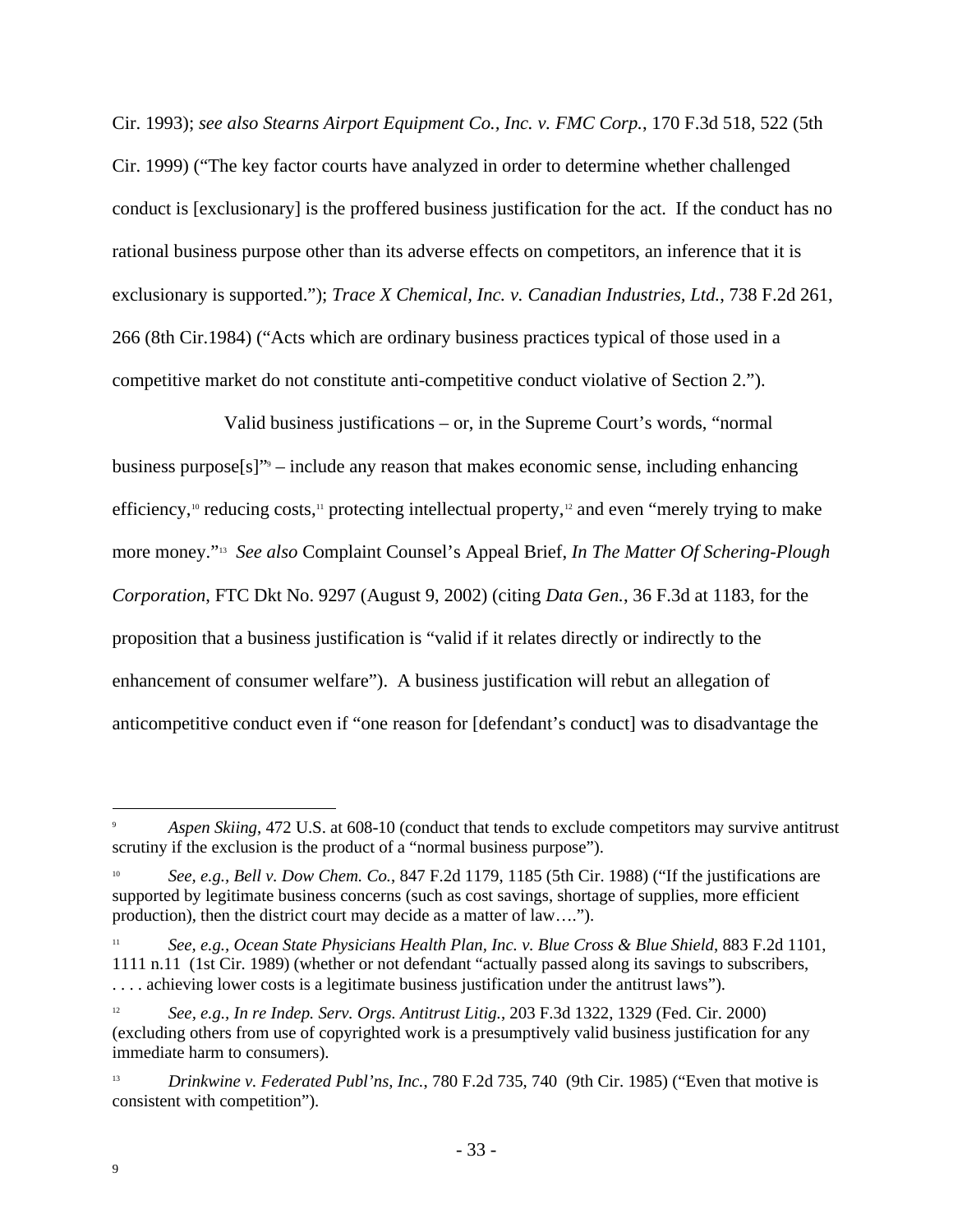Cir. 1993); *see also Stearns Airport Equipment Co., Inc. v. FMC Corp.*, 170 F.3d 518, 522 (5th Cir. 1999) ("The key factor courts have analyzed in order to determine whether challenged conduct is [exclusionary] is the proffered business justification for the act. If the conduct has no rational business purpose other than its adverse effects on competitors, an inference that it is exclusionary is supported."); *Trace X Chemical, Inc. v. Canadian Industries, Ltd.*, 738 F.2d 261, 266 (8th Cir.1984) ("Acts which are ordinary business practices typical of those used in a competitive market do not constitute anti-competitive conduct violative of Section 2.").

Valid business justifications – or, in the Supreme Court's words, "normal business purpose[s]"[9] – include any reason that makes economic sense, including enhancing efficiency,[10] reducing costs,[11] protecting intellectual property,[12] and even "merely trying to make more money."[13] *See also* Complaint Counsel's Appeal Brief, *In The Matter Of Schering-Plough Corporation*, FTC Dkt No. 9297 (August 9, 2002) (citing *Data Gen.*, 36 F.3d at 1183, for the proposition that a business justification is "valid if it relates directly or indirectly to the enhancement of consumer welfare"). A business justification will rebut an allegation of anticompetitive conduct even if "one reason for [defendant's conduct] was to disadvantage the

---

[9] *Aspen Skiing*, 472 U.S. at 608-10 (conduct that tends to exclude competitors may survive antitrust scrutiny if the exclusion is the product of a "normal business purpose").

[10] *See, e.g., Bell v. Dow Chem. Co.*, 847 F.2d 1179, 1185 (5th Cir. 1988) ("If the justifications are supported by legitimate business concerns (such as cost savings, shortage of supplies, more efficient production), then the district court may decide as a matter of law….").

[11] *See, e.g., Ocean State Physicians Health Plan, Inc. v. Blue Cross & Blue Shield*, 883 F.2d 1101, 1111 n.11 (1st Cir. 1989) (whether or not defendant "actually passed along its savings to subscribers, . . . . achieving lower costs is a legitimate business justification under the antitrust laws").

[12] *See, e.g., In re Indep. Serv. Orgs. Antitrust Litig.*, 203 F.3d 1322, 1329 (Fed. Cir. 2000) (excluding others from use of copyrighted work is a presumptively valid business justification for any immediate harm to consumers).

[13] *Drinkwine v. Federated Publ'ns, Inc.*, 780 F.2d 735, 740 (9th Cir. 1985) ("Even that motive is consistent with competition").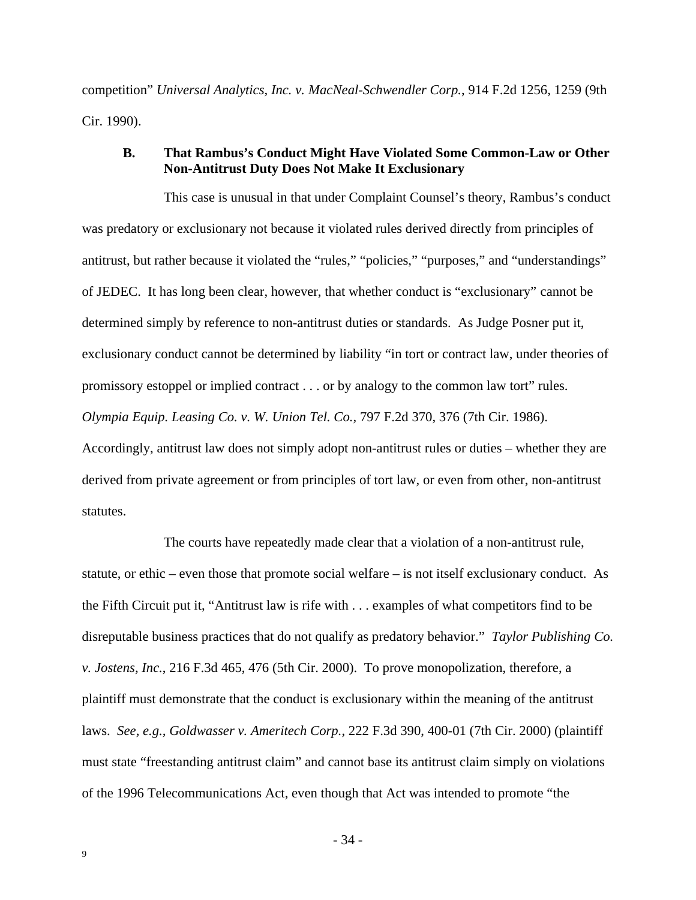competition" *Universal Analytics, Inc. v. MacNeal-Schwendler Corp.*, 914 F.2d 1256, 1259 (9th Cir. 1990).

### B. That Rambus's Conduct Might Have Violated Some Common-Law or Other Non-Antitrust Duty Does Not Make It Exclusionary

This case is unusual in that under Complaint Counsel's theory, Rambus's conduct was predatory or exclusionary not because it violated rules derived directly from principles of antitrust, but rather because it violated the "rules," "policies," "purposes," and "understandings" of JEDEC. It has long been clear, however, that whether conduct is "exclusionary" cannot be determined simply by reference to non-antitrust duties or standards. As Judge Posner put it, exclusionary conduct cannot be determined by liability "in tort or contract law, under theories of promissory estoppel or implied contract . . . or by analogy to the common law tort" rules. *Olympia Equip. Leasing Co. v. W. Union Tel. Co.*, 797 F.2d 370, 376 (7th Cir. 1986). Accordingly, antitrust law does not simply adopt non-antitrust rules or duties – whether they are derived from private agreement or from principles of tort law, or even from other, non-antitrust statutes.

The courts have repeatedly made clear that a violation of a non-antitrust rule, statute, or ethic – even those that promote social welfare – is not itself exclusionary conduct. As the Fifth Circuit put it, "Antitrust law is rife with . . . examples of what competitors find to be disreputable business practices that do not qualify as predatory behavior." *Taylor Publishing Co. v. Jostens, Inc.*, 216 F.3d 465, 476 (5th Cir. 2000). To prove monopolization, therefore, a plaintiff must demonstrate that the conduct is exclusionary within the meaning of the antitrust laws. *See, e.g.*, *Goldwasser v. Ameritech Corp.*, 222 F.3d 390, 400-01 (7th Cir. 2000) (plaintiff must state "freestanding antitrust claim" and cannot base its antitrust claim simply on violations of the 1996 Telecommunications Act, even though that Act was intended to promote "the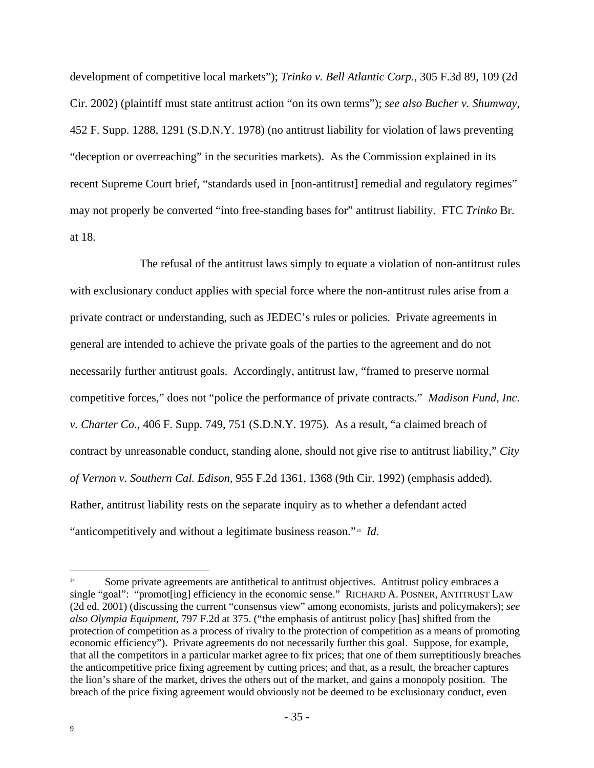development of competitive local markets"); *Trinko v. Bell Atlantic Corp.*, 305 F.3d 89, 109 (2d Cir. 2002) (plaintiff must state antitrust action "on its own terms"); *see also Bucher v. Shumway*, 452 F. Supp. 1288, 1291 (S.D.N.Y. 1978) (no antitrust liability for violation of laws preventing "deception or overreaching" in the securities markets). As the Commission explained in its recent Supreme Court brief, "standards used in [non-antitrust] remedial and regulatory regimes" may not properly be converted "into free-standing bases for" antitrust liability. FTC *Trinko* Br. at 18.

The refusal of the antitrust laws simply to equate a violation of non-antitrust rules with exclusionary conduct applies with special force where the non-antitrust rules arise from a private contract or understanding, such as JEDEC's rules or policies. Private agreements in general are intended to achieve the private goals of the parties to the agreement and do not necessarily further antitrust goals. Accordingly, antitrust law, "framed to preserve normal competitive forces," does not "police the performance of private contracts." *Madison Fund, Inc. v. Charter Co.*, 406 F. Supp. 749, 751 (S.D.N.Y. 1975). As a result, "a claimed breach of contract by unreasonable conduct, standing alone, should not give rise to antitrust liability," *City of Vernon v. Southern Cal. Edison*, 955 F.2d 1361, 1368 (9th Cir. 1992) (emphasis added). Rather, antitrust liability rests on the separate inquiry as to whether a defendant acted "anticompetitively and without a legitimate business reason."[14] *Id.*

---

[14] Some private agreements are antithetical to antitrust objectives. Antitrust policy embraces a single "goal": "promot[ing] efficiency in the economic sense." RICHARD A. POSNER, ANTITRUST LAW (2d ed. 2001) (discussing the current "consensus view" among economists, jurists and policymakers); *see also Olympia Equipment*, 797 F.2d at 375. ("the emphasis of antitrust policy [has] shifted from the protection of competition as a process of rivalry to the protection of competition as a means of promoting economic efficiency"). Private agreements do not necessarily further this goal. Suppose, for example, that all the competitors in a particular market agree to fix prices; that one of them surreptitiously breaches the anticompetitive price fixing agreement by cutting prices; and that, as a result, the breacher captures the lion's share of the market, drives the others out of the market, and gains a monopoly position. The breach of the price fixing agreement would obviously not be deemed to be exclusionary conduct, even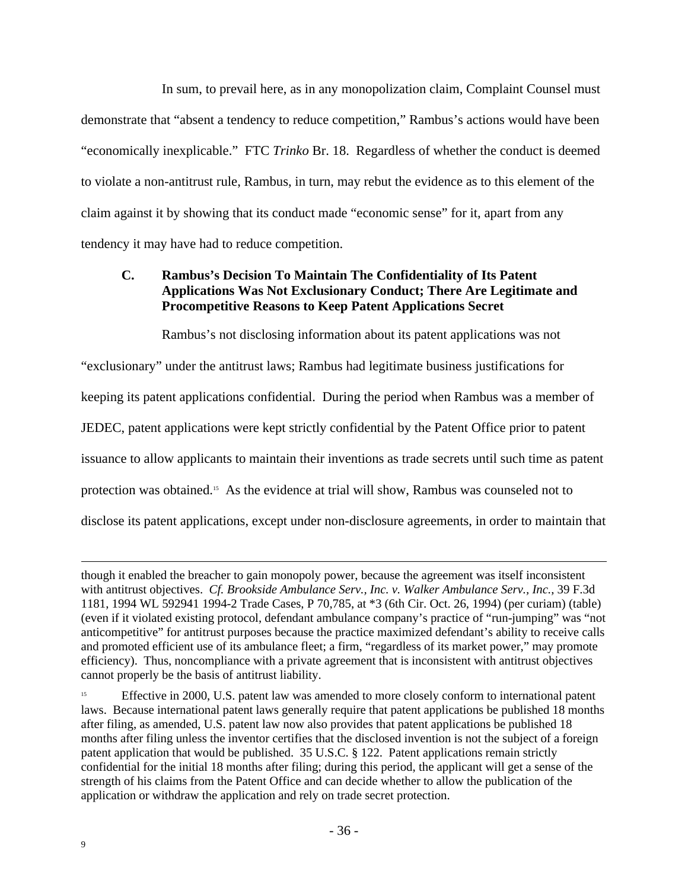In sum, to prevail here, as in any monopolization claim, Complaint Counsel must demonstrate that "absent a tendency to reduce competition," Rambus's actions would have been "economically inexplicable." FTC *Trinko* Br. 18. Regardless of whether the conduct is deemed to violate a non-antitrust rule, Rambus, in turn, may rebut the evidence as to this element of the claim against it by showing that its conduct made "economic sense" for it, apart from any tendency it may have had to reduce competition.

### C. Rambus's Decision To Maintain The Confidentiality of Its Patent Applications Was Not Exclusionary Conduct; There Are Legitimate and Procompetitive Reasons to Keep Patent Applications Secret

Rambus's not disclosing information about its patent applications was not "exclusionary" under the antitrust laws; Rambus had legitimate business justifications for keeping its patent applications confidential. During the period when Rambus was a member of JEDEC, patent applications were kept strictly confidential by the Patent Office prior to patent issuance to allow applicants to maintain their inventions as trade secrets until such time as patent protection was obtained.[15] As the evidence at trial will show, Rambus was counseled not to disclose its patent applications, except under non-disclosure agreements, in order to maintain that

---

though it enabled the breacher to gain monopoly power, because the agreement was itself inconsistent with antitrust objectives. *Cf. Brookside Ambulance Serv., Inc. v. Walker Ambulance Serv., Inc.*, 39 F.3d 1181, 1994 WL 592941 1994-2 Trade Cases, P 70,785, at *3 (6th Cir. Oct. 26, 1994) (per curiam) (table) (even if it violated existing protocol, defendant ambulance company's practice of "run-jumping" was "not anticompetitive" for antitrust purposes because the practice maximized defendant's ability to receive calls and promoted efficient use of its ambulance fleet; a firm, "regardless of its market power," may promote efficiency). Thus, noncompliance with a private agreement that is inconsistent with antitrust objectives cannot properly be the basis of antitrust liability.

[15] Effective in 2000, U.S. patent law was amended to more closely conform to international patent laws. Because international patent laws generally require that patent applications be published 18 months after filing, as amended, U.S. patent law now also provides that patent applications be published 18 months after filing unless the inventor certifies that the disclosed invention is not the subject of a foreign patent application that would be published. 35 U.S.C. § 122. Patent applications remain strictly confidential for the initial 18 months after filing; during this period, the applicant will get a sense of the strength of his claims from the Patent Office and can decide whether to allow the publication of the application or withdraw the application and rely on trade secret protection.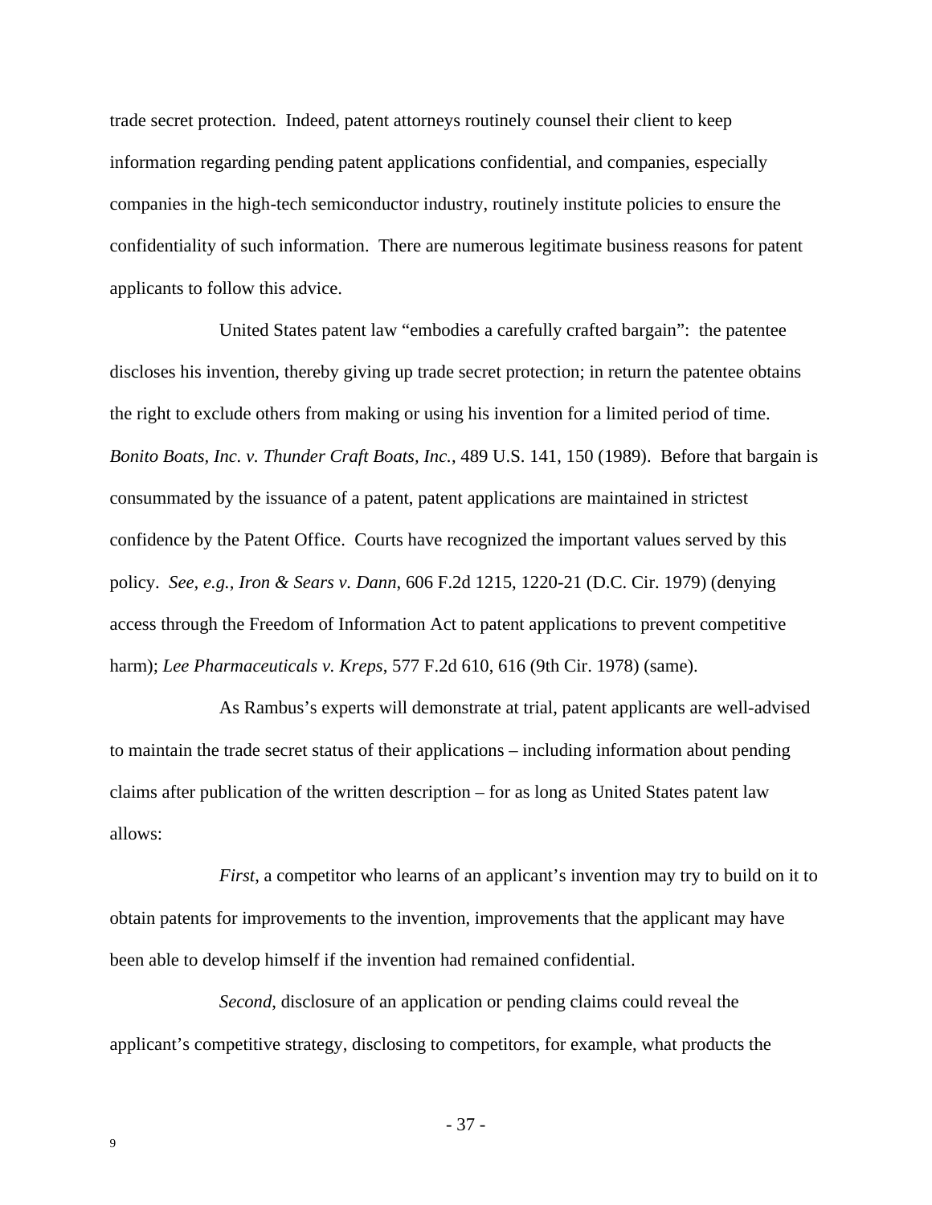trade secret protection. Indeed, patent attorneys routinely counsel their client to keep information regarding pending patent applications confidential, and companies, especially companies in the high-tech semiconductor industry, routinely institute policies to ensure the confidentiality of such information. There are numerous legitimate business reasons for patent applicants to follow this advice.

United States patent law "embodies a carefully crafted bargain": the patentee discloses his invention, thereby giving up trade secret protection; in return the patentee obtains the right to exclude others from making or using his invention for a limited period of time. *Bonito Boats, Inc. v. Thunder Craft Boats, Inc.*, 489 U.S. 141, 150 (1989). Before that bargain is consummated by the issuance of a patent, patent applications are maintained in strictest confidence by the Patent Office. Courts have recognized the important values served by this policy. *See, e.g., Iron & Sears v. Dann*, 606 F.2d 1215, 1220-21 (D.C. Cir. 1979) (denying access through the Freedom of Information Act to patent applications to prevent competitive harm); *Lee Pharmaceuticals v. Kreps*, 577 F.2d 610, 616 (9th Cir. 1978) (same).

As Rambus's experts will demonstrate at trial, patent applicants are well-advised to maintain the trade secret status of their applications – including information about pending claims after publication of the written description – for as long as United States patent law allows:

*First*, a competitor who learns of an applicant's invention may try to build on it to obtain patents for improvements to the invention, improvements that the applicant may have been able to develop himself if the invention had remained confidential.

*Second*, disclosure of an application or pending claims could reveal the applicant's competitive strategy, disclosing to competitors, for example, what products the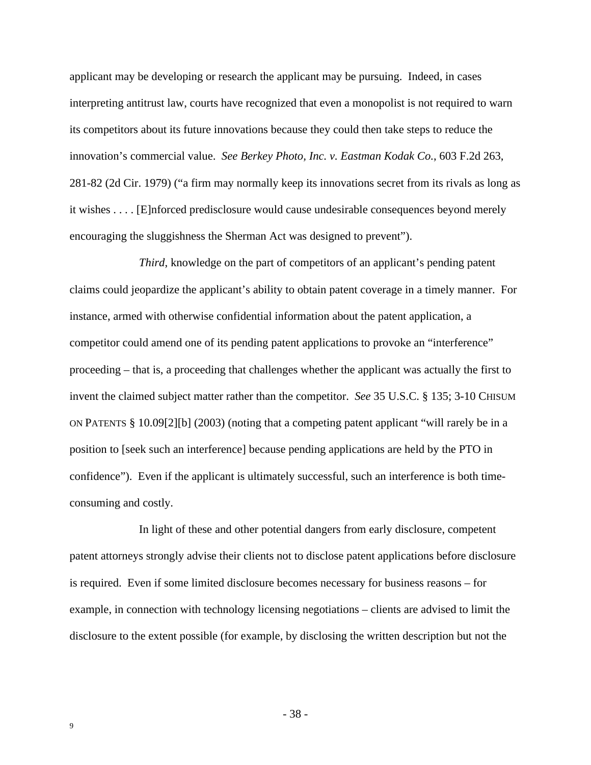applicant may be developing or research the applicant may be pursuing. Indeed, in cases interpreting antitrust law, courts have recognized that even a monopolist is not required to warn its competitors about its future innovations because they could then take steps to reduce the innovation's commercial value. *See Berkey Photo, Inc. v. Eastman Kodak Co.*, 603 F.2d 263, 281-82 (2d Cir. 1979) ("a firm may normally keep its innovations secret from its rivals as long as it wishes . . . . [E]nforced predisclosure would cause undesirable consequences beyond merely encouraging the sluggishness the Sherman Act was designed to prevent").

*Third*, knowledge on the part of competitors of an applicant's pending patent claims could jeopardize the applicant's ability to obtain patent coverage in a timely manner. For instance, armed with otherwise confidential information about the patent application, a competitor could amend one of its pending patent applications to provoke an "interference" proceeding – that is, a proceeding that challenges whether the applicant was actually the first to invent the claimed subject matter rather than the competitor. *See* 35 U.S.C. § 135; 3-10 CHISUM ON PATENTS § 10.09[2][b] (2003) (noting that a competing patent applicant "will rarely be in a position to [seek such an interference] because pending applications are held by the PTO in confidence"). Even if the applicant is ultimately successful, such an interference is both time-consuming and costly.

In light of these and other potential dangers from early disclosure, competent patent attorneys strongly advise their clients not to disclose patent applications before disclosure is required. Even if some limited disclosure becomes necessary for business reasons – for example, in connection with technology licensing negotiations – clients are advised to limit the disclosure to the extent possible (for example, by disclosing the written description but not the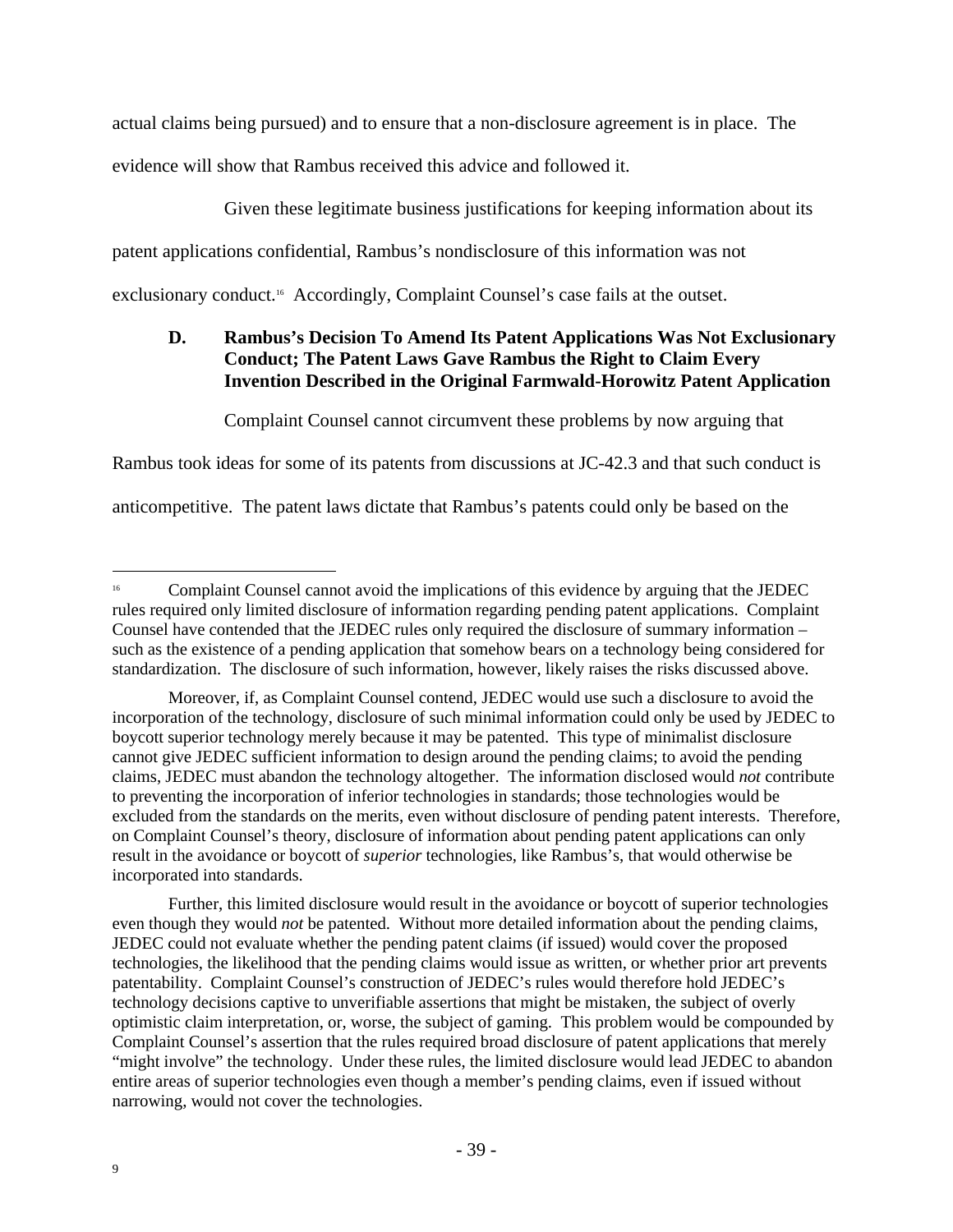actual claims being pursued) and to ensure that a non-disclosure agreement is in place. The evidence will show that Rambus received this advice and followed it.

Given these legitimate business justifications for keeping information about its patent applications confidential, Rambus's nondisclosure of this information was not exclusionary conduct.[16] Accordingly, Complaint Counsel's case fails at the outset.

### D. Rambus's Decision To Amend Its Patent Applications Was Not Exclusionary Conduct; The Patent Laws Gave Rambus the Right to Claim Every Invention Described in the Original Farmwald-Horowitz Patent Application

Complaint Counsel cannot circumvent these problems by now arguing that Rambus took ideas for some of its patents from discussions at JC-42.3 and that such conduct is anticompetitive. The patent laws dictate that Rambus's patents could only be based on the

---

[16] Complaint Counsel cannot avoid the implications of this evidence by arguing that the JEDEC rules required only limited disclosure of information regarding pending patent applications. Complaint Counsel have contended that the JEDEC rules only required the disclosure of summary information – such as the existence of a pending application that somehow bears on a technology being considered for standardization. The disclosure of such information, however, likely raises the risks discussed above.

Moreover, if, as Complaint Counsel contend, JEDEC would use such a disclosure to avoid the incorporation of the technology, disclosure of such minimal information could only be used by JEDEC to boycott superior technology merely because it may be patented. This type of minimalist disclosure cannot give JEDEC sufficient information to design around the pending claims; to avoid the pending claims, JEDEC must abandon the technology altogether. The information disclosed would *not* contribute to preventing the incorporation of inferior technologies in standards; those technologies would be excluded from the standards on the merits, even without disclosure of pending patent interests. Therefore, on Complaint Counsel's theory, disclosure of information about pending patent applications can only result in the avoidance or boycott of *superior* technologies, like Rambus's, that would otherwise be incorporated into standards.

Further, this limited disclosure would result in the avoidance or boycott of superior technologies even though they would *not* be patented. Without more detailed information about the pending claims, JEDEC could not evaluate whether the pending patent claims (if issued) would cover the proposed technologies, the likelihood that the pending claims would issue as written, or whether prior art prevents patentability. Complaint Counsel's construction of JEDEC's rules would therefore hold JEDEC's technology decisions captive to unverifiable assertions that might be mistaken, the subject of overly optimistic claim interpretation, or, worse, the subject of gaming. This problem would be compounded by Complaint Counsel's assertion that the rules required broad disclosure of patent applications that merely "might involve" the technology. Under these rules, the limited disclosure would lead JEDEC to abandon entire areas of superior technologies even though a member's pending claims, even if issued without narrowing, would not cover the technologies.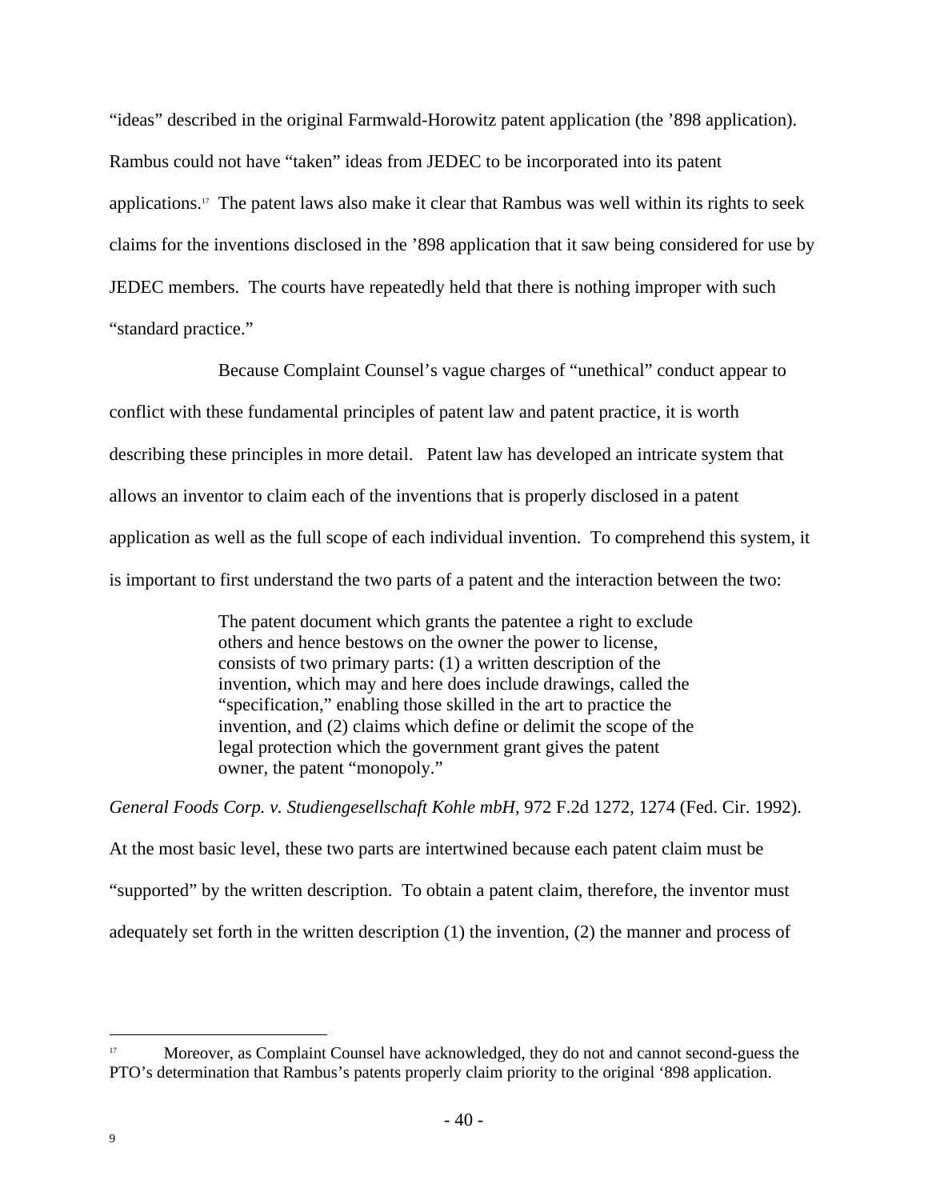"ideas" described in the original Farmwald-Horowitz patent application (the '898 application). Rambus could not have "taken" ideas from JEDEC to be incorporated into its patent applications.[17] The patent laws also make it clear that Rambus was well within its rights to seek claims for the inventions disclosed in the '898 application that it saw being considered for use by JEDEC members. The courts have repeatedly held that there is nothing improper with such "standard practice."

Because Complaint Counsel's vague charges of "unethical" conduct appear to conflict with these fundamental principles of patent law and patent practice, it is worth describing these principles in more detail. Patent law has developed an intricate system that allows an inventor to claim each of the inventions that is properly disclosed in a patent application as well as the full scope of each individual invention. To comprehend this system, it is important to first understand the two parts of a patent and the interaction between the two:

> The patent document which grants the patentee a right to exclude others and hence bestows on the owner the power to license, consists of two primary parts: (1) a written description of the invention, which may and here does include drawings, called the "specification," enabling those skilled in the art to practice the invention, and (2) claims which define or delimit the scope of the legal protection which the government grant gives the patent owner, the patent "monopoly."

*General Foods Corp. v. Studiengesellschaft Kohle mbH*, 972 F.2d 1272, 1274 (Fed. Cir. 1992). At the most basic level, these two parts are intertwined because each patent claim must be "supported" by the written description. To obtain a patent claim, therefore, the inventor must adequately set forth in the written description (1) the invention, (2) the manner and process of

---

[17] Moreover, as Complaint Counsel have acknowledged, they do not and cannot second-guess the PTO's determination that Rambus's patents properly claim priority to the original '898 application.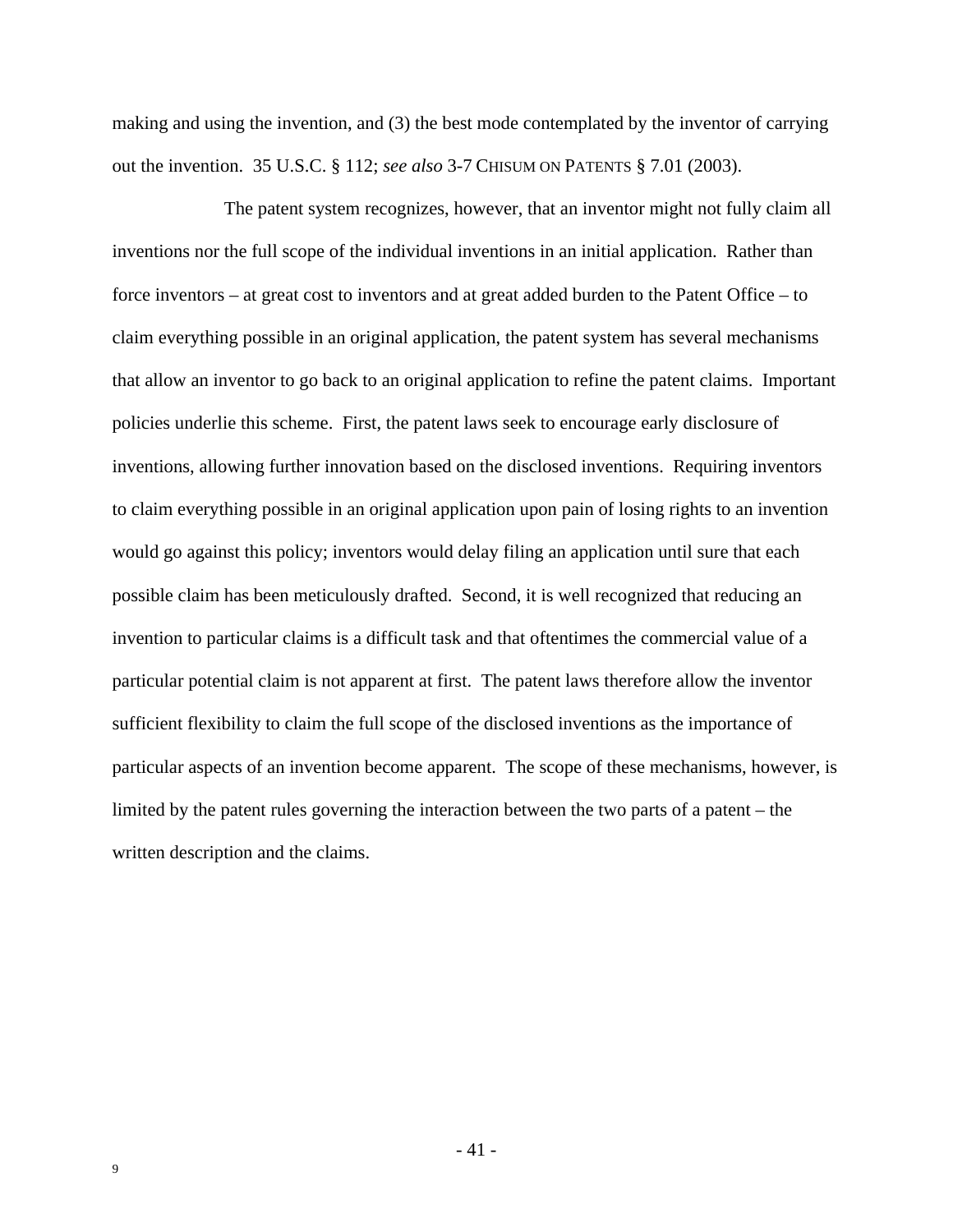making and using the invention, and (3) the best mode contemplated by the inventor of carrying out the invention. 35 U.S.C. § 112; *see also* 3-7 CHISUM ON PATENTS § 7.01 (2003).

The patent system recognizes, however, that an inventor might not fully claim all inventions nor the full scope of the individual inventions in an initial application. Rather than force inventors – at great cost to inventors and at great added burden to the Patent Office – to claim everything possible in an original application, the patent system has several mechanisms that allow an inventor to go back to an original application to refine the patent claims. Important policies underlie this scheme. First, the patent laws seek to encourage early disclosure of inventions, allowing further innovation based on the disclosed inventions. Requiring inventors to claim everything possible in an original application upon pain of losing rights to an invention would go against this policy; inventors would delay filing an application until sure that each possible claim has been meticulously drafted. Second, it is well recognized that reducing an invention to particular claims is a difficult task and that oftentimes the commercial value of a particular potential claim is not apparent at first. The patent laws therefore allow the inventor sufficient flexibility to claim the full scope of the disclosed inventions as the importance of particular aspects of an invention become apparent. The scope of these mechanisms, however, is limited by the patent rules governing the interaction between the two parts of a patent – the written description and the claims.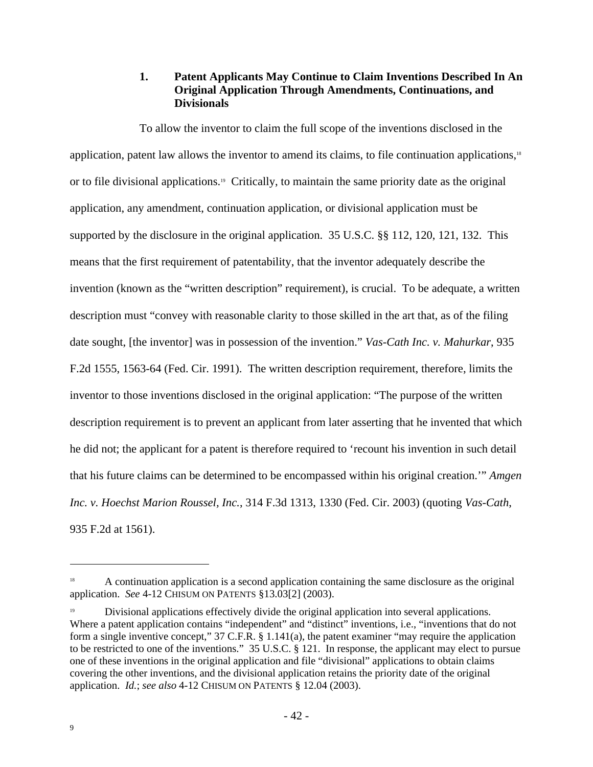### 1. Patent Applicants May Continue to Claim Inventions Described In An Original Application Through Amendments, Continuations, and Divisionals

To allow the inventor to claim the full scope of the inventions disclosed in the application, patent law allows the inventor to amend its claims, to file continuation applications,[18] or to file divisional applications.[19] Critically, to maintain the same priority date as the original application, any amendment, continuation application, or divisional application must be supported by the disclosure in the original application. 35 U.S.C. §§ 112, 120, 121, 132. This means that the first requirement of patentability, that the inventor adequately describe the invention (known as the "written description" requirement), is crucial. To be adequate, a written description must "convey with reasonable clarity to those skilled in the art that, as of the filing date sought, [the inventor] was in possession of the invention." *Vas-Cath Inc. v. Mahurkar*, 935 F.2d 1555, 1563-64 (Fed. Cir. 1991). The written description requirement, therefore, limits the inventor to those inventions disclosed in the original application: "The purpose of the written description requirement is to prevent an applicant from later asserting that he invented that which he did not; the applicant for a patent is therefore required to 'recount his invention in such detail that his future claims can be determined to be encompassed within his original creation.'" *Amgen Inc. v. Hoechst Marion Roussel, Inc.*, 314 F.3d 1313, 1330 (Fed. Cir. 2003) (quoting *Vas-Cath*, 935 F.2d at 1561).

---

[18] A continuation application is a second application containing the same disclosure as the original application. *See* 4-12 CHISUM ON PATENTS §13.03[2] (2003).

[19] Divisional applications effectively divide the original application into several applications. Where a patent application contains "independent" and "distinct" inventions, i.e., "inventions that do not form a single inventive concept," 37 C.F.R. § 1.141(a), the patent examiner "may require the application to be restricted to one of the inventions." 35 U.S.C. § 121. In response, the applicant may elect to pursue one of these inventions in the original application and file "divisional" applications to obtain claims covering the other inventions, and the divisional application retains the priority date of the original application. *Id.*; *see also* 4-12 CHISUM ON PATENTS § 12.04 (2003).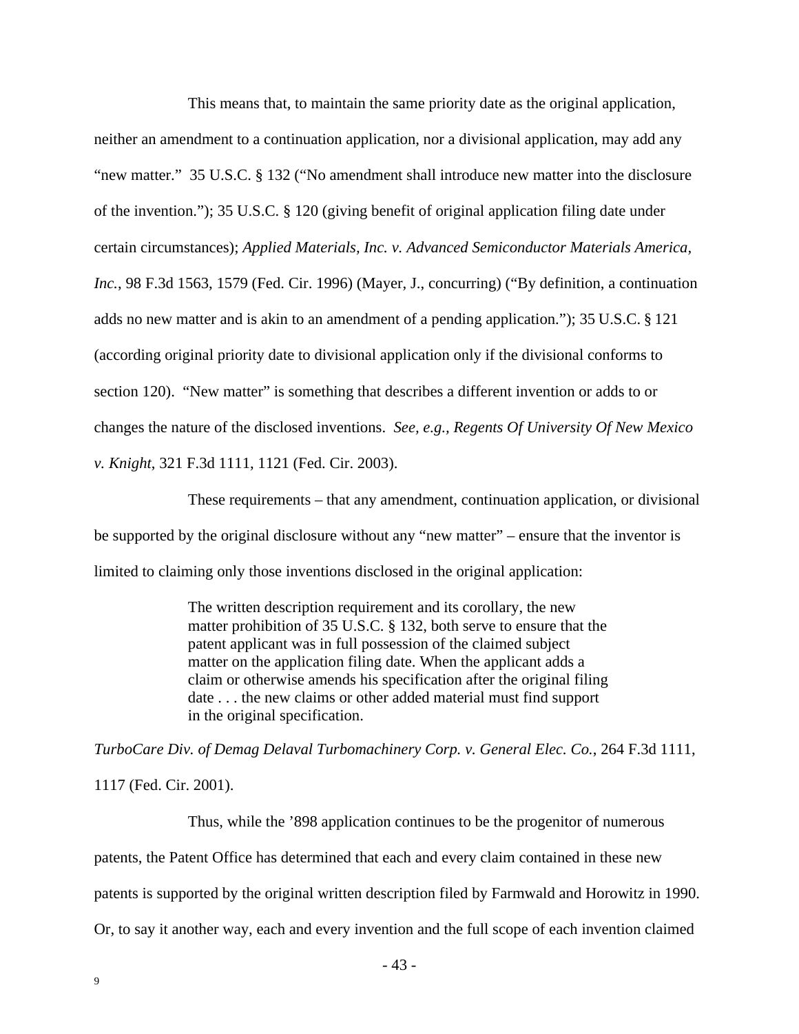This means that, to maintain the same priority date as the original application, neither an amendment to a continuation application, nor a divisional application, may add any "new matter." 35 U.S.C. § 132 ("No amendment shall introduce new matter into the disclosure of the invention."); 35 U.S.C. § 120 (giving benefit of original application filing date under certain circumstances); *Applied Materials, Inc. v. Advanced Semiconductor Materials America, Inc.*, 98 F.3d 1563, 1579 (Fed. Cir. 1996) (Mayer, J., concurring) ("By definition, a continuation adds no new matter and is akin to an amendment of a pending application."); 35 U.S.C. § 121 (according original priority date to divisional application only if the divisional conforms to section 120). "New matter" is something that describes a different invention or adds to or changes the nature of the disclosed inventions. *See, e.g., Regents Of University Of New Mexico v. Knight*, 321 F.3d 1111, 1121 (Fed. Cir. 2003).

These requirements – that any amendment, continuation application, or divisional be supported by the original disclosure without any "new matter" – ensure that the inventor is limited to claiming only those inventions disclosed in the original application:

> The written description requirement and its corollary, the new matter prohibition of 35 U.S.C. § 132, both serve to ensure that the patent applicant was in full possession of the claimed subject matter on the application filing date. When the applicant adds a claim or otherwise amends his specification after the original filing date . . . the new claims or other added material must find support in the original specification.

*TurboCare Div. of Demag Delaval Turbomachinery Corp. v. General Elec. Co.*, 264 F.3d 1111, 1117 (Fed. Cir. 2001).

Thus, while the '898 application continues to be the progenitor of numerous patents, the Patent Office has determined that each and every claim contained in these new patents is supported by the original written description filed by Farmwald and Horowitz in 1990. Or, to say it another way, each and every invention and the full scope of each invention claimed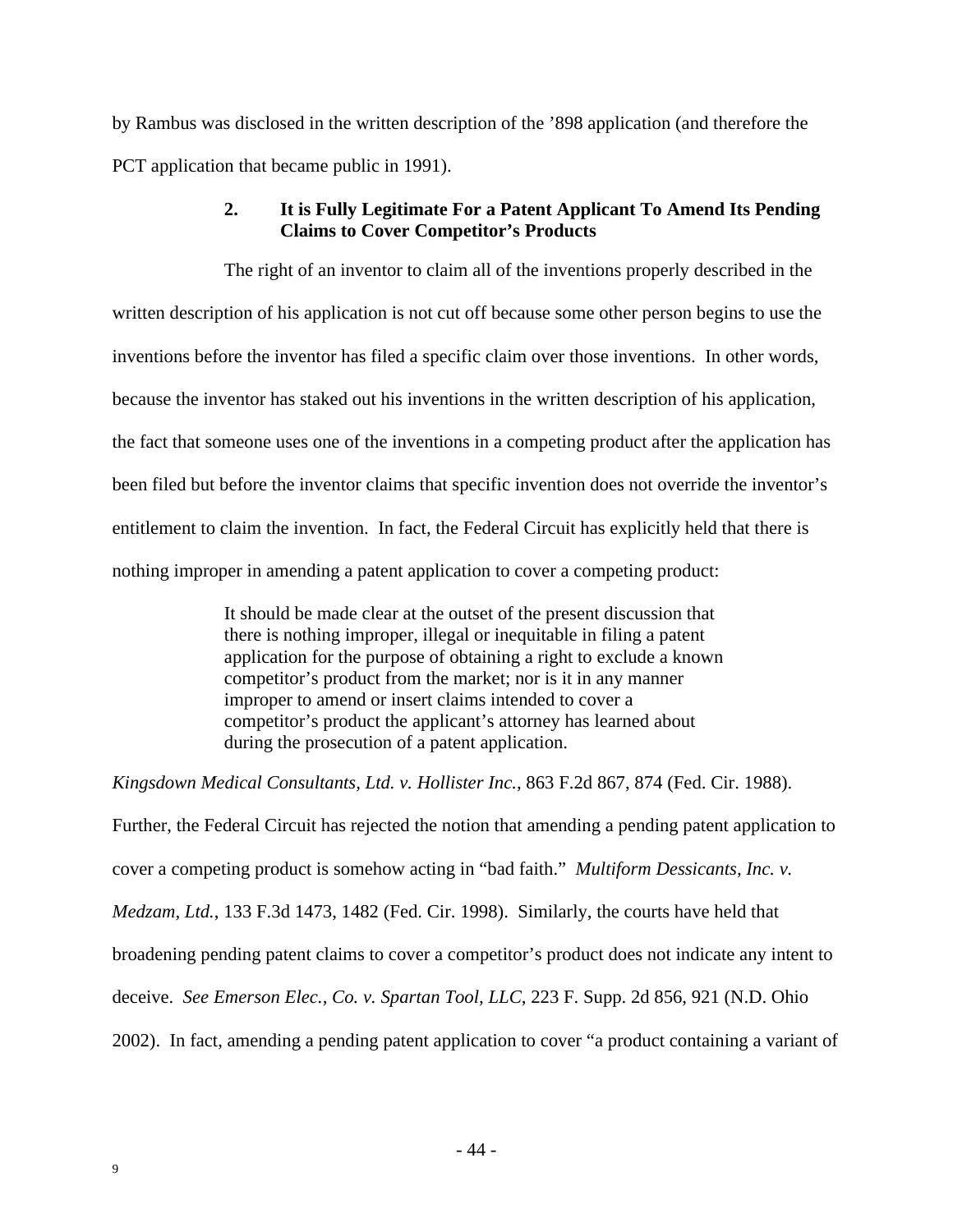by Rambus was disclosed in the written description of the ’898 application (and therefore the PCT application that became public in 1991).

### 2. It is Fully Legitimate For a Patent Applicant To Amend Its Pending Claims to Cover Competitor’s Products

The right of an inventor to claim all of the inventions properly described in the written description of his application is not cut off because some other person begins to use the inventions before the inventor has filed a specific claim over those inventions. In other words, because the inventor has staked out his inventions in the written description of his application, the fact that someone uses one of the inventions in a competing product after the application has been filed but before the inventor claims that specific invention does not override the inventor’s entitlement to claim the invention. In fact, the Federal Circuit has explicitly held that there is nothing improper in amending a patent application to cover a competing product:

> It should be made clear at the outset of the present discussion that there is nothing improper, illegal or inequitable in filing a patent application for the purpose of obtaining a right to exclude a known competitor’s product from the market; nor is it in any manner improper to amend or insert claims intended to cover a competitor’s product the applicant’s attorney has learned about during the prosecution of a patent application.

*Kingsdown Medical Consultants, Ltd. v. Hollister Inc.*, 863 F.2d 867, 874 (Fed. Cir. 1988). Further, the Federal Circuit has rejected the notion that amending a pending patent application to cover a competing product is somehow acting in “bad faith.” *Multiform Dessicants, Inc. v. Medzam, Ltd.*, 133 F.3d 1473, 1482 (Fed. Cir. 1998). Similarly, the courts have held that broadening pending patent claims to cover a competitor’s product does not indicate any intent to deceive. *See Emerson Elec., Co. v. Spartan Tool, LLC*, 223 F. Supp. 2d 856, 921 (N.D. Ohio 2002). In fact, amending a pending patent application to cover “a product containing a variant of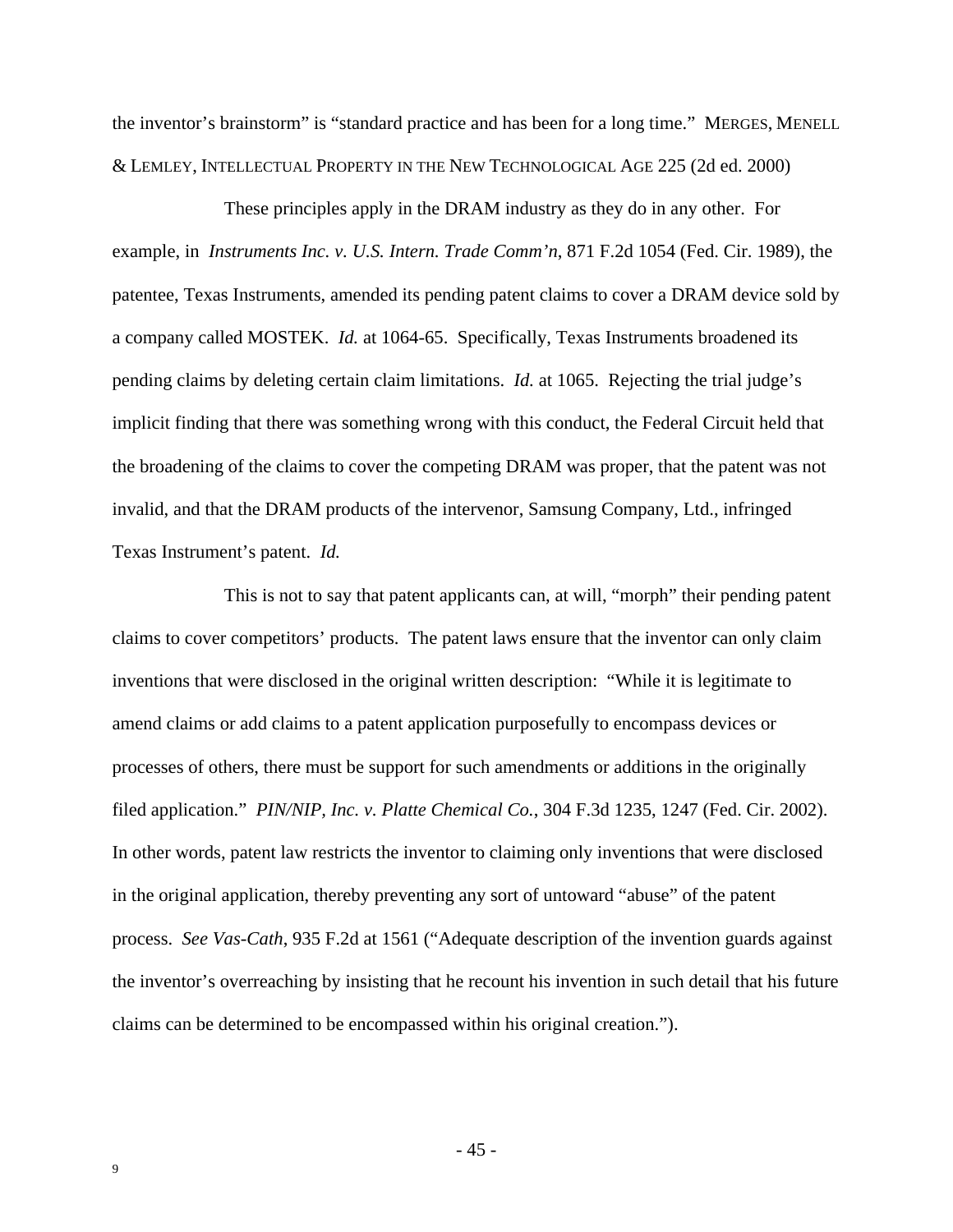the inventor's brainstorm" is "standard practice and has been for a long time." MERGES, MENELL & LEMLEY, INTELLECTUAL PROPERTY IN THE NEW TECHNOLOGICAL AGE 225 (2d ed. 2000)

These principles apply in the DRAM industry as they do in any other. For example, in *Instruments Inc. v. U.S. Intern. Trade Comm'n*, 871 F.2d 1054 (Fed. Cir. 1989), the patentee, Texas Instruments, amended its pending patent claims to cover a DRAM device sold by a company called MOSTEK. *Id.* at 1064-65. Specifically, Texas Instruments broadened its pending claims by deleting certain claim limitations. *Id.* at 1065. Rejecting the trial judge's implicit finding that there was something wrong with this conduct, the Federal Circuit held that the broadening of the claims to cover the competing DRAM was proper, that the patent was not invalid, and that the DRAM products of the intervenor, Samsung Company, Ltd., infringed Texas Instrument's patent. *Id.*

This is not to say that patent applicants can, at will, "morph" their pending patent claims to cover competitors' products. The patent laws ensure that the inventor can only claim inventions that were disclosed in the original written description: "While it is legitimate to amend claims or add claims to a patent application purposefully to encompass devices or processes of others, there must be support for such amendments or additions in the originally filed application." *PIN/NIP, Inc. v. Platte Chemical Co.*, 304 F.3d 1235, 1247 (Fed. Cir. 2002). In other words, patent law restricts the inventor to claiming only inventions that were disclosed in the original application, thereby preventing any sort of untoward "abuse" of the patent process. *See Vas-Cath*, 935 F.2d at 1561 ("Adequate description of the invention guards against the inventor's overreaching by insisting that he recount his invention in such detail that his future claims can be determined to be encompassed within his original creation.").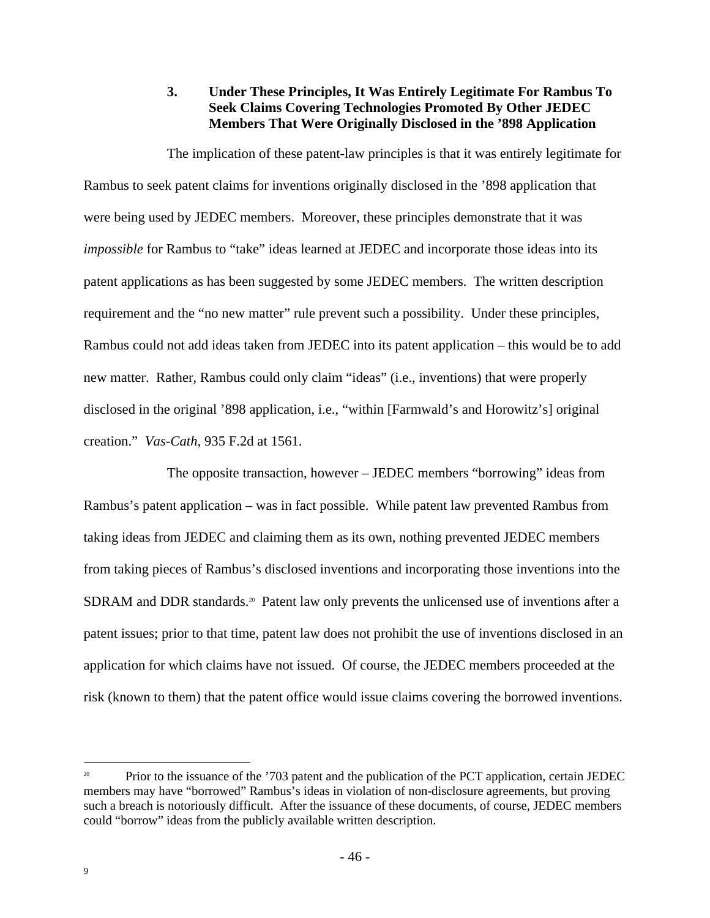### 3. Under These Principles, It Was Entirely Legitimate For Rambus To Seek Claims Covering Technologies Promoted By Other JEDEC Members That Were Originally Disclosed in the '898 Application

The implication of these patent-law principles is that it was entirely legitimate for Rambus to seek patent claims for inventions originally disclosed in the '898 application that were being used by JEDEC members. Moreover, these principles demonstrate that it was *impossible* for Rambus to "take" ideas learned at JEDEC and incorporate those ideas into its patent applications as has been suggested by some JEDEC members. The written description requirement and the "no new matter" rule prevent such a possibility. Under these principles, Rambus could not add ideas taken from JEDEC into its patent application – this would be to add new matter. Rather, Rambus could only claim "ideas" (i.e., inventions) that were properly disclosed in the original '898 application, i.e., "within [Farmwald's and Horowitz's] original creation." *Vas-Cath*, 935 F.2d at 1561.

The opposite transaction, however – JEDEC members "borrowing" ideas from Rambus's patent application – was in fact possible. While patent law prevented Rambus from taking ideas from JEDEC and claiming them as its own, nothing prevented JEDEC members from taking pieces of Rambus's disclosed inventions and incorporating those inventions into the SDRAM and DDR standards.[20] Patent law only prevents the unlicensed use of inventions after a patent issues; prior to that time, patent law does not prohibit the use of inventions disclosed in an application for which claims have not issued. Of course, the JEDEC members proceeded at the risk (known to them) that the patent office would issue claims covering the borrowed inventions.

---

[20] Prior to the issuance of the '703 patent and the publication of the PCT application, certain JEDEC members may have "borrowed" Rambus's ideas in violation of non-disclosure agreements, but proving such a breach is notoriously difficult. After the issuance of these documents, of course, JEDEC members could "borrow" ideas from the publicly available written description.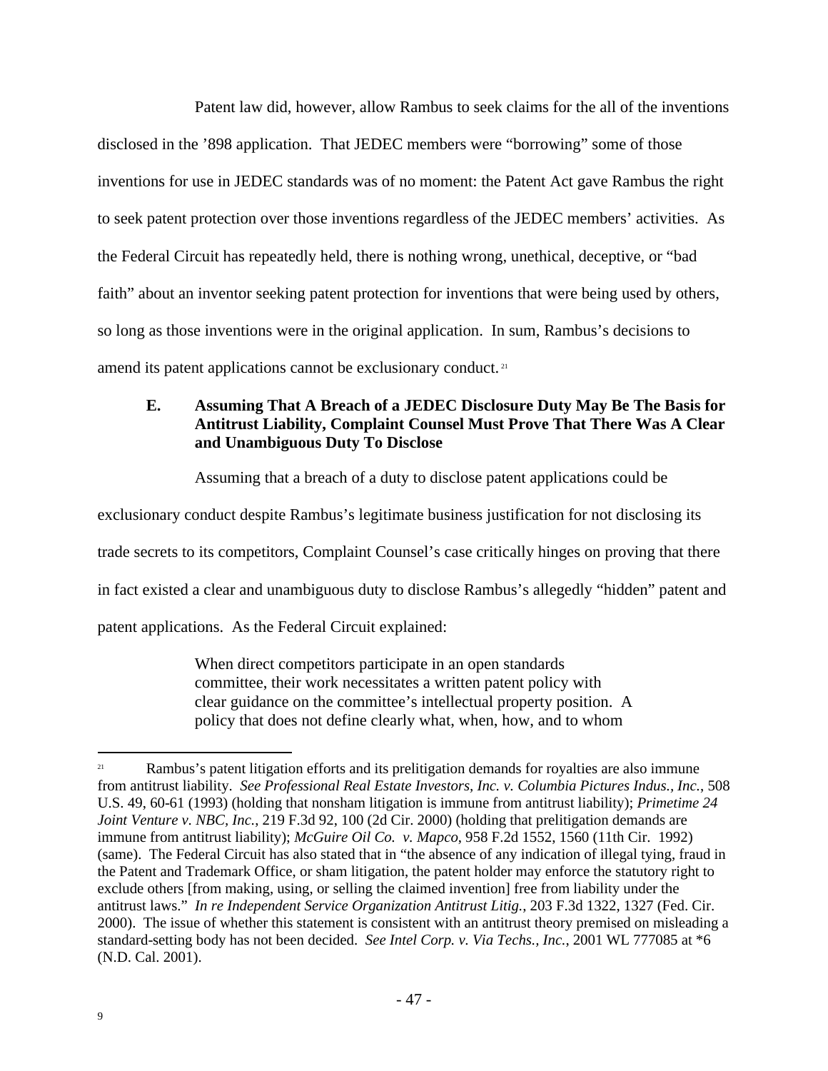Patent law did, however, allow Rambus to seek claims for the all of the inventions disclosed in the ’898 application. That JEDEC members were “borrowing” some of those inventions for use in JEDEC standards was of no moment: the Patent Act gave Rambus the right to seek patent protection over those inventions regardless of the JEDEC members’ activities. As the Federal Circuit has repeatedly held, there is nothing wrong, unethical, deceptive, or “bad faith” about an inventor seeking patent protection for inventions that were being used by others, so long as those inventions were in the original application. In sum, Rambus’s decisions to amend its patent applications cannot be exclusionary conduct.[21]

### E. Assuming That A Breach of a JEDEC Disclosure Duty May Be The Basis for Antitrust Liability, Complaint Counsel Must Prove That There Was A Clear and Unambiguous Duty To Disclose

Assuming that a breach of a duty to disclose patent applications could be exclusionary conduct despite Rambus’s legitimate business justification for not disclosing its trade secrets to its competitors, Complaint Counsel’s case critically hinges on proving that there in fact existed a clear and unambiguous duty to disclose Rambus’s allegedly “hidden” patent and patent applications. As the Federal Circuit explained:

> When direct competitors participate in an open standards committee, their work necessitates a written patent policy with clear guidance on the committee’s intellectual property position. A policy that does not define clearly what, when, how, and to whom

---

[21] Rambus’s patent litigation efforts and its prelitigation demands for royalties are also immune from antitrust liability. *See Professional Real Estate Investors, Inc. v. Columbia Pictures Indus., Inc.*, 508 U.S. 49, 60-61 (1993) (holding that nonsham litigation is immune from antitrust liability); *Primetime 24 Joint Venture v. NBC, Inc.*, 219 F.3d 92, 100 (2d Cir. 2000) (holding that prelitigation demands are immune from antitrust liability); *McGuire Oil Co. v. Mapco*, 958 F.2d 1552, 1560 (11th Cir. 1992) (same). The Federal Circuit has also stated that in “the absence of any indication of illegal tying, fraud in the Patent and Trademark Office, or sham litigation, the patent holder may enforce the statutory right to exclude others [from making, using, or selling the claimed invention] free from liability under the antitrust laws.” *In re Independent Service Organization Antitrust Litig.*, 203 F.3d 1322, 1327 (Fed. Cir. 2000). The issue of whether this statement is consistent with an antitrust theory premised on misleading a standard-setting body has not been decided. *See Intel Corp. v. Via Techs., Inc.*, 2001 WL 777085 at *6 (N.D. Cal. 2001).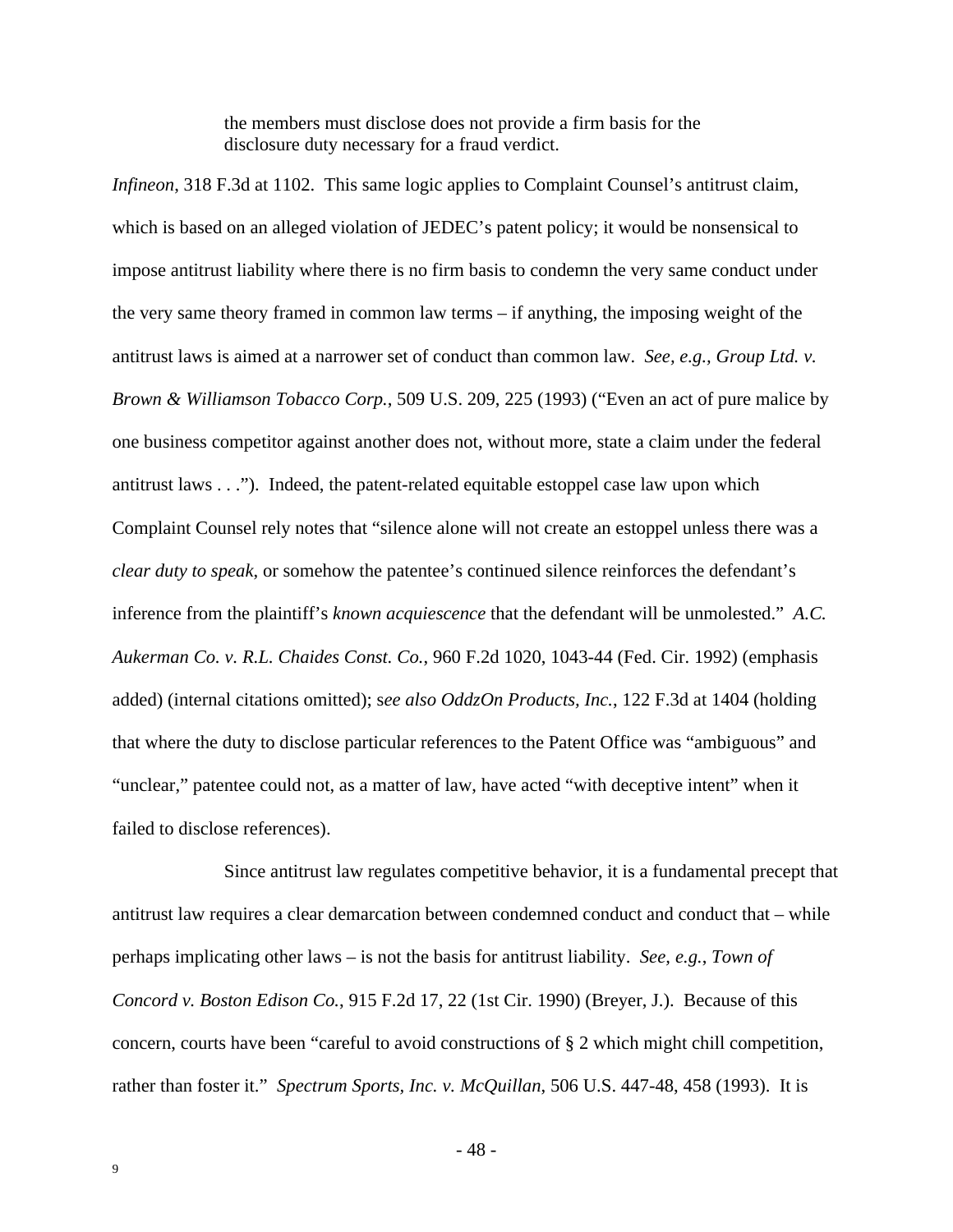> the members must disclose does not provide a firm basis for the disclosure duty necessary for a fraud verdict.

*Infineon*, 318 F.3d at 1102. This same logic applies to Complaint Counsel's antitrust claim, which is based on an alleged violation of JEDEC's patent policy; it would be nonsensical to impose antitrust liability where there is no firm basis to condemn the very same conduct under the very same theory framed in common law terms – if anything, the imposing weight of the antitrust laws is aimed at a narrower set of conduct than common law. *See, e.g., Group Ltd. v. Brown & Williamson Tobacco Corp.*, 509 U.S. 209, 225 (1993) ("Even an act of pure malice by one business competitor against another does not, without more, state a claim under the federal antitrust laws . . ."). Indeed, the patent-related equitable estoppel case law upon which Complaint Counsel rely notes that "silence alone will not create an estoppel unless there was a *clear duty to speak*, or somehow the patentee's continued silence reinforces the defendant's inference from the plaintiff's *known acquiescence* that the defendant will be unmolested." *A.C. Aukerman Co. v. R.L. Chaides Const. Co.*, 960 F.2d 1020, 1043-44 (Fed. Cir. 1992) (emphasis added) (internal citations omitted); s*ee also OddzOn Products, Inc.*, 122 F.3d at 1404 (holding that where the duty to disclose particular references to the Patent Office was "ambiguous" and "unclear," patentee could not, as a matter of law, have acted "with deceptive intent" when it failed to disclose references).

Since antitrust law regulates competitive behavior, it is a fundamental precept that antitrust law requires a clear demarcation between condemned conduct and conduct that – while perhaps implicating other laws – is not the basis for antitrust liability. *See, e.g.*, *Town of Concord v. Boston Edison Co.*, 915 F.2d 17, 22 (1st Cir. 1990) (Breyer, J.). Because of this concern, courts have been "careful to avoid constructions of § 2 which might chill competition, rather than foster it." *Spectrum Sports, Inc. v. McQuillan*, 506 U.S. 447-48, 458 (1993). It is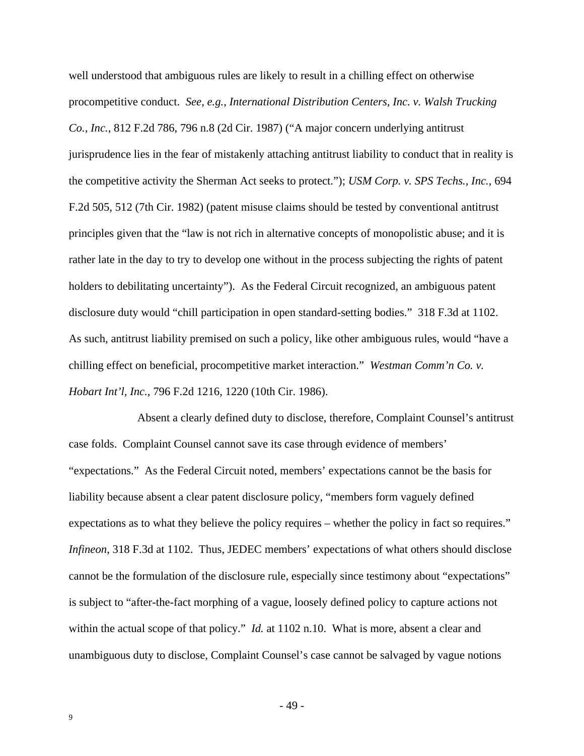well understood that ambiguous rules are likely to result in a chilling effect on otherwise procompetitive conduct. *See, e.g.*, *International Distribution Centers, Inc. v. Walsh Trucking Co., Inc.*, 812 F.2d 786, 796 n.8 (2d Cir. 1987) ("A major concern underlying antitrust jurisprudence lies in the fear of mistakenly attaching antitrust liability to conduct that in reality is the competitive activity the Sherman Act seeks to protect."); *USM Corp. v. SPS Techs., Inc.*, 694 F.2d 505, 512 (7th Cir. 1982) (patent misuse claims should be tested by conventional antitrust principles given that the "law is not rich in alternative concepts of monopolistic abuse; and it is rather late in the day to try to develop one without in the process subjecting the rights of patent holders to debilitating uncertainty"). As the Federal Circuit recognized, an ambiguous patent disclosure duty would "chill participation in open standard-setting bodies." 318 F.3d at 1102. As such, antitrust liability premised on such a policy, like other ambiguous rules, would "have a chilling effect on beneficial, procompetitive market interaction." *Westman Comm'n Co. v. Hobart Int'l, Inc.*, 796 F.2d 1216, 1220 (10th Cir. 1986).

Absent a clearly defined duty to disclose, therefore, Complaint Counsel's antitrust case folds. Complaint Counsel cannot save its case through evidence of members' "expectations." As the Federal Circuit noted, members' expectations cannot be the basis for liability because absent a clear patent disclosure policy, "members form vaguely defined expectations as to what they believe the policy requires – whether the policy in fact so requires." *Infineon*, 318 F.3d at 1102. Thus, JEDEC members' expectations of what others should disclose cannot be the formulation of the disclosure rule, especially since testimony about "expectations" is subject to "after-the-fact morphing of a vague, loosely defined policy to capture actions not within the actual scope of that policy." *Id.* at 1102 n.10. What is more, absent a clear and unambiguous duty to disclose, Complaint Counsel's case cannot be salvaged by vague notions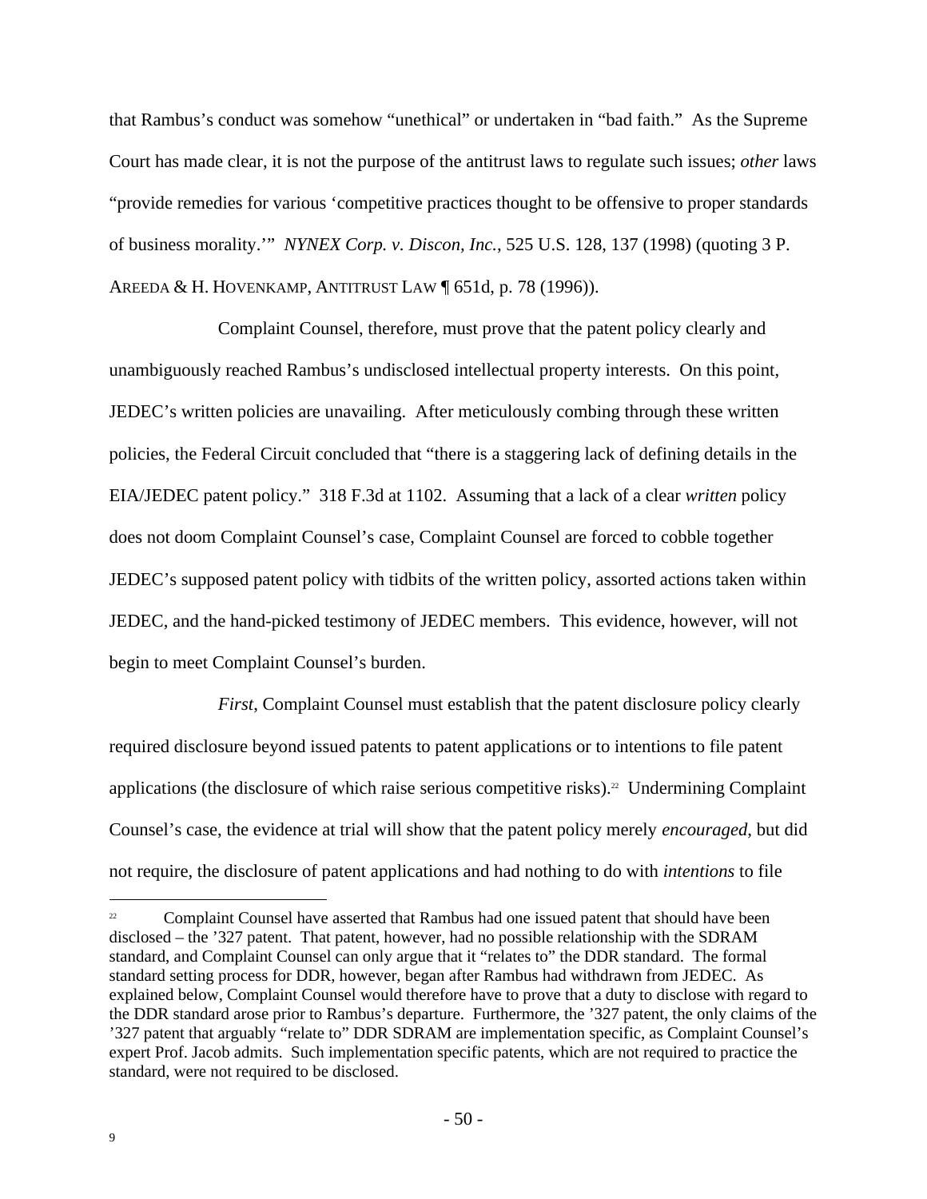that Rambus's conduct was somehow "unethical" or undertaken in "bad faith." As the Supreme Court has made clear, it is not the purpose of the antitrust laws to regulate such issues; *other* laws "provide remedies for various 'competitive practices thought to be offensive to proper standards of business morality.'" *NYNEX Corp. v. Discon, Inc.*, 525 U.S. 128, 137 (1998) (quoting 3 P. AREEDA & H. HOVENKAMP, ANTITRUST LAW ¶ 651d, p. 78 (1996)).

Complaint Counsel, therefore, must prove that the patent policy clearly and unambiguously reached Rambus's undisclosed intellectual property interests. On this point, JEDEC's written policies are unavailing. After meticulously combing through these written policies, the Federal Circuit concluded that "there is a staggering lack of defining details in the EIA/JEDEC patent policy." 318 F.3d at 1102. Assuming that a lack of a clear *written* policy does not doom Complaint Counsel's case, Complaint Counsel are forced to cobble together JEDEC's supposed patent policy with tidbits of the written policy, assorted actions taken within JEDEC, and the hand-picked testimony of JEDEC members. This evidence, however, will not begin to meet Complaint Counsel's burden.

*First*, Complaint Counsel must establish that the patent disclosure policy clearly required disclosure beyond issued patents to patent applications or to intentions to file patent applications (the disclosure of which raise serious competitive risks).[22] Undermining Complaint Counsel's case, the evidence at trial will show that the patent policy merely *encouraged*, but did not require, the disclosure of patent applications and had nothing to do with *intentions* to file

---

[22] Complaint Counsel have asserted that Rambus had one issued patent that should have been disclosed – the '327 patent. That patent, however, had no possible relationship with the SDRAM standard, and Complaint Counsel can only argue that it "relates to" the DDR standard. The formal standard setting process for DDR, however, began after Rambus had withdrawn from JEDEC. As explained below, Complaint Counsel would therefore have to prove that a duty to disclose with regard to the DDR standard arose prior to Rambus's departure. Furthermore, the '327 patent, the only claims of the '327 patent that arguably "relate to" DDR SDRAM are implementation specific, as Complaint Counsel's expert Prof. Jacob admits. Such implementation specific patents, which are not required to practice the standard, were not required to be disclosed.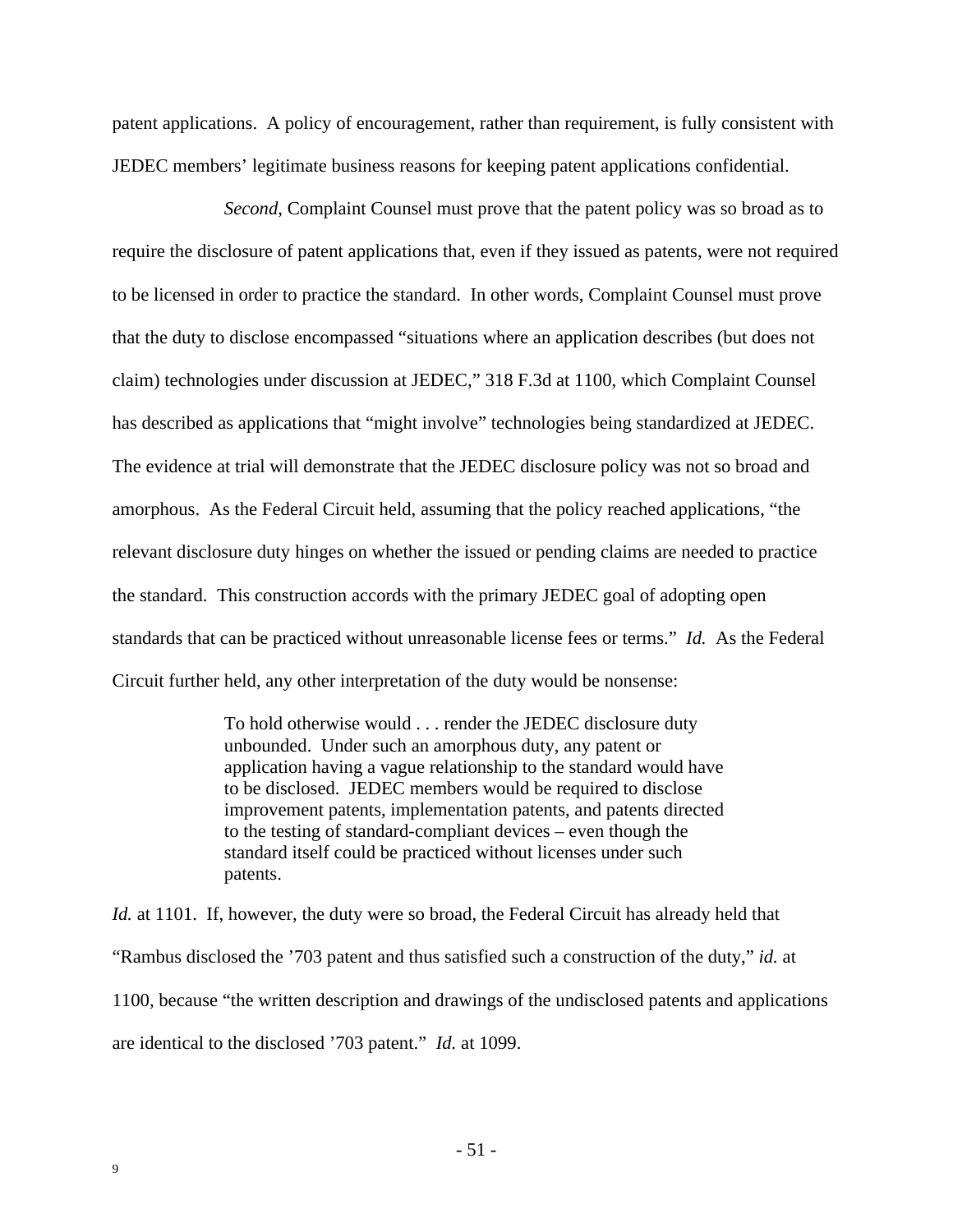patent applications. A policy of encouragement, rather than requirement, is fully consistent with JEDEC members' legitimate business reasons for keeping patent applications confidential.

*Second*, Complaint Counsel must prove that the patent policy was so broad as to require the disclosure of patent applications that, even if they issued as patents, were not required to be licensed in order to practice the standard. In other words, Complaint Counsel must prove that the duty to disclose encompassed "situations where an application describes (but does not claim) technologies under discussion at JEDEC," 318 F.3d at 1100, which Complaint Counsel has described as applications that "might involve" technologies being standardized at JEDEC. The evidence at trial will demonstrate that the JEDEC disclosure policy was not so broad and amorphous. As the Federal Circuit held, assuming that the policy reached applications, "the relevant disclosure duty hinges on whether the issued or pending claims are needed to practice the standard. This construction accords with the primary JEDEC goal of adopting open standards that can be practiced without unreasonable license fees or terms." *Id.* As the Federal Circuit further held, any other interpretation of the duty would be nonsense:

> To hold otherwise would . . . render the JEDEC disclosure duty unbounded. Under such an amorphous duty, any patent or application having a vague relationship to the standard would have to be disclosed. JEDEC members would be required to disclose improvement patents, implementation patents, and patents directed to the testing of standard-compliant devices – even though the standard itself could be practiced without licenses under such patents.

*Id.* at 1101. If, however, the duty were so broad, the Federal Circuit has already held that "Rambus disclosed the '703 patent and thus satisfied such a construction of the duty," *id.* at 1100, because "the written description and drawings of the undisclosed patents and applications are identical to the disclosed '703 patent." *Id.* at 1099.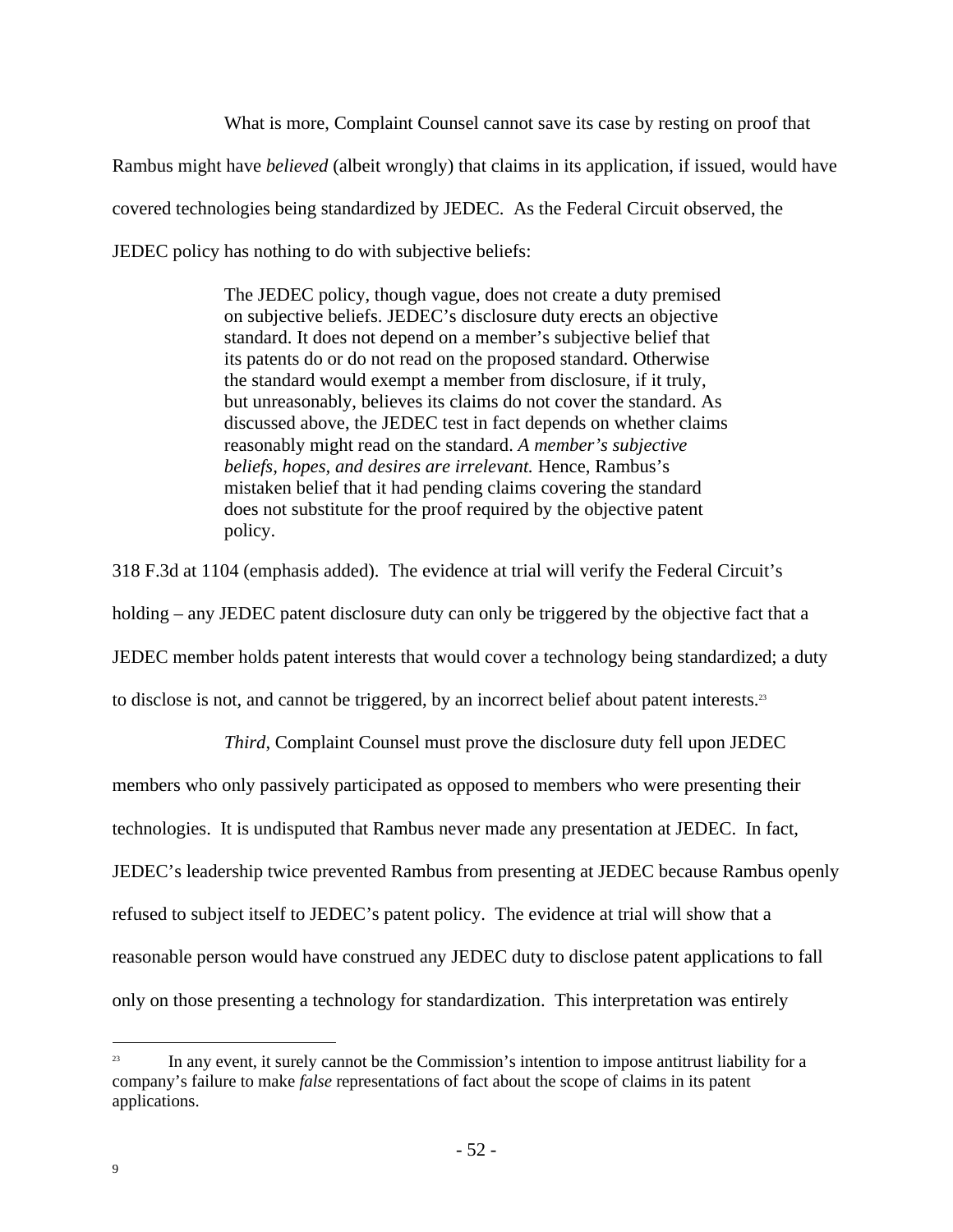What is more, Complaint Counsel cannot save its case by resting on proof that Rambus might have *believed* (albeit wrongly) that claims in its application, if issued, would have covered technologies being standardized by JEDEC. As the Federal Circuit observed, the JEDEC policy has nothing to do with subjective beliefs:

> The JEDEC policy, though vague, does not create a duty premised on subjective beliefs. JEDEC's disclosure duty erects an objective standard. It does not depend on a member's subjective belief that its patents do or do not read on the proposed standard. Otherwise the standard would exempt a member from disclosure, if it truly, but unreasonably, believes its claims do not cover the standard. As discussed above, the JEDEC test in fact depends on whether claims reasonably might read on the standard. *A member's subjective beliefs, hopes, and desires are irrelevant.* Hence, Rambus's mistaken belief that it had pending claims covering the standard does not substitute for the proof required by the objective patent policy.

318 F.3d at 1104 (emphasis added). The evidence at trial will verify the Federal Circuit's holding – any JEDEC patent disclosure duty can only be triggered by the objective fact that a JEDEC member holds patent interests that would cover a technology being standardized; a duty to disclose is not, and cannot be triggered, by an incorrect belief about patent interests.[23]

*Third*, Complaint Counsel must prove the disclosure duty fell upon JEDEC members who only passively participated as opposed to members who were presenting their technologies. It is undisputed that Rambus never made any presentation at JEDEC. In fact, JEDEC's leadership twice prevented Rambus from presenting at JEDEC because Rambus openly refused to subject itself to JEDEC's patent policy. The evidence at trial will show that a reasonable person would have construed any JEDEC duty to disclose patent applications to fall only on those presenting a technology for standardization. This interpretation was entirely

---

[23] In any event, it surely cannot be the Commission's intention to impose antitrust liability for a company's failure to make *false* representations of fact about the scope of claims in its patent applications.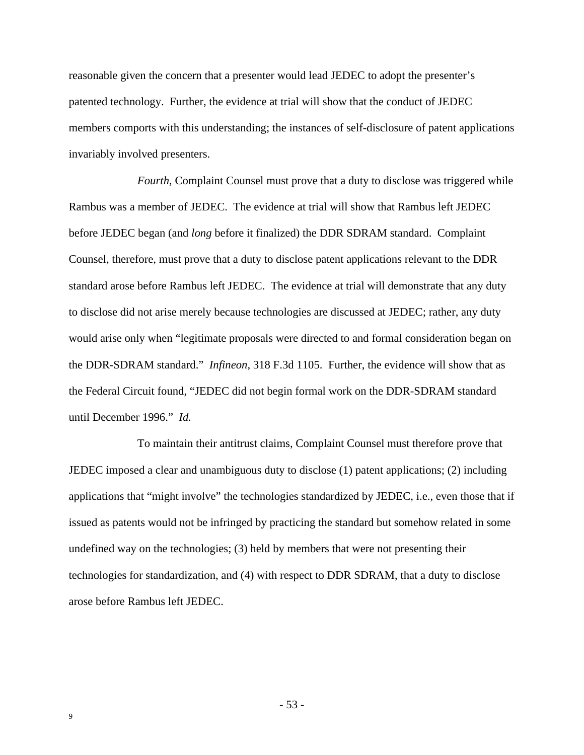reasonable given the concern that a presenter would lead JEDEC to adopt the presenter's patented technology. Further, the evidence at trial will show that the conduct of JEDEC members comports with this understanding; the instances of self-disclosure of patent applications invariably involved presenters.

*Fourth*, Complaint Counsel must prove that a duty to disclose was triggered while Rambus was a member of JEDEC. The evidence at trial will show that Rambus left JEDEC before JEDEC began (and *long* before it finalized) the DDR SDRAM standard. Complaint Counsel, therefore, must prove that a duty to disclose patent applications relevant to the DDR standard arose before Rambus left JEDEC. The evidence at trial will demonstrate that any duty to disclose did not arise merely because technologies are discussed at JEDEC; rather, any duty would arise only when "legitimate proposals were directed to and formal consideration began on the DDR-SDRAM standard." *Infineon*, 318 F.3d 1105. Further, the evidence will show that as the Federal Circuit found, "JEDEC did not begin formal work on the DDR-SDRAM standard until December 1996." *Id.*

To maintain their antitrust claims, Complaint Counsel must therefore prove that JEDEC imposed a clear and unambiguous duty to disclose (1) patent applications; (2) including applications that "might involve" the technologies standardized by JEDEC, i.e., even those that if issued as patents would not be infringed by practicing the standard but somehow related in some undefined way on the technologies; (3) held by members that were not presenting their technologies for standardization, and (4) with respect to DDR SDRAM, that a duty to disclose arose before Rambus left JEDEC.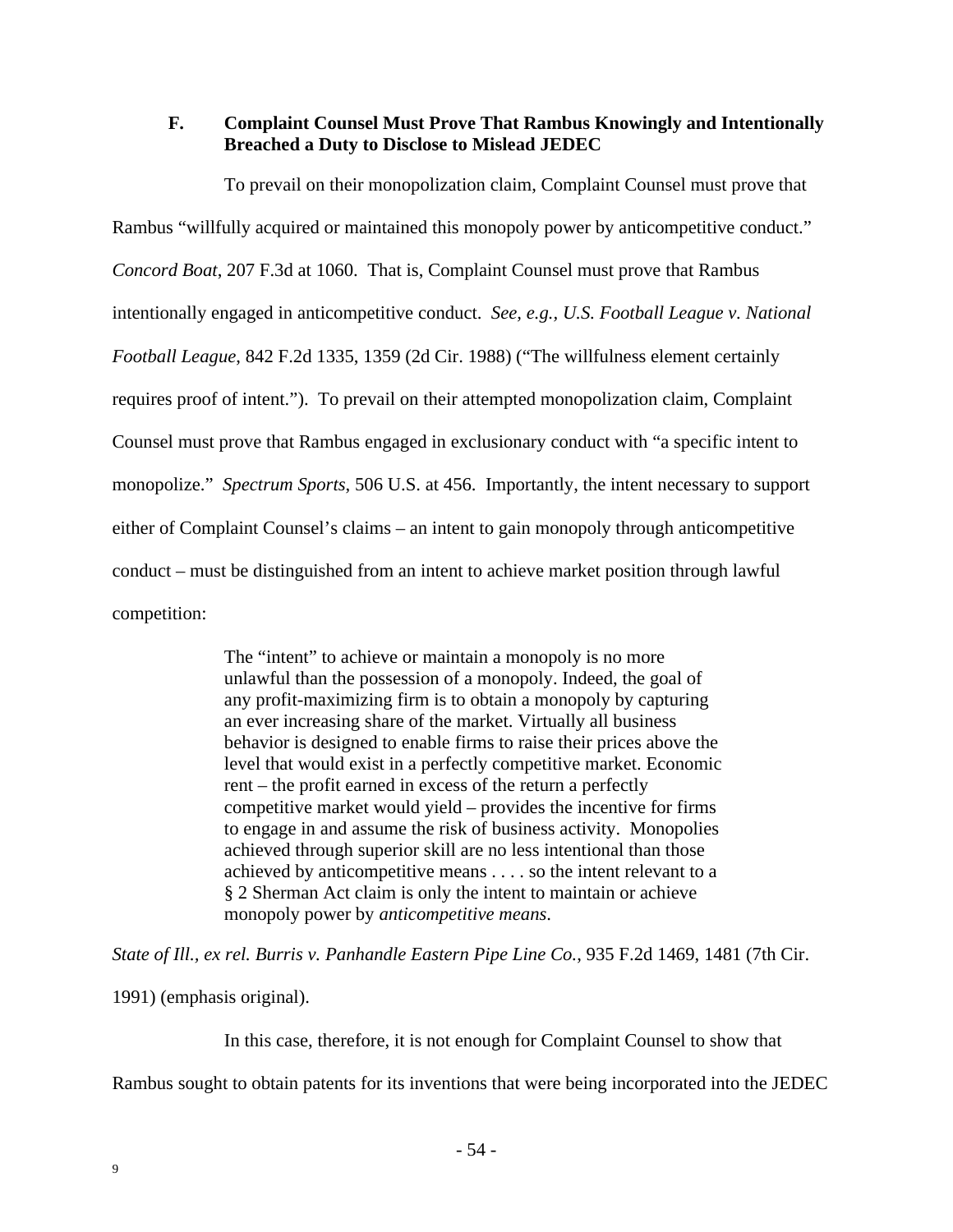### F. Complaint Counsel Must Prove That Rambus Knowingly and Intentionally Breached a Duty to Disclose to Mislead JEDEC

To prevail on their monopolization claim, Complaint Counsel must prove that Rambus "willfully acquired or maintained this monopoly power by anticompetitive conduct." *Concord Boat*, 207 F.3d at 1060. That is, Complaint Counsel must prove that Rambus intentionally engaged in anticompetitive conduct. *See, e.g., U.S. Football League v. National Football League*, 842 F.2d 1335, 1359 (2d Cir. 1988) ("The willfulness element certainly requires proof of intent."). To prevail on their attempted monopolization claim, Complaint Counsel must prove that Rambus engaged in exclusionary conduct with "a specific intent to monopolize." *Spectrum Sports*, 506 U.S. at 456. Importantly, the intent necessary to support either of Complaint Counsel's claims – an intent to gain monopoly through anticompetitive conduct – must be distinguished from an intent to achieve market position through lawful competition:

> The "intent" to achieve or maintain a monopoly is no more unlawful than the possession of a monopoly. Indeed, the goal of any profit-maximizing firm is to obtain a monopoly by capturing an ever increasing share of the market. Virtually all business behavior is designed to enable firms to raise their prices above the level that would exist in a perfectly competitive market. Economic rent – the profit earned in excess of the return a perfectly competitive market would yield – provides the incentive for firms to engage in and assume the risk of business activity. Monopolies achieved through superior skill are no less intentional than those achieved by anticompetitive means . . . . so the intent relevant to a § 2 Sherman Act claim is only the intent to maintain or achieve monopoly power by *anticompetitive means*.

*State of Ill., ex rel. Burris v. Panhandle Eastern Pipe Line Co.*, 935 F.2d 1469, 1481 (7th Cir. 1991) (emphasis original).

In this case, therefore, it is not enough for Complaint Counsel to show that Rambus sought to obtain patents for its inventions that were being incorporated into the JEDEC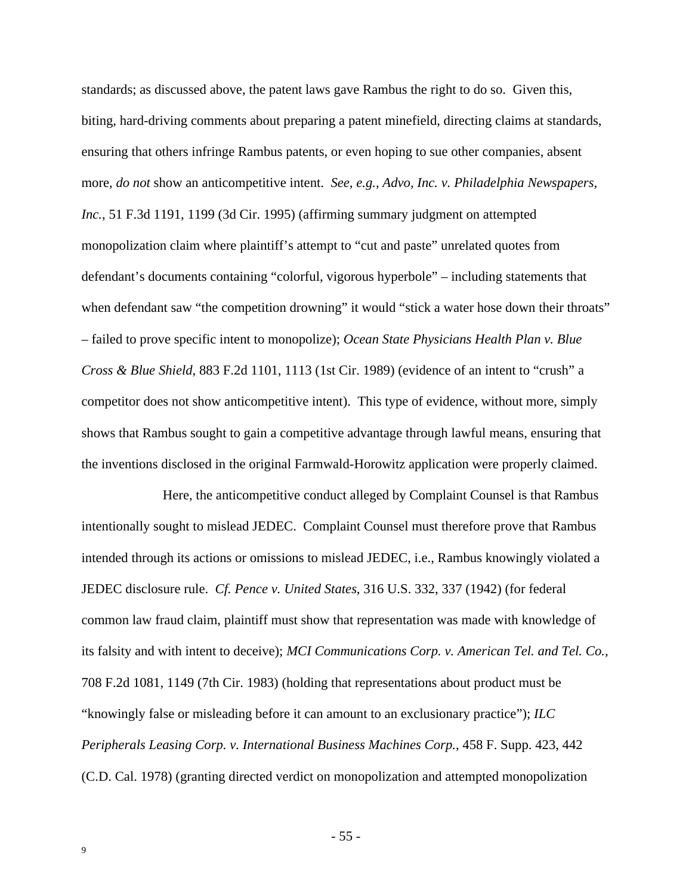standards; as discussed above, the patent laws gave Rambus the right to do so. Given this, biting, hard-driving comments about preparing a patent minefield, directing claims at standards, ensuring that others infringe Rambus patents, or even hoping to sue other companies, absent more, *do not* show an anticompetitive intent. *See, e.g., Advo, Inc. v. Philadelphia Newspapers, Inc.*, 51 F.3d 1191, 1199 (3d Cir. 1995) (affirming summary judgment on attempted monopolization claim where plaintiff's attempt to "cut and paste" unrelated quotes from defendant's documents containing "colorful, vigorous hyperbole" – including statements that when defendant saw "the competition drowning" it would "stick a water hose down their throats" – failed to prove specific intent to monopolize); *Ocean State Physicians Health Plan v. Blue Cross & Blue Shield*, 883 F.2d 1101, 1113 (1st Cir. 1989) (evidence of an intent to "crush" a competitor does not show anticompetitive intent). This type of evidence, without more, simply shows that Rambus sought to gain a competitive advantage through lawful means, ensuring that the inventions disclosed in the original Farmwald-Horowitz application were properly claimed.

Here, the anticompetitive conduct alleged by Complaint Counsel is that Rambus intentionally sought to mislead JEDEC. Complaint Counsel must therefore prove that Rambus intended through its actions or omissions to mislead JEDEC, i.e., Rambus knowingly violated a JEDEC disclosure rule. *Cf. Pence v. United States*, 316 U.S. 332, 337 (1942) (for federal common law fraud claim, plaintiff must show that representation was made with knowledge of its falsity and with intent to deceive); *MCI Communications Corp. v. American Tel. and Tel. Co.*, 708 F.2d 1081, 1149 (7th Cir. 1983) (holding that representations about product must be "knowingly false or misleading before it can amount to an exclusionary practice"); *ILC Peripherals Leasing Corp. v. International Business Machines Corp.*, 458 F. Supp. 423, 442 (C.D. Cal. 1978) (granting directed verdict on monopolization and attempted monopolization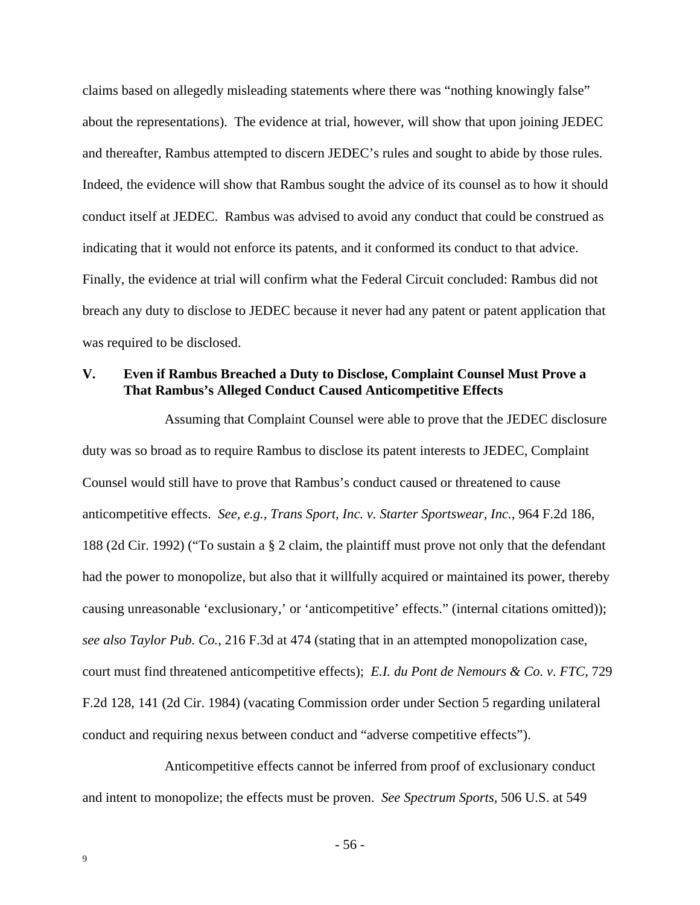claims based on allegedly misleading statements where there was "nothing knowingly false" about the representations). The evidence at trial, however, will show that upon joining JEDEC and thereafter, Rambus attempted to discern JEDEC's rules and sought to abide by those rules. Indeed, the evidence will show that Rambus sought the advice of its counsel as to how it should conduct itself at JEDEC. Rambus was advised to avoid any conduct that could be construed as indicating that it would not enforce its patents, and it conformed its conduct to that advice. Finally, the evidence at trial will confirm what the Federal Circuit concluded: Rambus did not breach any duty to disclose to JEDEC because it never had any patent or patent application that was required to be disclosed.

## V. Even if Rambus Breached a Duty to Disclose, Complaint Counsel Must Prove a That Rambus's Alleged Conduct Caused Anticompetitive Effects

Assuming that Complaint Counsel were able to prove that the JEDEC disclosure duty was so broad as to require Rambus to disclose its patent interests to JEDEC, Complaint Counsel would still have to prove that Rambus's conduct caused or threatened to cause anticompetitive effects. *See, e.g., Trans Sport, Inc. v. Starter Sportswear, Inc.*, 964 F.2d 186, 188 (2d Cir. 1992) ("To sustain a § 2 claim, the plaintiff must prove not only that the defendant had the power to monopolize, but also that it willfully acquired or maintained its power, thereby causing unreasonable 'exclusionary,' or 'anticompetitive' effects." (internal citations omitted)); *see also Taylor Pub. Co.*, 216 F.3d at 474 (stating that in an attempted monopolization case, court must find threatened anticompetitive effects); *E.I. du Pont de Nemours & Co. v. FTC*, 729 F.2d 128, 141 (2d Cir. 1984) (vacating Commission order under Section 5 regarding unilateral conduct and requiring nexus between conduct and "adverse competitive effects").

Anticompetitive effects cannot be inferred from proof of exclusionary conduct and intent to monopolize; the effects must be proven. *See Spectrum Sports*, 506 U.S. at 549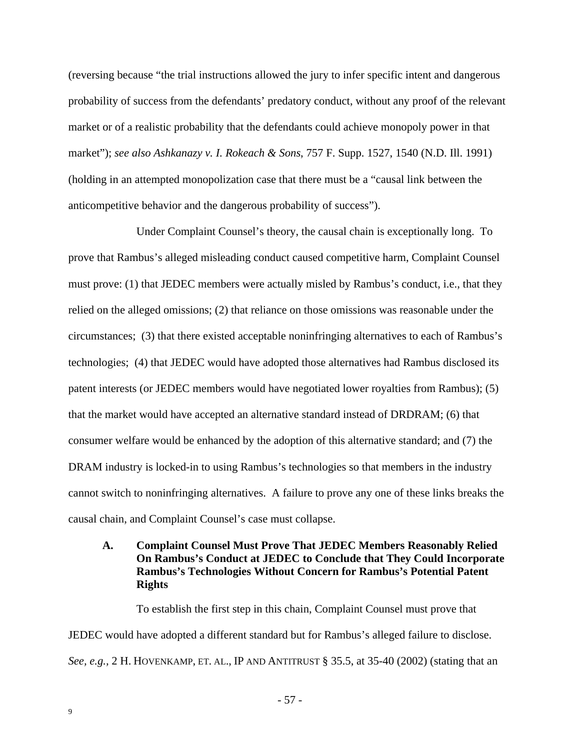(reversing because "the trial instructions allowed the jury to infer specific intent and dangerous probability of success from the defendants' predatory conduct, without any proof of the relevant market or of a realistic probability that the defendants could achieve monopoly power in that market"); *see also Ashkanazy v. I. Rokeach & Sons*, 757 F. Supp. 1527, 1540 (N.D. Ill. 1991) (holding in an attempted monopolization case that there must be a "causal link between the anticompetitive behavior and the dangerous probability of success").

Under Complaint Counsel's theory, the causal chain is exceptionally long. To prove that Rambus's alleged misleading conduct caused competitive harm, Complaint Counsel must prove: (1) that JEDEC members were actually misled by Rambus's conduct, i.e., that they relied on the alleged omissions; (2) that reliance on those omissions was reasonable under the circumstances; (3) that there existed acceptable noninfringing alternatives to each of Rambus's technologies; (4) that JEDEC would have adopted those alternatives had Rambus disclosed its patent interests (or JEDEC members would have negotiated lower royalties from Rambus); (5) that the market would have accepted an alternative standard instead of DRDRAM; (6) that consumer welfare would be enhanced by the adoption of this alternative standard; and (7) the DRAM industry is locked-in to using Rambus's technologies so that members in the industry cannot switch to noninfringing alternatives. A failure to prove any one of these links breaks the causal chain, and Complaint Counsel's case must collapse.

### A. Complaint Counsel Must Prove That JEDEC Members Reasonably Relied On Rambus's Conduct at JEDEC to Conclude that They Could Incorporate Rambus's Technologies Without Concern for Rambus's Potential Patent Rights

To establish the first step in this chain, Complaint Counsel must prove that JEDEC would have adopted a different standard but for Rambus's alleged failure to disclose. *See, e.g.,* 2 H. HOVENKAMP, ET. AL., IP AND ANTITRUST § 35.5, at 35-40 (2002) (stating that an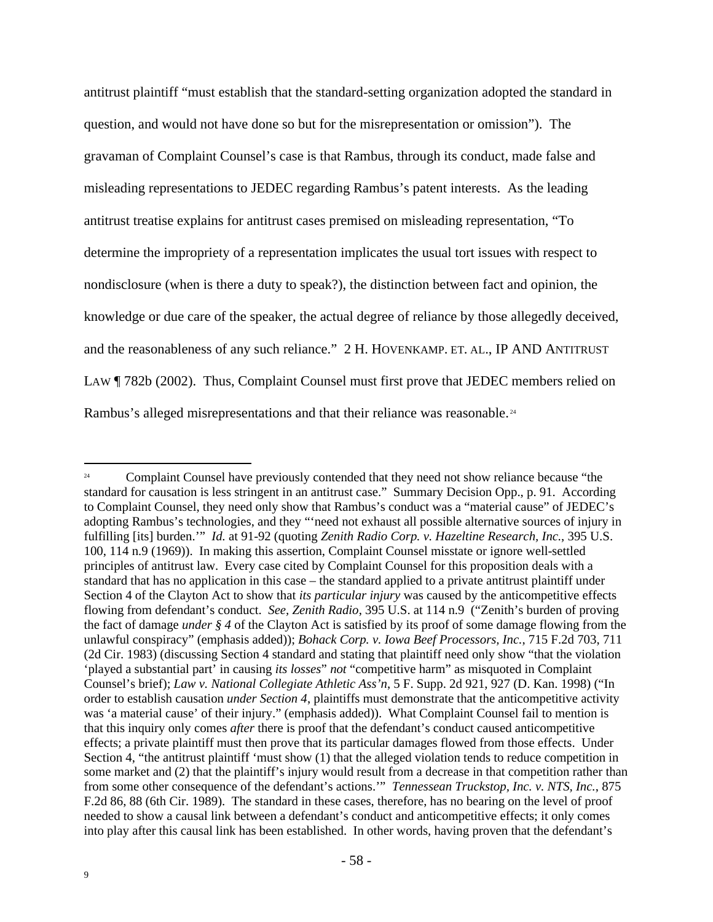antitrust plaintiff "must establish that the standard-setting organization adopted the standard in question, and would not have done so but for the misrepresentation or omission"). The gravaman of Complaint Counsel's case is that Rambus, through its conduct, made false and misleading representations to JEDEC regarding Rambus's patent interests. As the leading antitrust treatise explains for antitrust cases premised on misleading representation, "To determine the impropriety of a representation implicates the usual tort issues with respect to nondisclosure (when is there a duty to speak?), the distinction between fact and opinion, the knowledge or due care of the speaker, the actual degree of reliance by those allegedly deceived, and the reasonableness of any such reliance." 2 H. HOVENKAMP. ET. AL., IP AND ANTITRUST LAW ¶ 782b (2002). Thus, Complaint Counsel must first prove that JEDEC members relied on Rambus's alleged misrepresentations and that their reliance was reasonable.[24]

---

[24] Complaint Counsel have previously contended that they need not show reliance because "the standard for causation is less stringent in an antitrust case." Summary Decision Opp., p. 91. According to Complaint Counsel, they need only show that Rambus's conduct was a "material cause" of JEDEC's adopting Rambus's technologies, and they "'need not exhaust all possible alternative sources of injury in fulfilling [its] burden.'" *Id.* at 91-92 (quoting *Zenith Radio Corp. v. Hazeltine Research, Inc.*, 395 U.S. 100, 114 n.9 (1969)). In making this assertion, Complaint Counsel misstate or ignore well-settled principles of antitrust law. Every case cited by Complaint Counsel for this proposition deals with a standard that has no application in this case – the standard applied to a private antitrust plaintiff under Section 4 of the Clayton Act to show that *its particular injury* was caused by the anticompetitive effects flowing from defendant's conduct. *See, Zenith Radio*, 395 U.S. at 114 n.9 ("Zenith's burden of proving the fact of damage *under § 4* of the Clayton Act is satisfied by its proof of some damage flowing from the unlawful conspiracy" (emphasis added)); *Bohack Corp. v. Iowa Beef Processors, Inc.*, 715 F.2d 703, 711 (2d Cir. 1983) (discussing Section 4 standard and stating that plaintiff need only show "that the violation 'played a substantial part' in causing *its losses*" *not* "competitive harm" as misquoted in Complaint Counsel's brief); *Law v. National Collegiate Athletic Ass'n*, 5 F. Supp. 2d 921, 927 (D. Kan. 1998) ("In order to establish causation *under Section 4*, plaintiffs must demonstrate that the anticompetitive activity was 'a material cause' of their injury." (emphasis added)). What Complaint Counsel fail to mention is that this inquiry only comes *after* there is proof that the defendant's conduct caused anticompetitive effects; a private plaintiff must then prove that its particular damages flowed from those effects. Under Section 4, "the antitrust plaintiff 'must show (1) that the alleged violation tends to reduce competition in some market and (2) that the plaintiff's injury would result from a decrease in that competition rather than from some other consequence of the defendant's actions.'" *Tennessean Truckstop, Inc. v. NTS, Inc.*, 875 F.2d 86, 88 (6th Cir. 1989). The standard in these cases, therefore, has no bearing on the level of proof needed to show a causal link between a defendant's conduct and anticompetitive effects; it only comes into play after this causal link has been established. In other words, having proven that the defendant's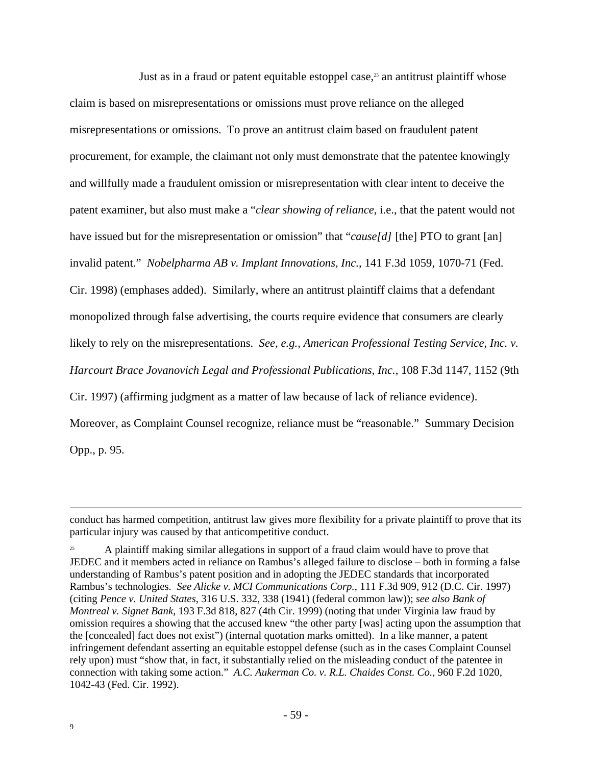Just as in a fraud or patent equitable estoppel case,[25] an antitrust plaintiff whose claim is based on misrepresentations or omissions must prove reliance on the alleged misrepresentations or omissions. To prove an antitrust claim based on fraudulent patent procurement, for example, the claimant not only must demonstrate that the patentee knowingly and willfully made a fraudulent omission or misrepresentation with clear intent to deceive the patent examiner, but also must make a "*clear showing of reliance*, i.e., that the patent would not have issued but for the misrepresentation or omission" that "*cause[d]* [the] PTO to grant [an] invalid patent." *Nobelpharma AB v. Implant Innovations, Inc.*, 141 F.3d 1059, 1070-71 (Fed. Cir. 1998) (emphases added). Similarly, where an antitrust plaintiff claims that a defendant monopolized through false advertising, the courts require evidence that consumers are clearly likely to rely on the misrepresentations. *See, e.g., American Professional Testing Service, Inc. v. Harcourt Brace Jovanovich Legal and Professional Publications, Inc.*, 108 F.3d 1147, 1152 (9th Cir. 1997) (affirming judgment as a matter of law because of lack of reliance evidence). Moreover, as Complaint Counsel recognize, reliance must be "reasonable." Summary Decision Opp., p. 95.

---

conduct has harmed competition, antitrust law gives more flexibility for a private plaintiff to prove that its particular injury was caused by that anticompetitive conduct.

[25] A plaintiff making similar allegations in support of a fraud claim would have to prove that JEDEC and it members acted in reliance on Rambus's alleged failure to disclose – both in forming a false understanding of Rambus's patent position and in adopting the JEDEC standards that incorporated Rambus's technologies. *See Alicke v. MCI Communications Corp.*, 111 F.3d 909, 912 (D.C. Cir. 1997) (citing *Pence v. United States*, 316 U.S. 332, 338 (1941) (federal common law)); *see also Bank of Montreal v. Signet Bank*, 193 F.3d 818, 827 (4th Cir. 1999) (noting that under Virginia law fraud by omission requires a showing that the accused knew "the other party [was] acting upon the assumption that the [concealed] fact does not exist") (internal quotation marks omitted). In a like manner, a patent infringement defendant asserting an equitable estoppel defense (such as in the cases Complaint Counsel rely upon) must "show that, in fact, it substantially relied on the misleading conduct of the patentee in connection with taking some action." *A.C. Aukerman Co. v. R.L. Chaides Const. Co.*, 960 F.2d 1020, 1042-43 (Fed. Cir. 1992).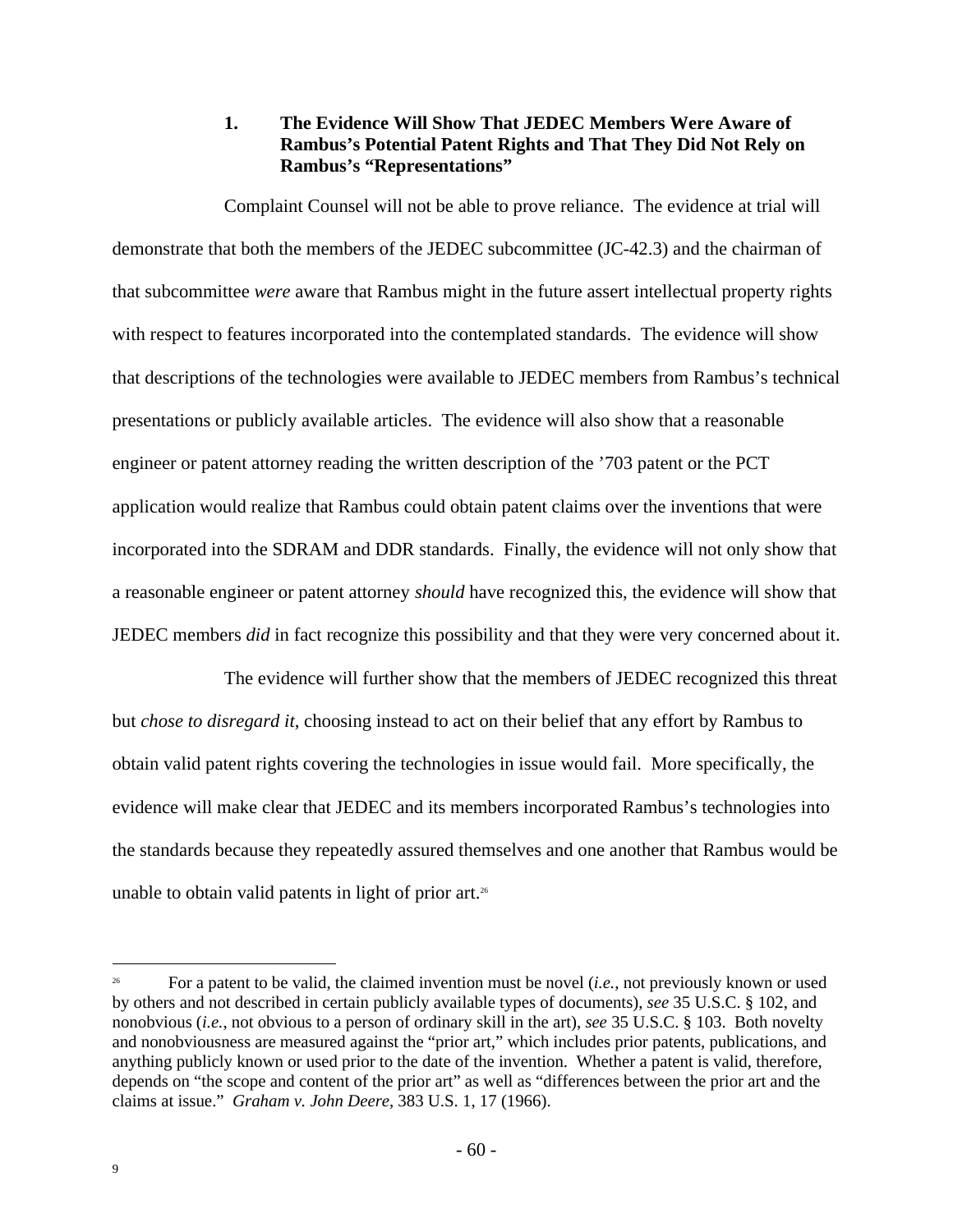### 1. The Evidence Will Show That JEDEC Members Were Aware of Rambus's Potential Patent Rights and That They Did Not Rely on Rambus's "Representations"

Complaint Counsel will not be able to prove reliance. The evidence at trial will demonstrate that both the members of the JEDEC subcommittee (JC-42.3) and the chairman of that subcommittee *were* aware that Rambus might in the future assert intellectual property rights with respect to features incorporated into the contemplated standards. The evidence will show that descriptions of the technologies were available to JEDEC members from Rambus's technical presentations or publicly available articles. The evidence will also show that a reasonable engineer or patent attorney reading the written description of the '703 patent or the PCT application would realize that Rambus could obtain patent claims over the inventions that were incorporated into the SDRAM and DDR standards. Finally, the evidence will not only show that a reasonable engineer or patent attorney *should* have recognized this, the evidence will show that JEDEC members *did* in fact recognize this possibility and that they were very concerned about it.

The evidence will further show that the members of JEDEC recognized this threat but *chose to disregard it*, choosing instead to act on their belief that any effort by Rambus to obtain valid patent rights covering the technologies in issue would fail. More specifically, the evidence will make clear that JEDEC and its members incorporated Rambus's technologies into the standards because they repeatedly assured themselves and one another that Rambus would be unable to obtain valid patents in light of prior art.[26]

---

[26] For a patent to be valid, the claimed invention must be novel (*i.e.*, not previously known or used by others and not described in certain publicly available types of documents), *see* 35 U.S.C. § 102, and nonobvious (*i.e.*, not obvious to a person of ordinary skill in the art), *see* 35 U.S.C. § 103. Both novelty and nonobviousness are measured against the "prior art," which includes prior patents, publications, and anything publicly known or used prior to the date of the invention. Whether a patent is valid, therefore, depends on "the scope and content of the prior art" as well as "differences between the prior art and the claims at issue." *Graham v. John Deere*, 383 U.S. 1, 17 (1966).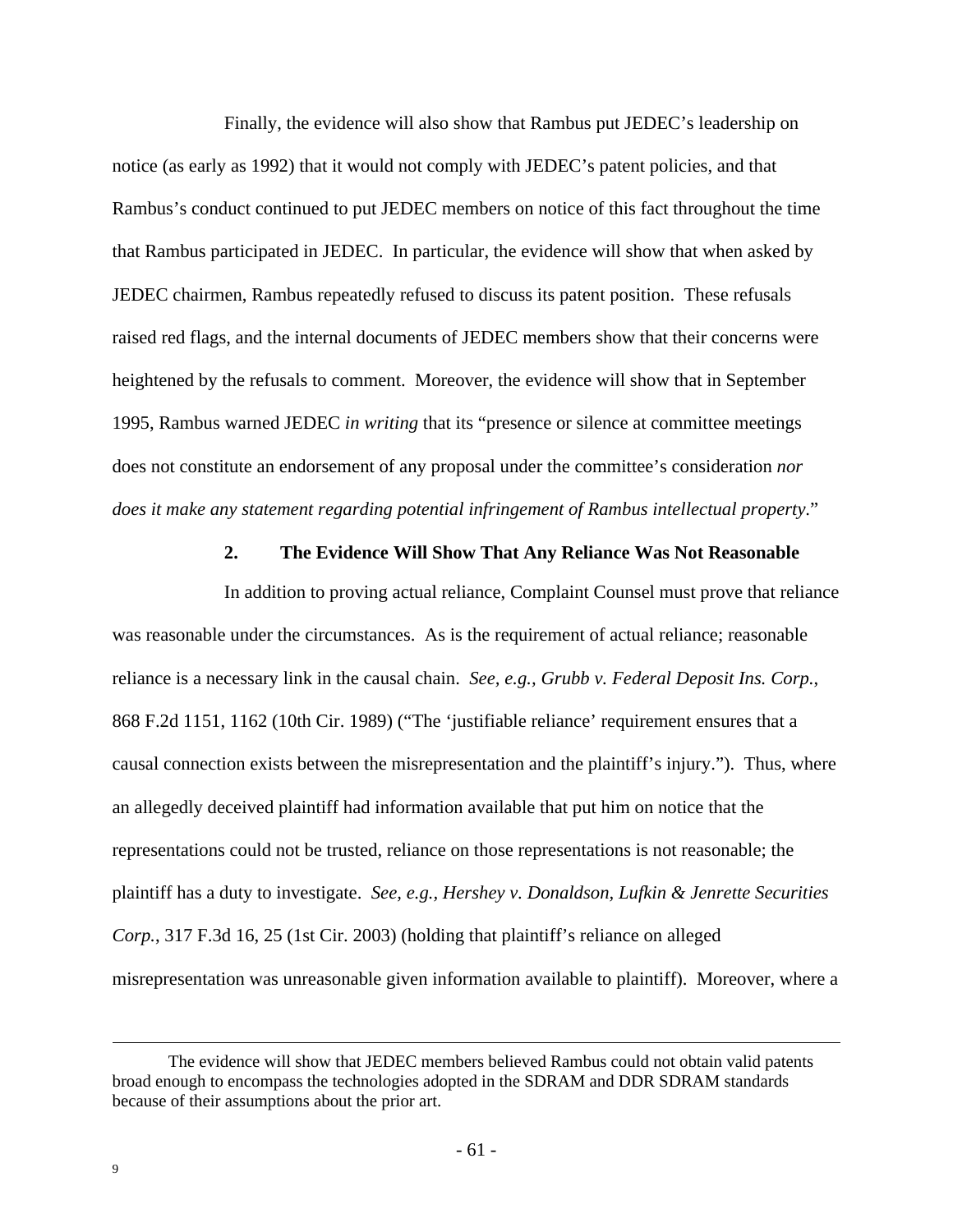Finally, the evidence will also show that Rambus put JEDEC's leadership on notice (as early as 1992) that it would not comply with JEDEC's patent policies, and that Rambus's conduct continued to put JEDEC members on notice of this fact throughout the time that Rambus participated in JEDEC. In particular, the evidence will show that when asked by JEDEC chairmen, Rambus repeatedly refused to discuss its patent position. These refusals raised red flags, and the internal documents of JEDEC members show that their concerns were heightened by the refusals to comment. Moreover, the evidence will show that in September 1995, Rambus warned JEDEC *in writing* that its "presence or silence at committee meetings does not constitute an endorsement of any proposal under the committee's consideration *nor does it make any statement regarding potential infringement of Rambus intellectual property*."

### 2. The Evidence Will Show That Any Reliance Was Not Reasonable

In addition to proving actual reliance, Complaint Counsel must prove that reliance was reasonable under the circumstances. As is the requirement of actual reliance; reasonable reliance is a necessary link in the causal chain. *See, e.g., Grubb v. Federal Deposit Ins. Corp.*, 868 F.2d 1151, 1162 (10th Cir. 1989) ("The 'justifiable reliance' requirement ensures that a causal connection exists between the misrepresentation and the plaintiff's injury."). Thus, where an allegedly deceived plaintiff had information available that put him on notice that the representations could not be trusted, reliance on those representations is not reasonable; the plaintiff has a duty to investigate. *See, e.g., Hershey v. Donaldson, Lufkin & Jenrette Securities Corp.*, 317 F.3d 16, 25 (1st Cir. 2003) (holding that plaintiff's reliance on alleged misrepresentation was unreasonable given information available to plaintiff). Moreover, where a

---

[9] The evidence will show that JEDEC members believed Rambus could not obtain valid patents broad enough to encompass the technologies adopted in the SDRAM and DDR SDRAM standards because of their assumptions about the prior art.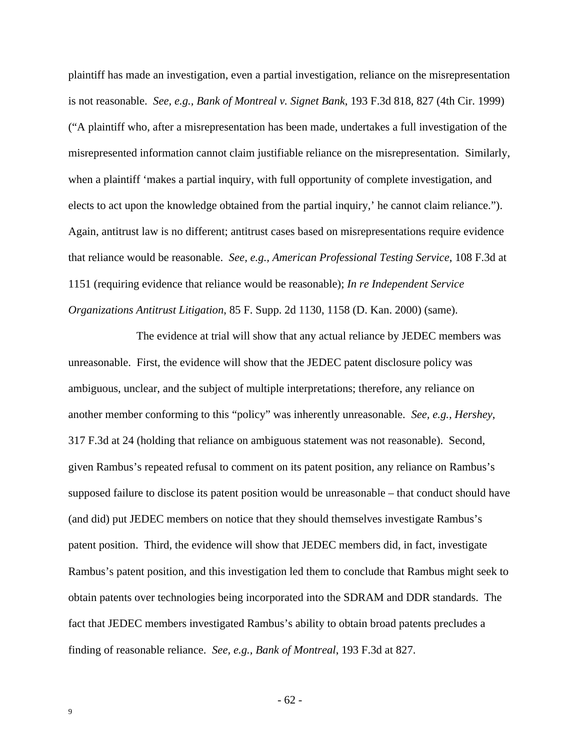plaintiff has made an investigation, even a partial investigation, reliance on the misrepresentation is not reasonable. *See, e.g., Bank of Montreal v. Signet Bank*, 193 F.3d 818, 827 (4th Cir. 1999) ("A plaintiff who, after a misrepresentation has been made, undertakes a full investigation of the misrepresented information cannot claim justifiable reliance on the misrepresentation. Similarly, when a plaintiff 'makes a partial inquiry, with full opportunity of complete investigation, and elects to act upon the knowledge obtained from the partial inquiry,' he cannot claim reliance."). Again, antitrust law is no different; antitrust cases based on misrepresentations require evidence that reliance would be reasonable. *See, e.g., American Professional Testing Service*, 108 F.3d at 1151 (requiring evidence that reliance would be reasonable); *In re Independent Service Organizations Antitrust Litigation*, 85 F. Supp. 2d 1130, 1158 (D. Kan. 2000) (same).

The evidence at trial will show that any actual reliance by JEDEC members was unreasonable. First, the evidence will show that the JEDEC patent disclosure policy was ambiguous, unclear, and the subject of multiple interpretations; therefore, any reliance on another member conforming to this "policy" was inherently unreasonable. *See, e.g., Hershey*, 317 F.3d at 24 (holding that reliance on ambiguous statement was not reasonable). Second, given Rambus's repeated refusal to comment on its patent position, any reliance on Rambus's supposed failure to disclose its patent position would be unreasonable – that conduct should have (and did) put JEDEC members on notice that they should themselves investigate Rambus's patent position. Third, the evidence will show that JEDEC members did, in fact, investigate Rambus's patent position, and this investigation led them to conclude that Rambus might seek to obtain patents over technologies being incorporated into the SDRAM and DDR standards. The fact that JEDEC members investigated Rambus's ability to obtain broad patents precludes a finding of reasonable reliance. *See, e.g., Bank of Montreal*, 193 F.3d at 827.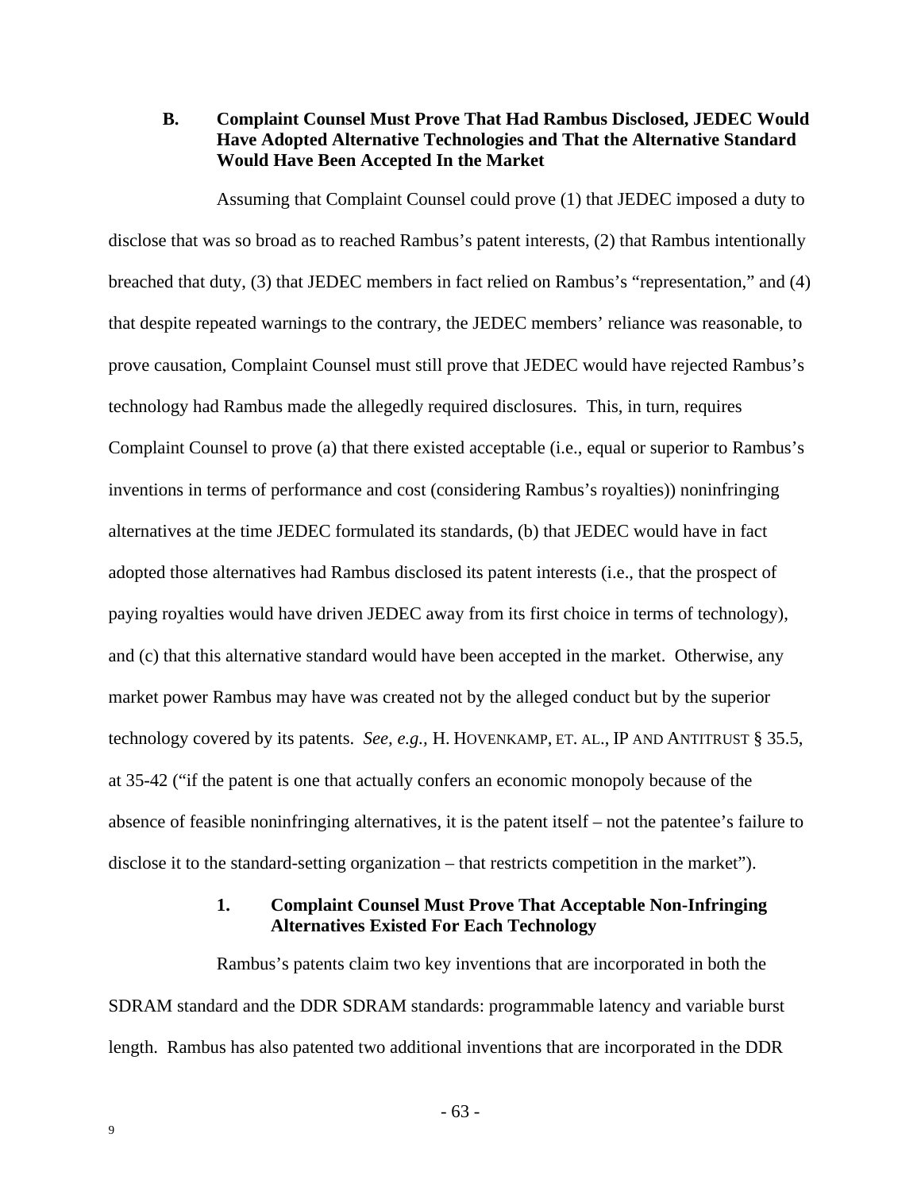### B. Complaint Counsel Must Prove That Had Rambus Disclosed, JEDEC Would Have Adopted Alternative Technologies and That the Alternative Standard Would Have Been Accepted In the Market

Assuming that Complaint Counsel could prove (1) that JEDEC imposed a duty to disclose that was so broad as to reached Rambus's patent interests, (2) that Rambus intentionally breached that duty, (3) that JEDEC members in fact relied on Rambus's "representation," and (4) that despite repeated warnings to the contrary, the JEDEC members' reliance was reasonable, to prove causation, Complaint Counsel must still prove that JEDEC would have rejected Rambus's technology had Rambus made the allegedly required disclosures. This, in turn, requires Complaint Counsel to prove (a) that there existed acceptable (i.e., equal or superior to Rambus's inventions in terms of performance and cost (considering Rambus's royalties)) noninfringing alternatives at the time JEDEC formulated its standards, (b) that JEDEC would have in fact adopted those alternatives had Rambus disclosed its patent interests (i.e., that the prospect of paying royalties would have driven JEDEC away from its first choice in terms of technology), and (c) that this alternative standard would have been accepted in the market. Otherwise, any market power Rambus may have was created not by the alleged conduct but by the superior technology covered by its patents. *See, e.g.*, H. HOVENKAMP, ET. AL., IP AND ANTITRUST § 35.5, at 35-42 ("if the patent is one that actually confers an economic monopoly because of the absence of feasible noninfringing alternatives, it is the patent itself – not the patentee's failure to disclose it to the standard-setting organization – that restricts competition in the market").

#### 1. Complaint Counsel Must Prove That Acceptable Non-Infringing Alternatives Existed For Each Technology

Rambus's patents claim two key inventions that are incorporated in both the SDRAM standard and the DDR SDRAM standards: programmable latency and variable burst length. Rambus has also patented two additional inventions that are incorporated in the DDR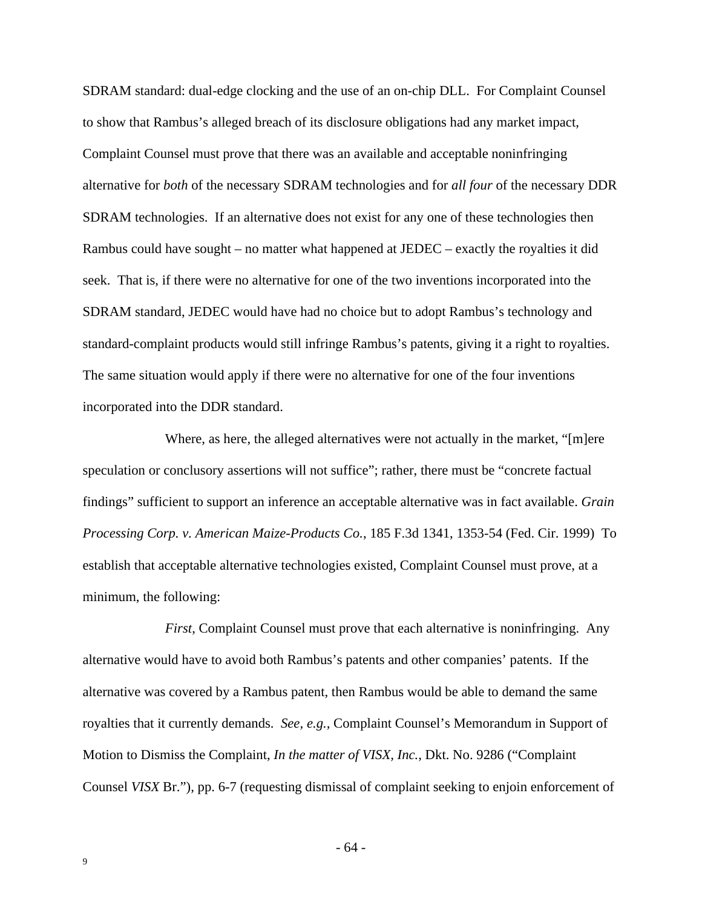SDRAM standard: dual-edge clocking and the use of an on-chip DLL. For Complaint Counsel to show that Rambus's alleged breach of its disclosure obligations had any market impact, Complaint Counsel must prove that there was an available and acceptable noninfringing alternative for *both* of the necessary SDRAM technologies and for *all four* of the necessary DDR SDRAM technologies. If an alternative does not exist for any one of these technologies then Rambus could have sought – no matter what happened at JEDEC – exactly the royalties it did seek. That is, if there were no alternative for one of the two inventions incorporated into the SDRAM standard, JEDEC would have had no choice but to adopt Rambus's technology and standard-complaint products would still infringe Rambus's patents, giving it a right to royalties. The same situation would apply if there were no alternative for one of the four inventions incorporated into the DDR standard.

Where, as here, the alleged alternatives were not actually in the market, "[m]ere speculation or conclusory assertions will not suffice"; rather, there must be "concrete factual findings" sufficient to support an inference an acceptable alternative was in fact available. *Grain Processing Corp. v. American Maize-Products Co.*, 185 F.3d 1341, 1353-54 (Fed. Cir. 1999) To establish that acceptable alternative technologies existed, Complaint Counsel must prove, at a minimum, the following:

*First*, Complaint Counsel must prove that each alternative is noninfringing. Any alternative would have to avoid both Rambus's patents and other companies' patents. If the alternative was covered by a Rambus patent, then Rambus would be able to demand the same royalties that it currently demands. *See, e.g.,* Complaint Counsel's Memorandum in Support of Motion to Dismiss the Complaint, *In the matter of VISX, Inc.*, Dkt. No. 9286 ("Complaint Counsel *VISX* Br."), pp. 6-7 (requesting dismissal of complaint seeking to enjoin enforcement of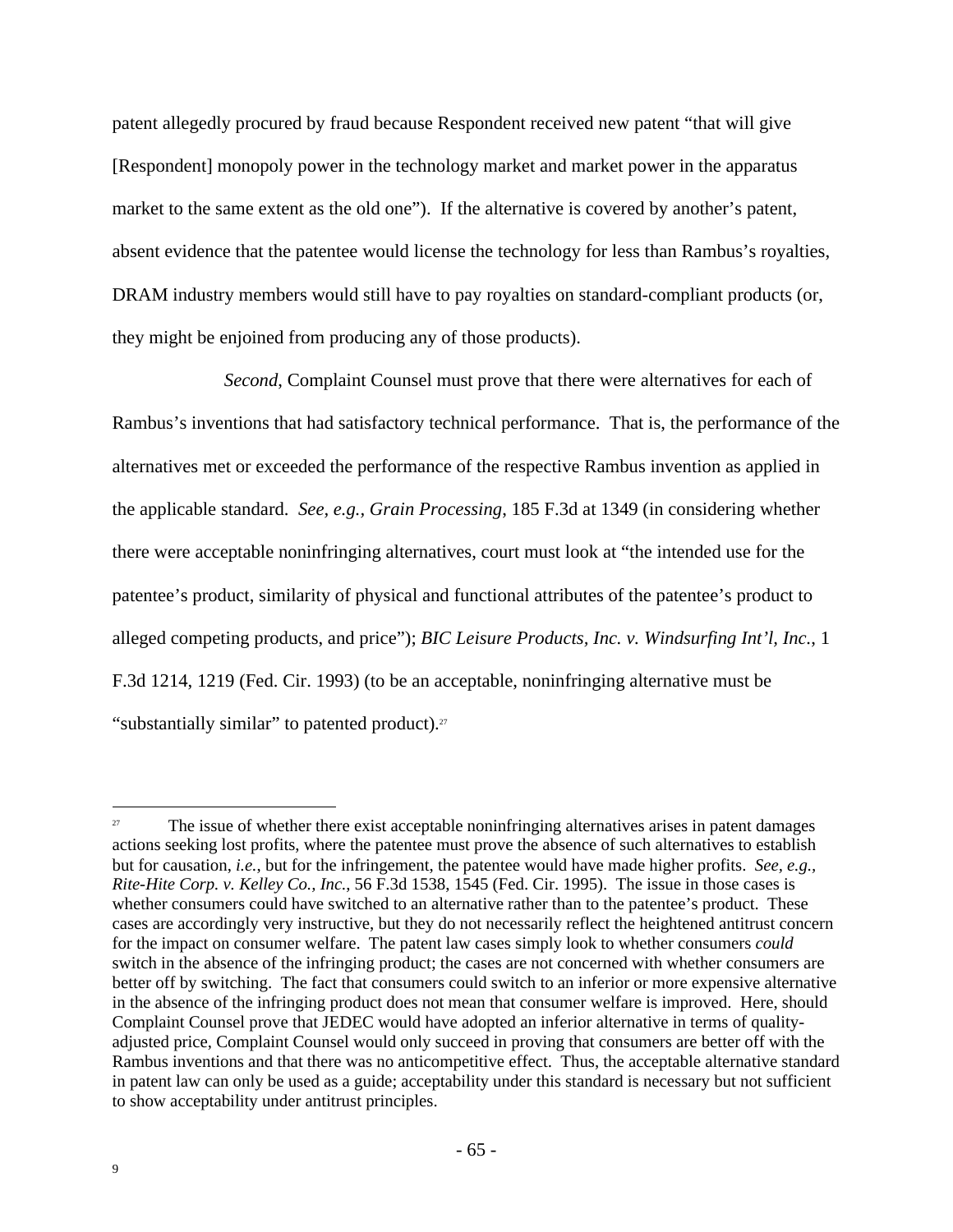patent allegedly procured by fraud because Respondent received new patent "that will give [Respondent] monopoly power in the technology market and market power in the apparatus market to the same extent as the old one"). If the alternative is covered by another's patent, absent evidence that the patentee would license the technology for less than Rambus's royalties, DRAM industry members would still have to pay royalties on standard-compliant products (or, they might be enjoined from producing any of those products).

*Second*, Complaint Counsel must prove that there were alternatives for each of Rambus's inventions that had satisfactory technical performance. That is, the performance of the alternatives met or exceeded the performance of the respective Rambus invention as applied in the applicable standard. *See, e.g., Grain Processing*, 185 F.3d at 1349 (in considering whether there were acceptable noninfringing alternatives, court must look at "the intended use for the patentee's product, similarity of physical and functional attributes of the patentee's product to alleged competing products, and price"); *BIC Leisure Products, Inc. v. Windsurfing Int'l, Inc.*, 1 F.3d 1214, 1219 (Fed. Cir. 1993) (to be an acceptable, noninfringing alternative must be "substantially similar" to patented product).[27]

---

[27] The issue of whether there exist acceptable noninfringing alternatives arises in patent damages actions seeking lost profits, where the patentee must prove the absence of such alternatives to establish but for causation, *i.e.*, but for the infringement, the patentee would have made higher profits. *See, e.g., Rite-Hite Corp. v. Kelley Co., Inc.*, 56 F.3d 1538, 1545 (Fed. Cir. 1995). The issue in those cases is whether consumers could have switched to an alternative rather than to the patentee's product. These cases are accordingly very instructive, but they do not necessarily reflect the heightened antitrust concern for the impact on consumer welfare. The patent law cases simply look to whether consumers *could* switch in the absence of the infringing product; the cases are not concerned with whether consumers are better off by switching. The fact that consumers could switch to an inferior or more expensive alternative in the absence of the infringing product does not mean that consumer welfare is improved. Here, should Complaint Counsel prove that JEDEC would have adopted an inferior alternative in terms of quality-adjusted price, Complaint Counsel would only succeed in proving that consumers are better off with the Rambus inventions and that there was no anticompetitive effect. Thus, the acceptable alternative standard in patent law can only be used as a guide; acceptability under this standard is necessary but not sufficient to show acceptability under antitrust principles.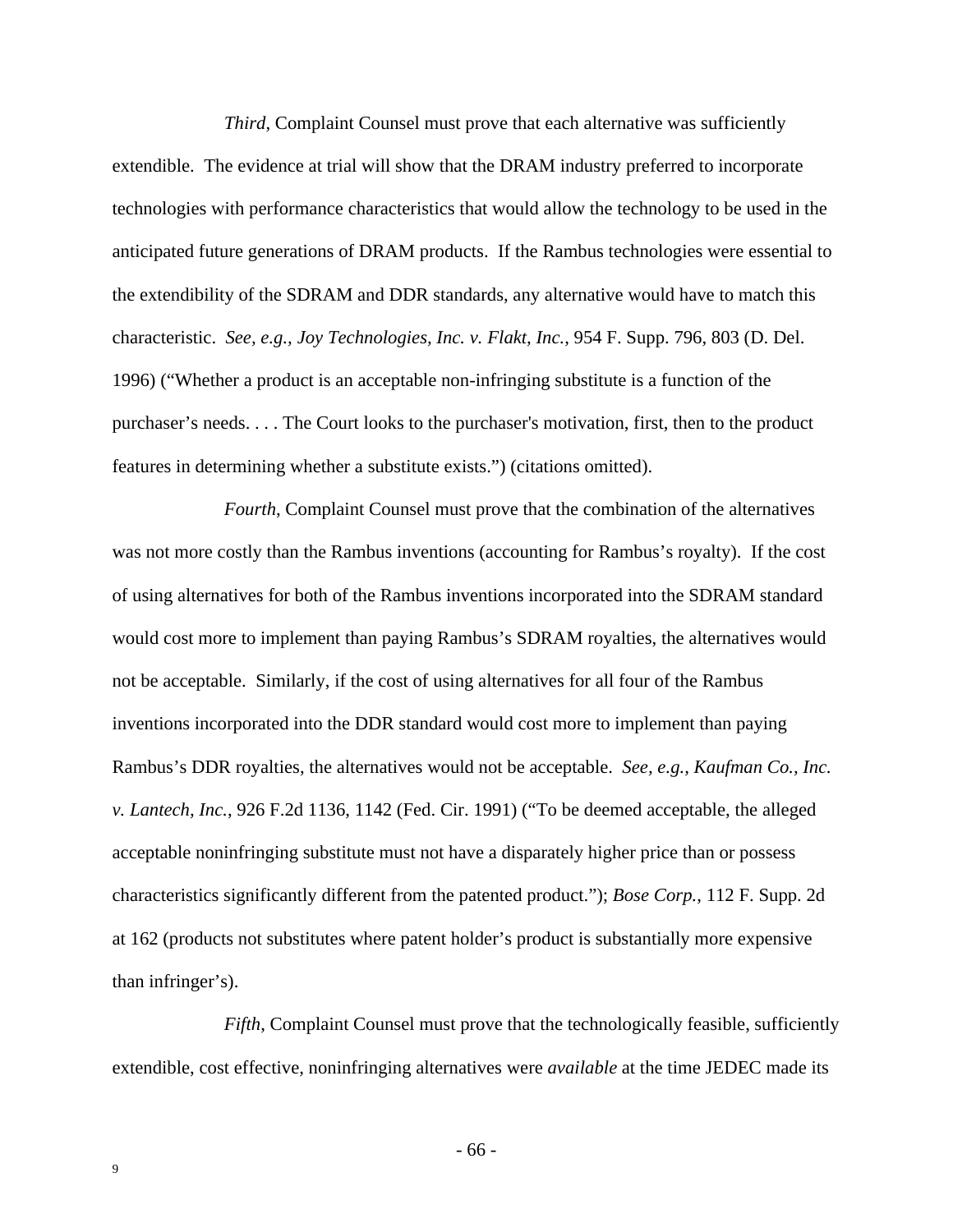*Third*, Complaint Counsel must prove that each alternative was sufficiently extendible. The evidence at trial will show that the DRAM industry preferred to incorporate technologies with performance characteristics that would allow the technology to be used in the anticipated future generations of DRAM products. If the Rambus technologies were essential to the extendibility of the SDRAM and DDR standards, any alternative would have to match this characteristic. *See, e.g.*, *Joy Technologies, Inc. v. Flakt, Inc.*, 954 F. Supp. 796, 803 (D. Del. 1996) ("Whether a product is an acceptable non-infringing substitute is a function of the purchaser's needs. . . . The Court looks to the purchaser's motivation, first, then to the product features in determining whether a substitute exists.") (citations omitted).

*Fourth*, Complaint Counsel must prove that the combination of the alternatives was not more costly than the Rambus inventions (accounting for Rambus's royalty). If the cost of using alternatives for both of the Rambus inventions incorporated into the SDRAM standard would cost more to implement than paying Rambus's SDRAM royalties, the alternatives would not be acceptable. Similarly, if the cost of using alternatives for all four of the Rambus inventions incorporated into the DDR standard would cost more to implement than paying Rambus's DDR royalties, the alternatives would not be acceptable. *See, e.g., Kaufman Co., Inc. v. Lantech, Inc.*, 926 F.2d 1136, 1142 (Fed. Cir. 1991) ("To be deemed acceptable, the alleged acceptable noninfringing substitute must not have a disparately higher price than or possess characteristics significantly different from the patented product."); *Bose Corp.*, 112 F. Supp. 2d at 162 (products not substitutes where patent holder's product is substantially more expensive than infringer's).

*Fifth*, Complaint Counsel must prove that the technologically feasible, sufficiently extendible, cost effective, noninfringing alternatives were *available* at the time JEDEC made its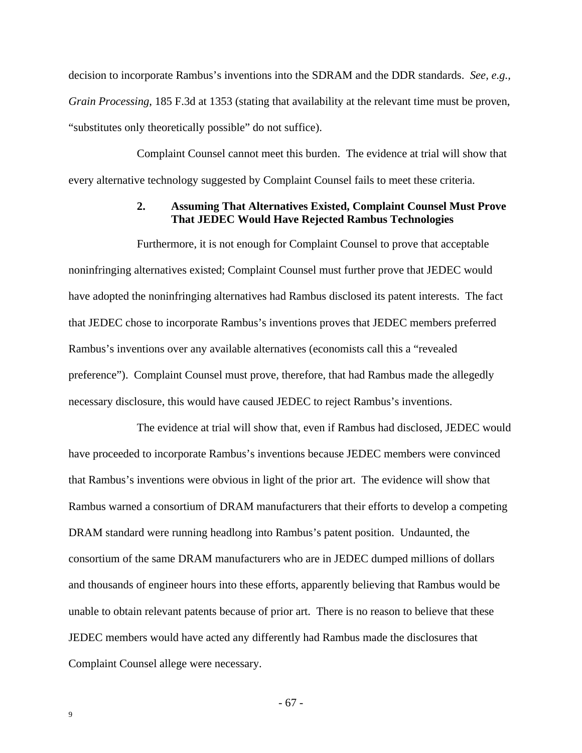decision to incorporate Rambus's inventions into the SDRAM and the DDR standards. *See, e.g.*, *Grain Processing*, 185 F.3d at 1353 (stating that availability at the relevant time must be proven, "substitutes only theoretically possible" do not suffice).

Complaint Counsel cannot meet this burden. The evidence at trial will show that every alternative technology suggested by Complaint Counsel fails to meet these criteria.

#### 2. Assuming That Alternatives Existed, Complaint Counsel Must Prove That JEDEC Would Have Rejected Rambus Technologies

Furthermore, it is not enough for Complaint Counsel to prove that acceptable noninfringing alternatives existed; Complaint Counsel must further prove that JEDEC would have adopted the noninfringing alternatives had Rambus disclosed its patent interests. The fact that JEDEC chose to incorporate Rambus's inventions proves that JEDEC members preferred Rambus's inventions over any available alternatives (economists call this a "revealed preference"). Complaint Counsel must prove, therefore, that had Rambus made the allegedly necessary disclosure, this would have caused JEDEC to reject Rambus's inventions.

The evidence at trial will show that, even if Rambus had disclosed, JEDEC would have proceeded to incorporate Rambus's inventions because JEDEC members were convinced that Rambus's inventions were obvious in light of the prior art. The evidence will show that Rambus warned a consortium of DRAM manufacturers that their efforts to develop a competing DRAM standard were running headlong into Rambus's patent position. Undaunted, the consortium of the same DRAM manufacturers who are in JEDEC dumped millions of dollars and thousands of engineer hours into these efforts, apparently believing that Rambus would be unable to obtain relevant patents because of prior art. There is no reason to believe that these JEDEC members would have acted any differently had Rambus made the disclosures that Complaint Counsel allege were necessary.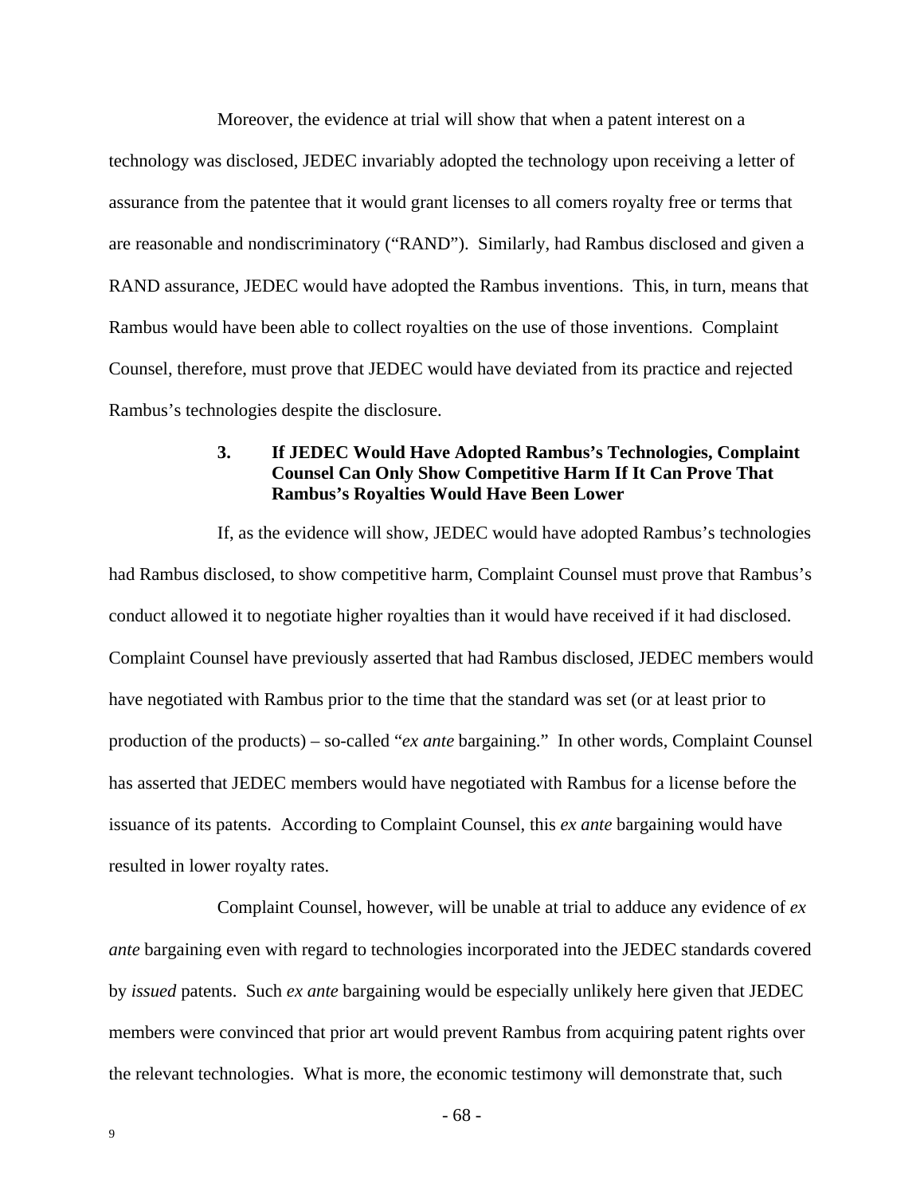Moreover, the evidence at trial will show that when a patent interest on a technology was disclosed, JEDEC invariably adopted the technology upon receiving a letter of assurance from the patentee that it would grant licenses to all comers royalty free or terms that are reasonable and nondiscriminatory ("RAND"). Similarly, had Rambus disclosed and given a RAND assurance, JEDEC would have adopted the Rambus inventions. This, in turn, means that Rambus would have been able to collect royalties on the use of those inventions. Complaint Counsel, therefore, must prove that JEDEC would have deviated from its practice and rejected Rambus's technologies despite the disclosure.

### 3. If JEDEC Would Have Adopted Rambus's Technologies, Complaint Counsel Can Only Show Competitive Harm If It Can Prove That Rambus's Royalties Would Have Been Lower

If, as the evidence will show, JEDEC would have adopted Rambus's technologies had Rambus disclosed, to show competitive harm, Complaint Counsel must prove that Rambus's conduct allowed it to negotiate higher royalties than it would have received if it had disclosed. Complaint Counsel have previously asserted that had Rambus disclosed, JEDEC members would have negotiated with Rambus prior to the time that the standard was set (or at least prior to production of the products) – so-called "*ex ante* bargaining." In other words, Complaint Counsel has asserted that JEDEC members would have negotiated with Rambus for a license before the issuance of its patents. According to Complaint Counsel, this *ex ante* bargaining would have resulted in lower royalty rates.

Complaint Counsel, however, will be unable at trial to adduce any evidence of *ex ante* bargaining even with regard to technologies incorporated into the JEDEC standards covered by *issued* patents. Such *ex ante* bargaining would be especially unlikely here given that JEDEC members were convinced that prior art would prevent Rambus from acquiring patent rights over the relevant technologies. What is more, the economic testimony will demonstrate that, such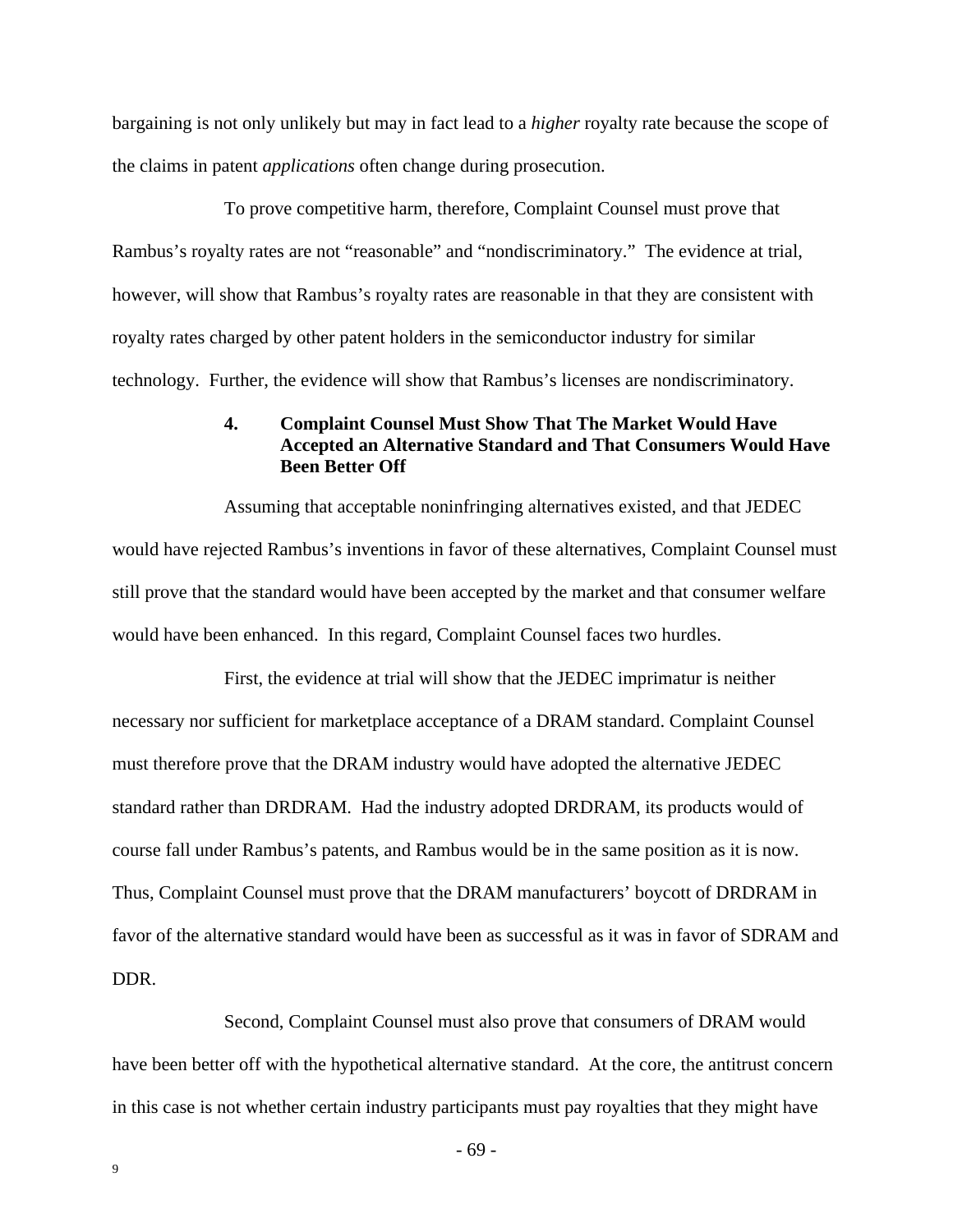bargaining is not only unlikely but may in fact lead to a *higher* royalty rate because the scope of the claims in patent *applications* often change during prosecution.

To prove competitive harm, therefore, Complaint Counsel must prove that Rambus's royalty rates are not "reasonable" and "nondiscriminatory." The evidence at trial, however, will show that Rambus's royalty rates are reasonable in that they are consistent with royalty rates charged by other patent holders in the semiconductor industry for similar technology. Further, the evidence will show that Rambus's licenses are nondiscriminatory.

#### 4. Complaint Counsel Must Show That The Market Would Have Accepted an Alternative Standard and That Consumers Would Have Been Better Off

Assuming that acceptable noninfringing alternatives existed, and that JEDEC would have rejected Rambus's inventions in favor of these alternatives, Complaint Counsel must still prove that the standard would have been accepted by the market and that consumer welfare would have been enhanced. In this regard, Complaint Counsel faces two hurdles.

First, the evidence at trial will show that the JEDEC imprimatur is neither necessary nor sufficient for marketplace acceptance of a DRAM standard. Complaint Counsel must therefore prove that the DRAM industry would have adopted the alternative JEDEC standard rather than DRDRAM. Had the industry adopted DRDRAM, its products would of course fall under Rambus's patents, and Rambus would be in the same position as it is now. Thus, Complaint Counsel must prove that the DRAM manufacturers' boycott of DRDRAM in favor of the alternative standard would have been as successful as it was in favor of SDRAM and DDR.

Second, Complaint Counsel must also prove that consumers of DRAM would have been better off with the hypothetical alternative standard. At the core, the antitrust concern in this case is not whether certain industry participants must pay royalties that they might have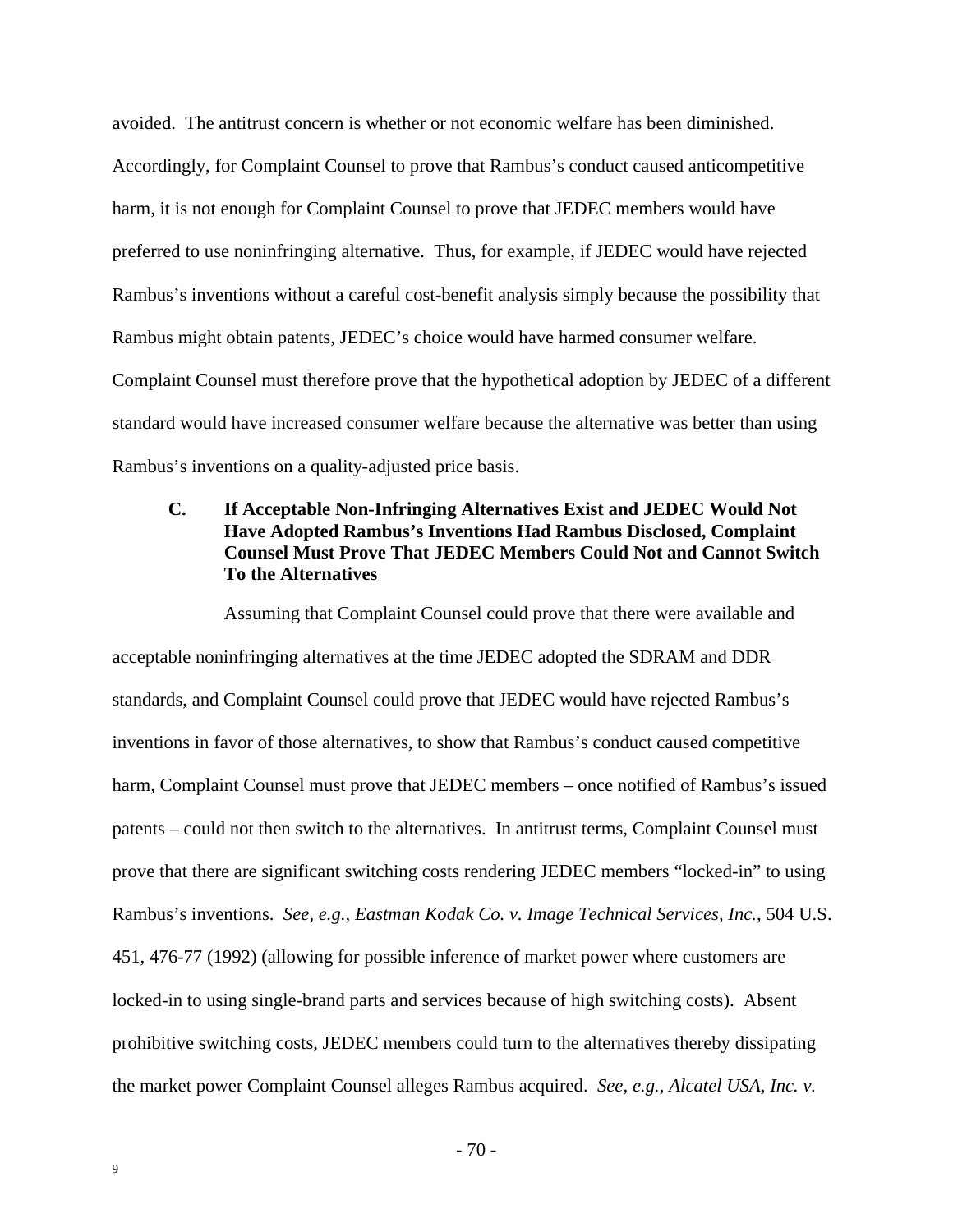avoided. The antitrust concern is whether or not economic welfare has been diminished. Accordingly, for Complaint Counsel to prove that Rambus's conduct caused anticompetitive harm, it is not enough for Complaint Counsel to prove that JEDEC members would have preferred to use noninfringing alternative. Thus, for example, if JEDEC would have rejected Rambus's inventions without a careful cost-benefit analysis simply because the possibility that Rambus might obtain patents, JEDEC's choice would have harmed consumer welfare. Complaint Counsel must therefore prove that the hypothetical adoption by JEDEC of a different standard would have increased consumer welfare because the alternative was better than using Rambus's inventions on a quality-adjusted price basis.

### C. If Acceptable Non-Infringing Alternatives Exist and JEDEC Would Not Have Adopted Rambus's Inventions Had Rambus Disclosed, Complaint Counsel Must Prove That JEDEC Members Could Not and Cannot Switch To the Alternatives

Assuming that Complaint Counsel could prove that there were available and acceptable noninfringing alternatives at the time JEDEC adopted the SDRAM and DDR standards, and Complaint Counsel could prove that JEDEC would have rejected Rambus's inventions in favor of those alternatives, to show that Rambus's conduct caused competitive harm, Complaint Counsel must prove that JEDEC members – once notified of Rambus's issued patents – could not then switch to the alternatives. In antitrust terms, Complaint Counsel must prove that there are significant switching costs rendering JEDEC members "locked-in" to using Rambus's inventions. *See, e.g., Eastman Kodak Co. v. Image Technical Services, Inc.*, 504 U.S. 451, 476-77 (1992) (allowing for possible inference of market power where customers are locked-in to using single-brand parts and services because of high switching costs). Absent prohibitive switching costs, JEDEC members could turn to the alternatives thereby dissipating the market power Complaint Counsel alleges Rambus acquired. *See, e.g., Alcatel USA, Inc. v.*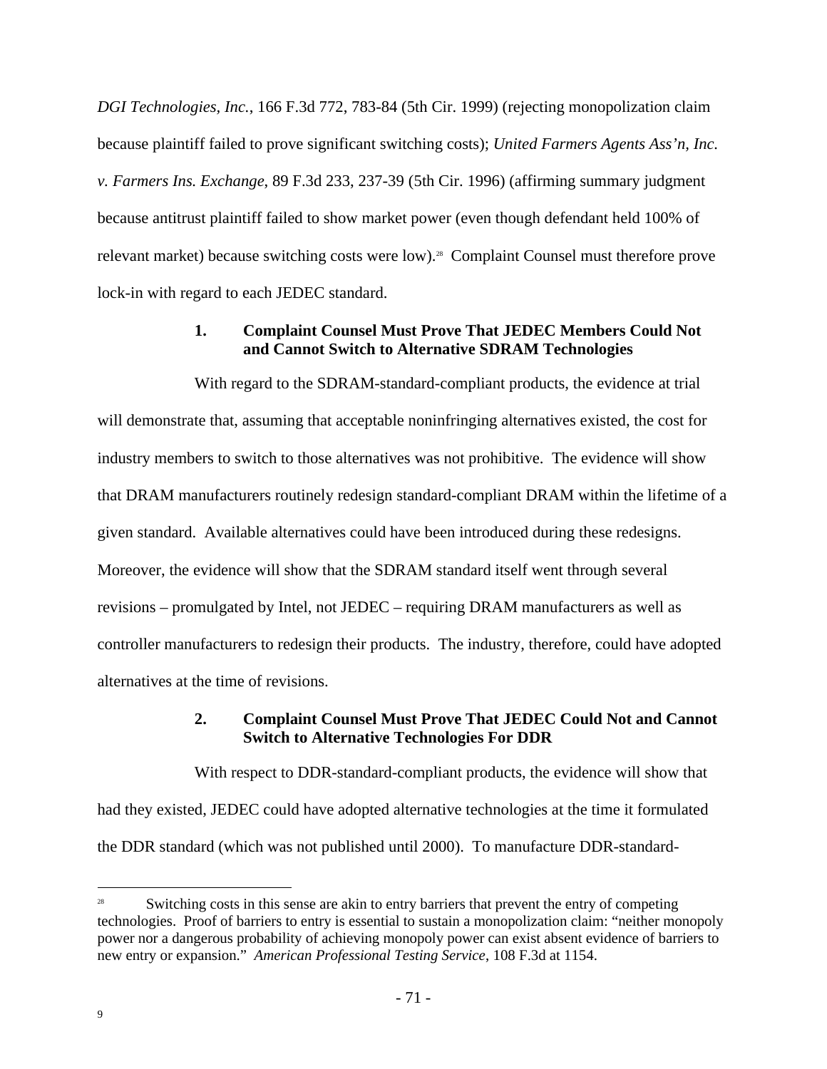*DGI Technologies, Inc.*, 166 F.3d 772, 783-84 (5th Cir. 1999) (rejecting monopolization claim because plaintiff failed to prove significant switching costs); *United Farmers Agents Ass'n, Inc. v. Farmers Ins. Exchange*, 89 F.3d 233, 237-39 (5th Cir. 1996) (affirming summary judgment because antitrust plaintiff failed to show market power (even though defendant held 100% of relevant market) because switching costs were low).[28] Complaint Counsel must therefore prove lock-in with regard to each JEDEC standard.

### 1. Complaint Counsel Must Prove That JEDEC Members Could Not and Cannot Switch to Alternative SDRAM Technologies

With regard to the SDRAM-standard-compliant products, the evidence at trial will demonstrate that, assuming that acceptable noninfringing alternatives existed, the cost for industry members to switch to those alternatives was not prohibitive. The evidence will show that DRAM manufacturers routinely redesign standard-compliant DRAM within the lifetime of a given standard. Available alternatives could have been introduced during these redesigns. Moreover, the evidence will show that the SDRAM standard itself went through several revisions – promulgated by Intel, not JEDEC – requiring DRAM manufacturers as well as controller manufacturers to redesign their products. The industry, therefore, could have adopted alternatives at the time of revisions.

### 2. Complaint Counsel Must Prove That JEDEC Could Not and Cannot Switch to Alternative Technologies For DDR

With respect to DDR-standard-compliant products, the evidence will show that had they existed, JEDEC could have adopted alternative technologies at the time it formulated the DDR standard (which was not published until 2000). To manufacture DDR-standard-

---

[28] Switching costs in this sense are akin to entry barriers that prevent the entry of competing technologies. Proof of barriers to entry is essential to sustain a monopolization claim: "neither monopoly power nor a dangerous probability of achieving monopoly power can exist absent evidence of barriers to new entry or expansion." *American Professional Testing Service*, 108 F.3d at 1154.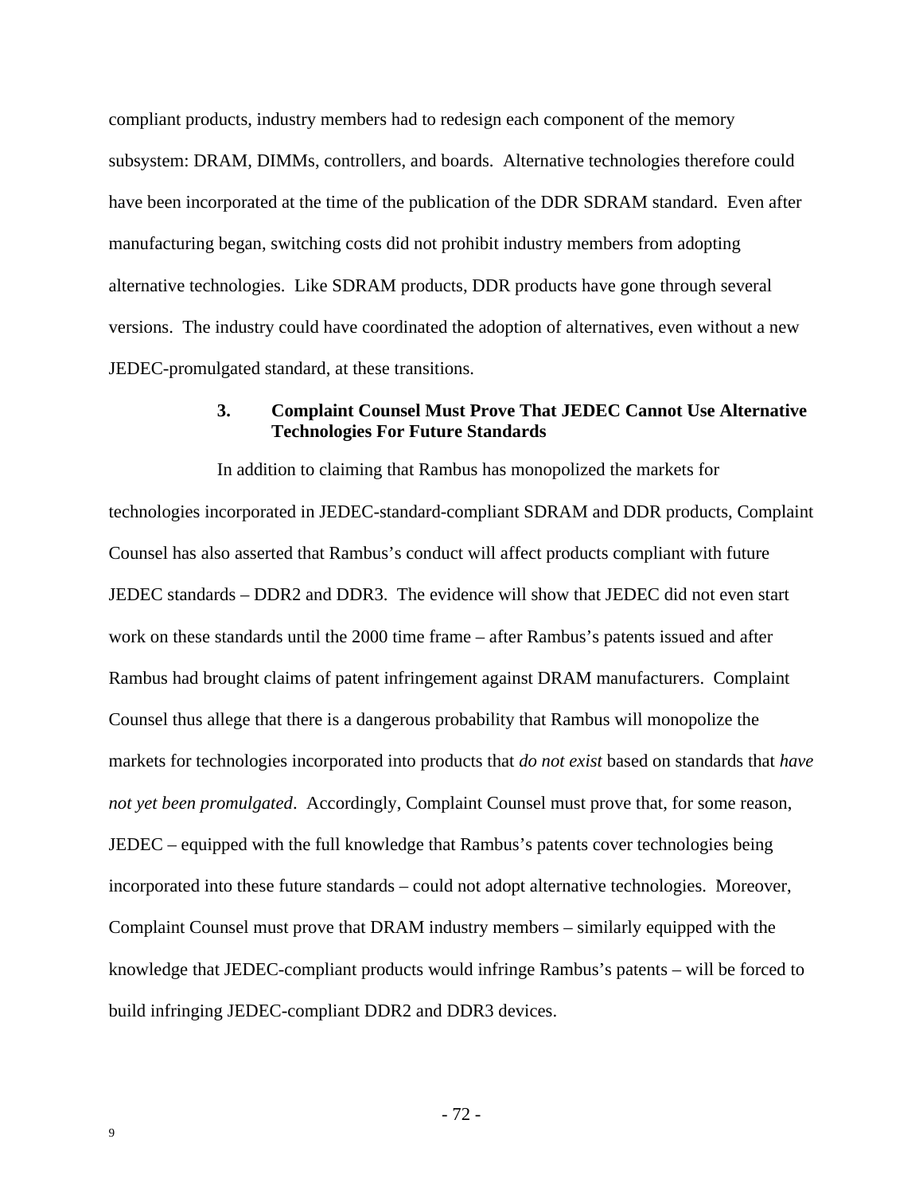compliant products, industry members had to redesign each component of the memory subsystem: DRAM, DIMMs, controllers, and boards. Alternative technologies therefore could have been incorporated at the time of the publication of the DDR SDRAM standard. Even after manufacturing began, switching costs did not prohibit industry members from adopting alternative technologies. Like SDRAM products, DDR products have gone through several versions. The industry could have coordinated the adoption of alternatives, even without a new JEDEC-promulgated standard, at these transitions.

### 3. Complaint Counsel Must Prove That JEDEC Cannot Use Alternative Technologies For Future Standards

In addition to claiming that Rambus has monopolized the markets for technologies incorporated in JEDEC-standard-compliant SDRAM and DDR products, Complaint Counsel has also asserted that Rambus's conduct will affect products compliant with future JEDEC standards – DDR2 and DDR3. The evidence will show that JEDEC did not even start work on these standards until the 2000 time frame – after Rambus's patents issued and after Rambus had brought claims of patent infringement against DRAM manufacturers. Complaint Counsel thus allege that there is a dangerous probability that Rambus will monopolize the markets for technologies incorporated into products that *do not exist* based on standards that *have not yet been promulgated*. Accordingly, Complaint Counsel must prove that, for some reason, JEDEC – equipped with the full knowledge that Rambus's patents cover technologies being incorporated into these future standards – could not adopt alternative technologies. Moreover, Complaint Counsel must prove that DRAM industry members – similarly equipped with the knowledge that JEDEC-compliant products would infringe Rambus's patents – will be forced to build infringing JEDEC-compliant DDR2 and DDR3 devices.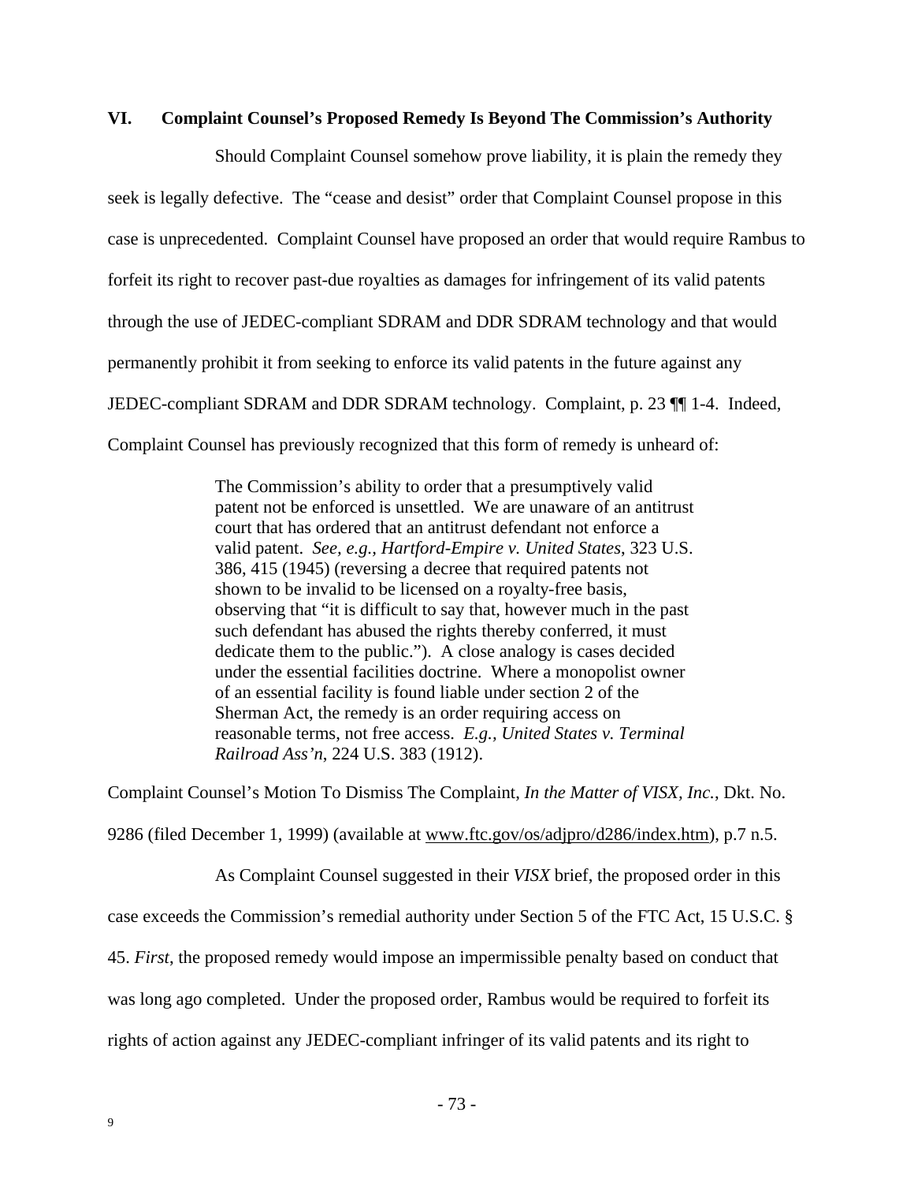## VI. Complaint Counsel's Proposed Remedy Is Beyond The Commission's Authority

Should Complaint Counsel somehow prove liability, it is plain the remedy they seek is legally defective. The "cease and desist" order that Complaint Counsel propose in this case is unprecedented. Complaint Counsel have proposed an order that would require Rambus to forfeit its right to recover past-due royalties as damages for infringement of its valid patents through the use of JEDEC-compliant SDRAM and DDR SDRAM technology and that would permanently prohibit it from seeking to enforce its valid patents in the future against any JEDEC-compliant SDRAM and DDR SDRAM technology. Complaint, p. 23 ¶¶ 1-4. Indeed, Complaint Counsel has previously recognized that this form of remedy is unheard of:

> The Commission's ability to order that a presumptively valid patent not be enforced is unsettled. We are unaware of an antitrust court that has ordered that an antitrust defendant not enforce a valid patent. *See, e.g., Hartford-Empire v. United States*, 323 U.S. 386, 415 (1945) (reversing a decree that required patents not shown to be invalid to be licensed on a royalty-free basis, observing that "it is difficult to say that, however much in the past such defendant has abused the rights thereby conferred, it must dedicate them to the public."). A close analogy is cases decided under the essential facilities doctrine. Where a monopolist owner of an essential facility is found liable under section 2 of the Sherman Act, the remedy is an order requiring access on reasonable terms, not free access. *E.g., United States v. Terminal Railroad Ass'n*, 224 U.S. 383 (1912).

Complaint Counsel's Motion To Dismiss The Complaint, *In the Matter of VISX, Inc.*, Dkt. No. 9286 (filed December 1, 1999) (available at www.ftc.gov/os/adjpro/d286/index.htm), p.7 n.5.

As Complaint Counsel suggested in their *VISX* brief, the proposed order in this case exceeds the Commission's remedial authority under Section 5 of the FTC Act, 15 U.S.C. § 45. *First*, the proposed remedy would impose an impermissible penalty based on conduct that was long ago completed. Under the proposed order, Rambus would be required to forfeit its rights of action against any JEDEC-compliant infringer of its valid patents and its right to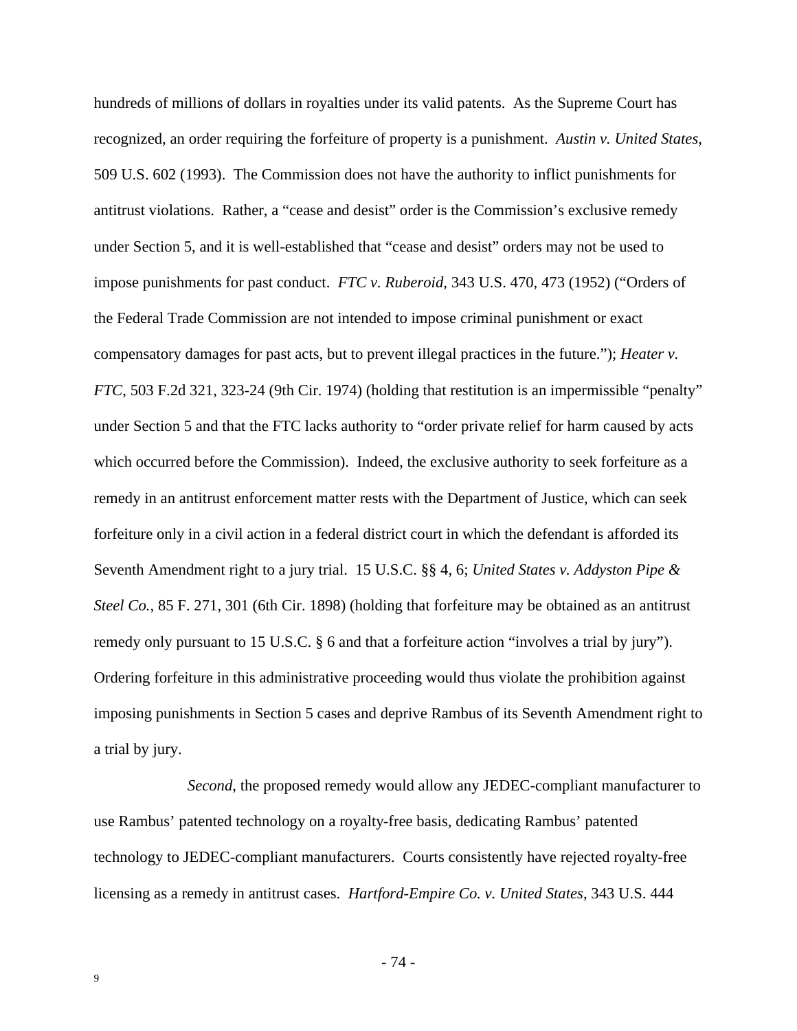hundreds of millions of dollars in royalties under its valid patents. As the Supreme Court has recognized, an order requiring the forfeiture of property is a punishment. *Austin v. United States*, 509 U.S. 602 (1993). The Commission does not have the authority to inflict punishments for antitrust violations. Rather, a "cease and desist" order is the Commission's exclusive remedy under Section 5, and it is well-established that "cease and desist" orders may not be used to impose punishments for past conduct. *FTC v. Ruberoid*, 343 U.S. 470, 473 (1952) ("Orders of the Federal Trade Commission are not intended to impose criminal punishment or exact compensatory damages for past acts, but to prevent illegal practices in the future."); *Heater v. FTC*, 503 F.2d 321, 323-24 (9th Cir. 1974) (holding that restitution is an impermissible "penalty" under Section 5 and that the FTC lacks authority to "order private relief for harm caused by acts which occurred before the Commission). Indeed, the exclusive authority to seek forfeiture as a remedy in an antitrust enforcement matter rests with the Department of Justice, which can seek forfeiture only in a civil action in a federal district court in which the defendant is afforded its Seventh Amendment right to a jury trial. 15 U.S.C. §§ 4, 6; *United States v. Addyston Pipe & Steel Co.*, 85 F. 271, 301 (6th Cir. 1898) (holding that forfeiture may be obtained as an antitrust remedy only pursuant to 15 U.S.C. § 6 and that a forfeiture action "involves a trial by jury"). Ordering forfeiture in this administrative proceeding would thus violate the prohibition against imposing punishments in Section 5 cases and deprive Rambus of its Seventh Amendment right to a trial by jury.

*Second*, the proposed remedy would allow any JEDEC-compliant manufacturer to use Rambus' patented technology on a royalty-free basis, dedicating Rambus' patented technology to JEDEC-compliant manufacturers. Courts consistently have rejected royalty-free licensing as a remedy in antitrust cases. *Hartford-Empire Co. v. United States*, 343 U.S. 444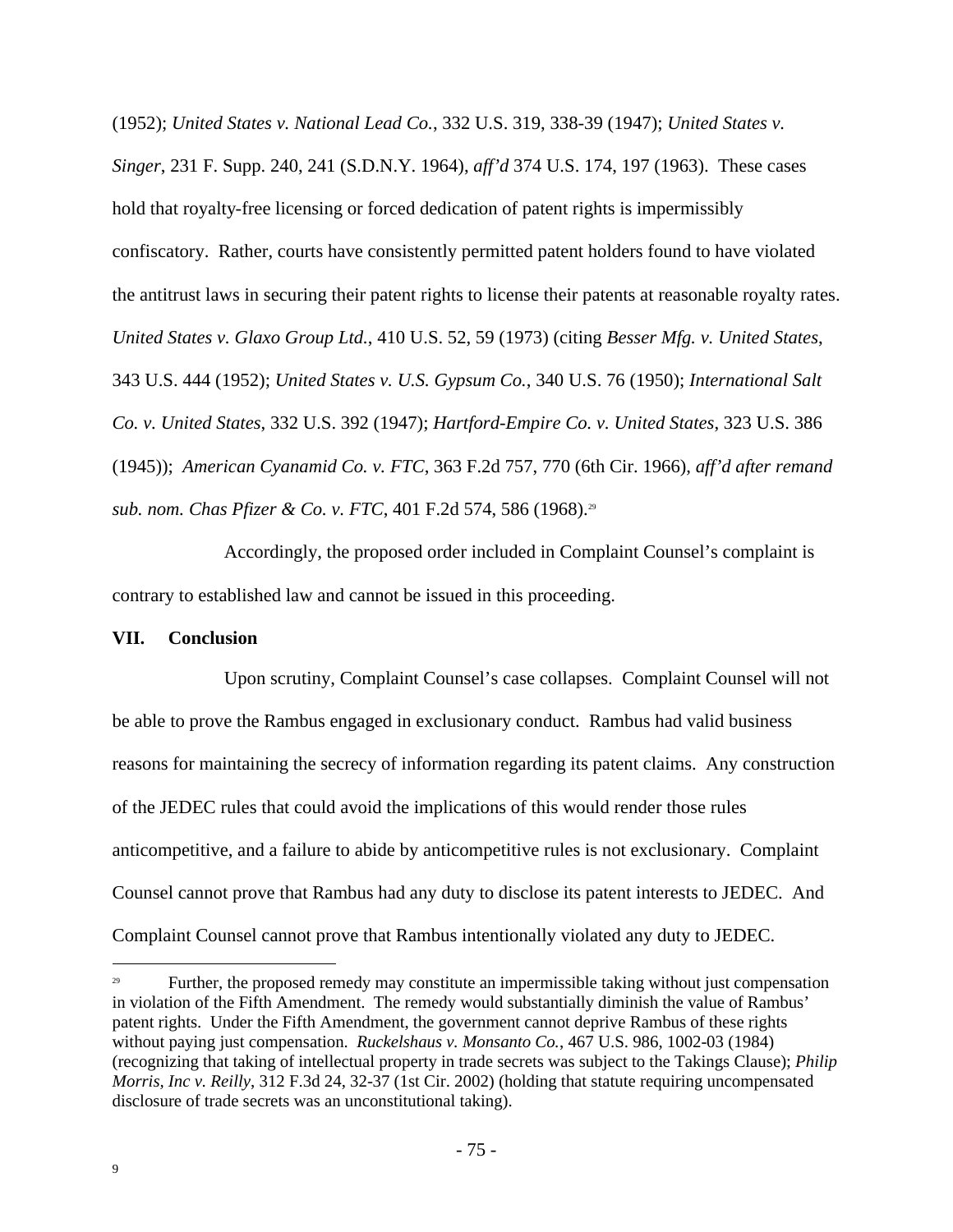(1952); *United States v. National Lead Co.*, 332 U.S. 319, 338-39 (1947); *United States v. Singer*, 231 F. Supp. 240, 241 (S.D.N.Y. 1964), *aff'd* 374 U.S. 174, 197 (1963). These cases hold that royalty-free licensing or forced dedication of patent rights is impermissibly confiscatory. Rather, courts have consistently permitted patent holders found to have violated the antitrust laws in securing their patent rights to license their patents at reasonable royalty rates. *United States v. Glaxo Group Ltd.*, 410 U.S. 52, 59 (1973) (citing *Besser Mfg. v. United States*, 343 U.S. 444 (1952); *United States v. U.S. Gypsum Co.*, 340 U.S. 76 (1950); *International Salt Co. v. United States*, 332 U.S. 392 (1947); *Hartford-Empire Co. v. United States*, 323 U.S. 386 (1945)); *American Cyanamid Co. v. FTC*, 363 F.2d 757, 770 (6th Cir. 1966), *aff'd after remand sub. nom. Chas Pfizer & Co. v. FTC*, 401 F.2d 574, 586 (1968).[29]

Accordingly, the proposed order included in Complaint Counsel's complaint is contrary to established law and cannot be issued in this proceeding.

## VII. Conclusion

Upon scrutiny, Complaint Counsel's case collapses. Complaint Counsel will not be able to prove the Rambus engaged in exclusionary conduct. Rambus had valid business reasons for maintaining the secrecy of information regarding its patent claims. Any construction of the JEDEC rules that could avoid the implications of this would render those rules anticompetitive, and a failure to abide by anticompetitive rules is not exclusionary. Complaint Counsel cannot prove that Rambus had any duty to disclose its patent interests to JEDEC. And Complaint Counsel cannot prove that Rambus intentionally violated any duty to JEDEC.

---

[29] Further, the proposed remedy may constitute an impermissible taking without just compensation in violation of the Fifth Amendment. The remedy would substantially diminish the value of Rambus' patent rights. Under the Fifth Amendment, the government cannot deprive Rambus of these rights without paying just compensation. *Ruckelshaus v. Monsanto Co.*, 467 U.S. 986, 1002-03 (1984) (recognizing that taking of intellectual property in trade secrets was subject to the Takings Clause); *Philip Morris, Inc v. Reilly*, 312 F.3d 24, 32-37 (1st Cir. 2002) (holding that statute requiring uncompensated disclosure of trade secrets was an unconstitutional taking).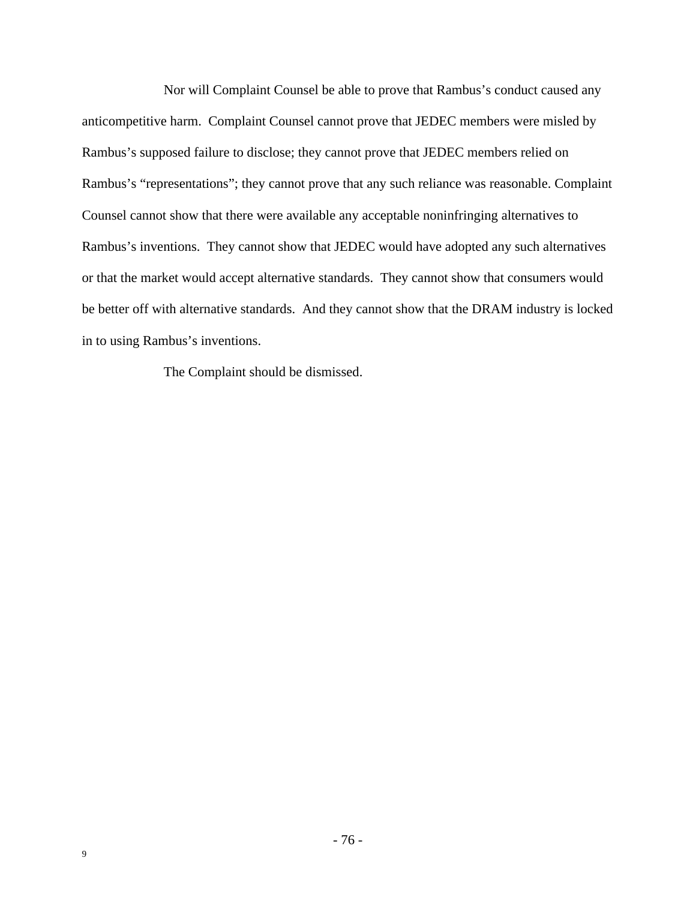Nor will Complaint Counsel be able to prove that Rambus's conduct caused any anticompetitive harm. Complaint Counsel cannot prove that JEDEC members were misled by Rambus's supposed failure to disclose; they cannot prove that JEDEC members relied on Rambus's "representations"; they cannot prove that any such reliance was reasonable. Complaint Counsel cannot show that there were available any acceptable noninfringing alternatives to Rambus's inventions. They cannot show that JEDEC would have adopted any such alternatives or that the market would accept alternative standards. They cannot show that consumers would be better off with alternative standards. And they cannot show that the DRAM industry is locked in to using Rambus's inventions.

The Complaint should be dismissed.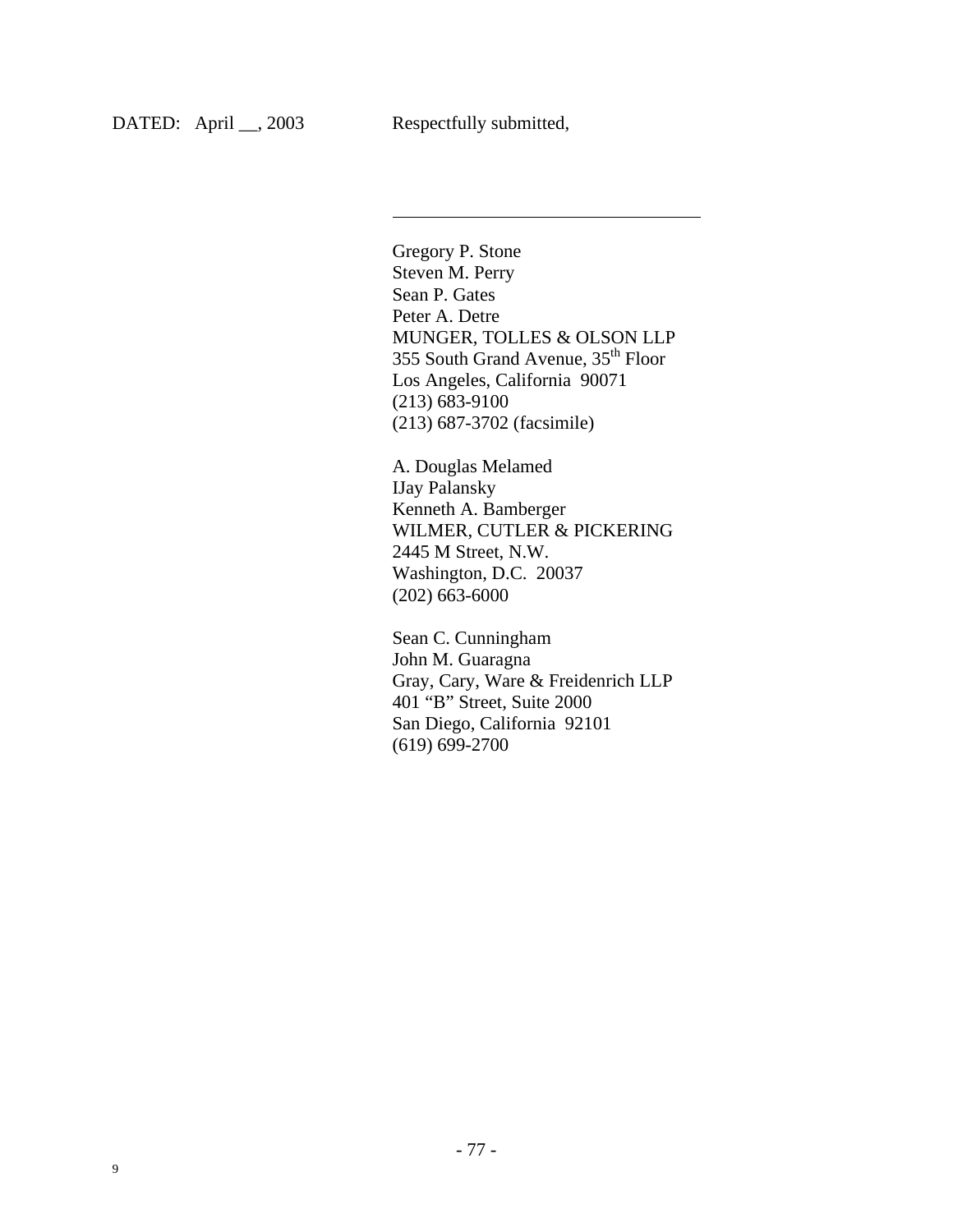DATED: April __, 2003 Respectfully submitted,

\_\_\_\_\_\_\_\_\_\_\_\_\_\_\_\_\_\_\_\_\_\_\_\_\_\_\_\_\_\_\_\_\_\_

Gregory P. Stone
Steven M. Perry
Sean P. Gates
Peter A. Detre
MUNGER, TOLLES & OLSON LLP
355 South Grand Avenue, 35th Floor
Los Angeles, California 90071
(213) 683-9100
(213) 687-3702 (facsimile)

A. Douglas Melamed
IJay Palansky
Kenneth A. Bamberger
WILMER, CUTLER & PICKERING
2445 M Street, N.W.
Washington, D.C. 20037
(202) 663-6000

Sean C. Cunningham
John M. Guaragna
Gray, Cary, Ware & Freidenrich LLP
401 "B" Street, Suite 2000
San Diego, California 92101
(619) 699-2700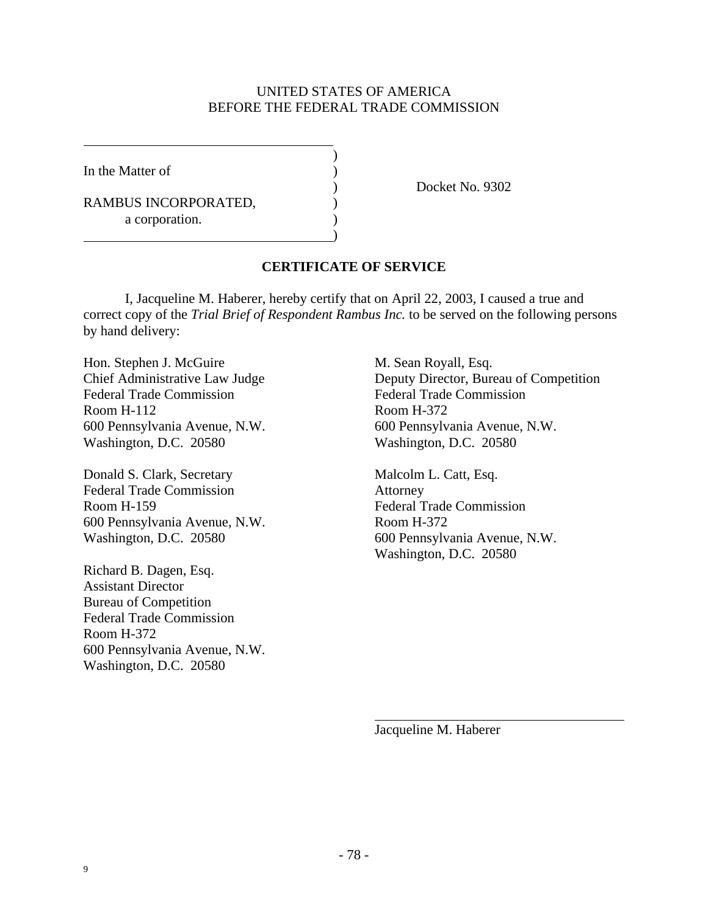UNITED STATES OF AMERICA
BEFORE THE FEDERAL TRADE COMMISSION

In the Matter of

RAMBUS INCORPORATED,
a corporation.

Docket No. 9302

## CERTIFICATE OF SERVICE

I, Jacqueline M. Haberer, hereby certify that on April 22, 2003, I caused a true and correct copy of the *Trial Brief of Respondent Rambus Inc.* to be served on the following persons by hand delivery:

Hon. Stephen J. McGuire
Chief Administrative Law Judge
Federal Trade Commission
Room H-112
600 Pennsylvania Avenue, N.W.
Washington, D.C. 20580

Donald S. Clark, Secretary
Federal Trade Commission
Room H-159
600 Pennsylvania Avenue, N.W.
Washington, D.C. 20580

Richard B. Dagen, Esq.
Assistant Director
Bureau of Competition
Federal Trade Commission
Room H-372
600 Pennsylvania Avenue, N.W.
Washington, D.C. 20580

M. Sean Royall, Esq.
Deputy Director, Bureau of Competition
Federal Trade Commission
Room H-372
600 Pennsylvania Avenue, N.W.
Washington, D.C. 20580

Malcolm L. Catt, Esq.
Attorney
Federal Trade Commission
Room H-372
600 Pennsylvania Avenue, N.W.
Washington, D.C. 20580

Jacqueline M. Haberer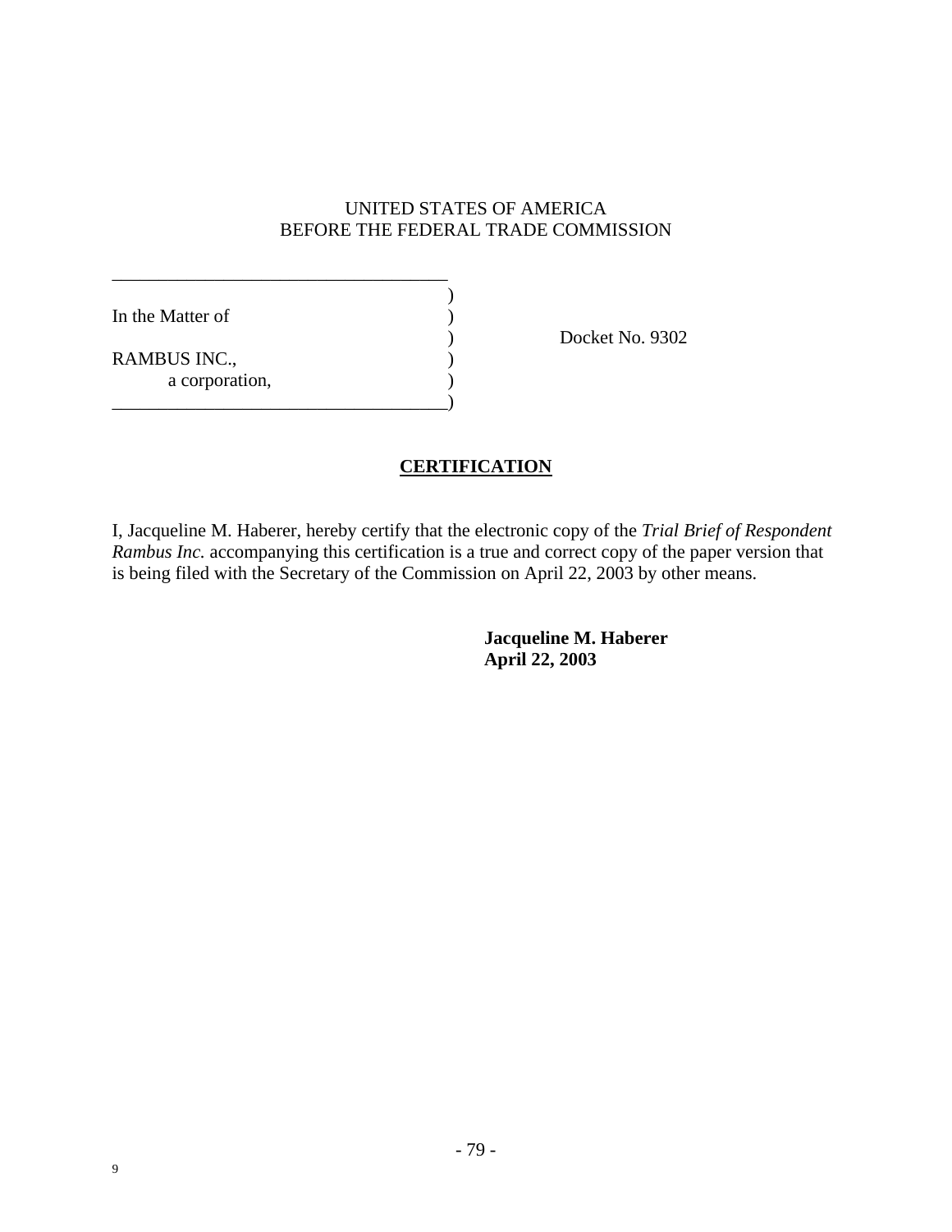UNITED STATES OF AMERICA
BEFORE THE FEDERAL TRADE COMMISSION

| | | |
|---|---|---|
| In the Matter of | ) | |
| | ) | Docket No. 9302 |
| RAMBUS INC., | ) | |
| a corporation, | ) | |

## **CERTIFICATION**

I, Jacqueline M. Haberer, hereby certify that the electronic copy of the *Trial Brief of Respondent Rambus Inc.* accompanying this certification is a true and correct copy of the paper version that is being filed with the Secretary of the Commission on April 22, 2003 by other means.

**Jacqueline M. Haberer**
**April 22, 2003**